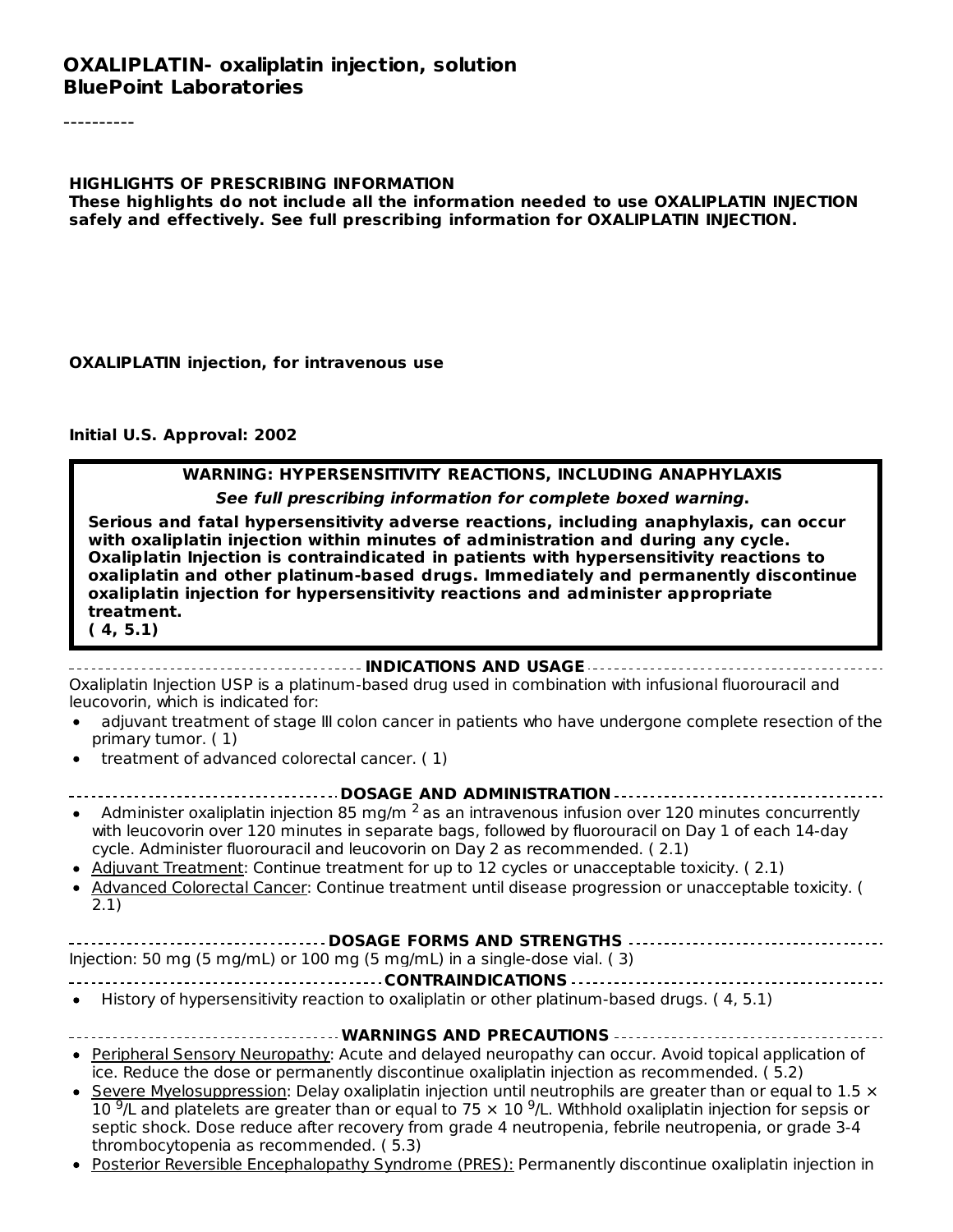# OXALIPLATIN- oxaliplatin injection, solution
## BluePoint Laboratories

----------

**HIGHLIGHTS OF PRESCRIBING INFORMATION**
**These highlights do not include all the information needed to use OXALIPLATIN INJECTION safely and effectively. See full prescribing information for OXALIPLATIN INJECTION.**

**OXALIPLATIN injection, for intravenous use**

**Initial U.S. Approval: 2002**

> **WARNING: HYPERSENSITIVITY REACTIONS, INCLUDING ANAPHYLAXIS**
>
> ***See full prescribing information for complete boxed warning.***
>
> **Serious and fatal hypersensitivity adverse reactions, including anaphylaxis, can occur with oxaliplatin injection within minutes of administration and during any cycle. Oxaliplatin Injection is contraindicated in patients with hypersensitivity reactions to oxaliplatin and other platinum-based drugs. Immediately and permanently discontinue oxaliplatin injection for hypersensitivity reactions and administer appropriate treatment.**
> **( 4, 5.1)**

**INDICATIONS AND USAGE**

Oxaliplatin Injection USP is a platinum-based drug used in combination with infusional fluorouracil and leucovorin, which is indicated for:

- adjuvant treatment of stage III colon cancer in patients who have undergone complete resection of the primary tumor. ( 1)
- treatment of advanced colorectal cancer. ( 1)

**DOSAGE AND ADMINISTRATION**

- Administer oxaliplatin injection 85 mg/m $^2$ as an intravenous infusion over 120 minutes concurrently with leucovorin over 120 minutes in separate bags, followed by fluorouracil on Day 1 of each 14-day cycle. Administer fluorouracil and leucovorin on Day 2 as recommended. ( 2.1)
- Adjuvant Treatment: Continue treatment for up to 12 cycles or unacceptable toxicity. ( 2.1)
- Advanced Colorectal Cancer: Continue treatment until disease progression or unacceptable toxicity. ( 2.1)

**DOSAGE FORMS AND STRENGTHS**

Injection: 50 mg (5 mg/mL) or 100 mg (5 mg/mL) in a single-dose vial. ( 3)

**CONTRAINDICATIONS**

- History of hypersensitivity reaction to oxaliplatin or other platinum-based drugs. ( 4, 5.1)

**WARNINGS AND PRECAUTIONS**

- Peripheral Sensory Neuropathy: Acute and delayed neuropathy can occur. Avoid topical application of ice. Reduce the dose or permanently discontinue oxaliplatin injection as recommended. ( 5.2)
- Severe Myelosuppression: Delay oxaliplatin injection until neutrophils are greater than or equal to 1.5 × 10 $^9$/L and platelets are greater than or equal to 75 × 10 $^9$/L. Withhold oxaliplatin injection for sepsis or septic shock. Dose reduce after recovery from grade 4 neutropenia, febrile neutropenia, or grade 3-4 thrombocytopenia as recommended. ( 5.3)
- Posterior Reversible Encephalopathy Syndrome (PRES): Permanently discontinue oxaliplatin injection in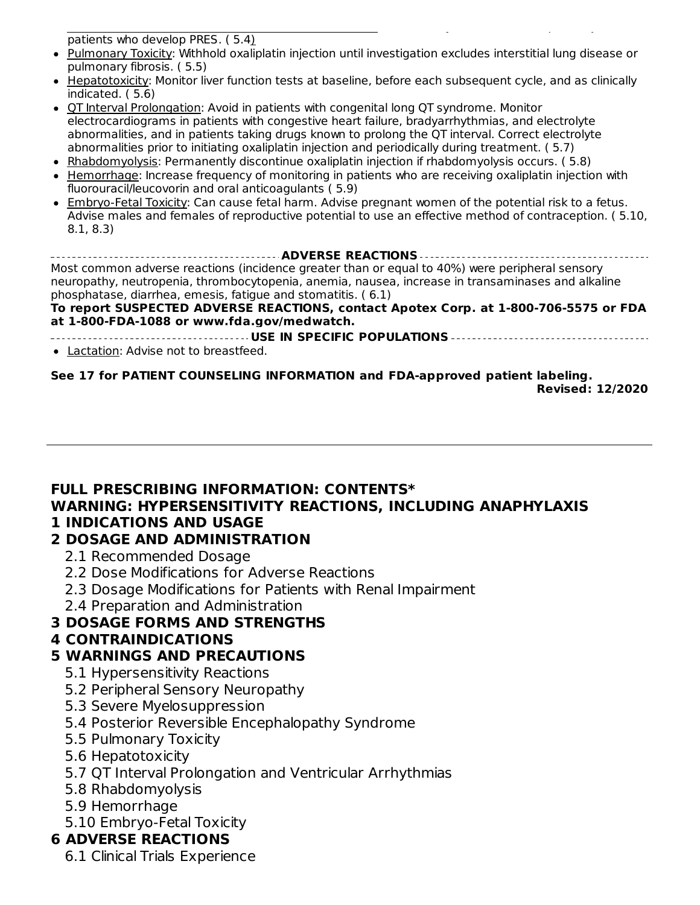patients who develop PRES. ( 5.4)

- Pulmonary Toxicity: Withhold oxaliplatin injection until investigation excludes interstitial lung disease or pulmonary fibrosis. ( 5.5)
- Hepatotoxicity: Monitor liver function tests at baseline, before each subsequent cycle, and as clinically indicated. ( 5.6)
- QT Interval Prolongation: Avoid in patients with congenital long QT syndrome. Monitor electrocardiograms in patients with congestive heart failure, bradyarrhythmias, and electrolyte abnormalities, and in patients taking drugs known to prolong the QT interval. Correct electrolyte abnormalities prior to initiating oxaliplatin injection and periodically during treatment. ( 5.7)
- Rhabdomyolysis: Permanently discontinue oxaliplatin injection if rhabdomyolysis occurs. ( 5.8)
- Hemorrhage: Increase frequency of monitoring in patients who are receiving oxaliplatin injection with fluorouracil/leucovorin and oral anticoagulants ( 5.9)
- Embryo-Fetal Toxicity: Can cause fetal harm. Advise pregnant women of the potential risk to a fetus. Advise males and females of reproductive potential to use an effective method of contraception. ( 5.10, 8.1, 8.3)

**ADVERSE REACTIONS**

Most common adverse reactions (incidence greater than or equal to 40%) were peripheral sensory neuropathy, neutropenia, thrombocytopenia, anemia, nausea, increase in transaminases and alkaline phosphatase, diarrhea, emesis, fatigue and stomatitis. ( 6.1)

**To report SUSPECTED ADVERSE REACTIONS, contact Apotex Corp. at 1-800-706-5575 or FDA at 1-800-FDA-1088 or www.fda.gov/medwatch.**

**USE IN SPECIFIC POPULATIONS**

- Lactation: Advise not to breastfeed.

**See 17 for PATIENT COUNSELING INFORMATION and FDA-approved patient labeling.**

**Revised: 12/2020**

## FULL PRESCRIBING INFORMATION: CONTENTS*

**WARNING: HYPERSENSITIVITY REACTIONS, INCLUDING ANAPHYLAXIS**

**1 INDICATIONS AND USAGE**

**2 DOSAGE AND ADMINISTRATION**

- 2.1 Recommended Dosage
- 2.2 Dose Modifications for Adverse Reactions
- 2.3 Dosage Modifications for Patients with Renal Impairment
- 2.4 Preparation and Administration

**3 DOSAGE FORMS AND STRENGTHS**

**4 CONTRAINDICATIONS**

**5 WARNINGS AND PRECAUTIONS**

- 5.1 Hypersensitivity Reactions
- 5.2 Peripheral Sensory Neuropathy
- 5.3 Severe Myelosuppression
- 5.4 Posterior Reversible Encephalopathy Syndrome
- 5.5 Pulmonary Toxicity
- 5.6 Hepatotoxicity
- 5.7 QT Interval Prolongation and Ventricular Arrhythmias
- 5.8 Rhabdomyolysis
- 5.9 Hemorrhage
- 5.10 Embryo-Fetal Toxicity

**6 ADVERSE REACTIONS**

- 6.1 Clinical Trials Experience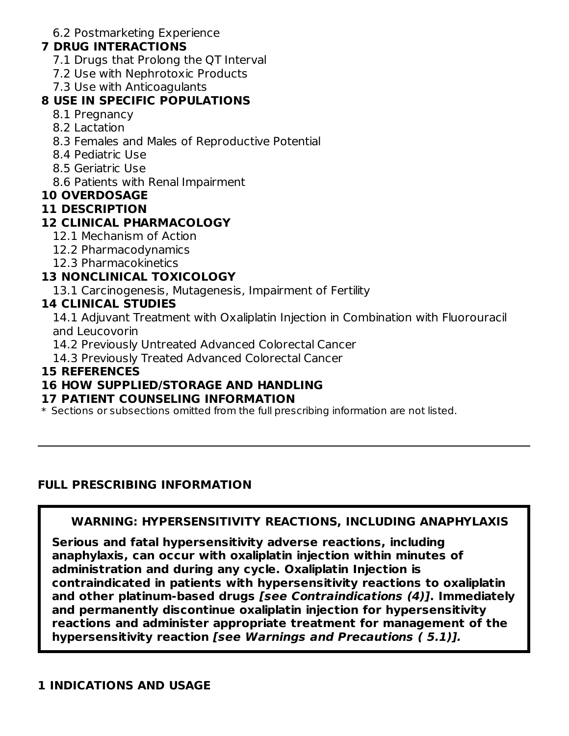6.2 Postmarketing Experience

**7 DRUG INTERACTIONS**

7.1 Drugs that Prolong the QT Interval

7.2 Use with Nephrotoxic Products

7.3 Use with Anticoagulants

**8 USE IN SPECIFIC POPULATIONS**

8.1 Pregnancy

8.2 Lactation

8.3 Females and Males of Reproductive Potential

8.4 Pediatric Use

8.5 Geriatric Use

8.6 Patients with Renal Impairment

**10 OVERDOSAGE**

**11 DESCRIPTION**

**12 CLINICAL PHARMACOLOGY**

12.1 Mechanism of Action

12.2 Pharmacodynamics

12.3 Pharmacokinetics

**13 NONCLINICAL TOXICOLOGY**

13.1 Carcinogenesis, Mutagenesis, Impairment of Fertility

**14 CLINICAL STUDIES**

14.1 Adjuvant Treatment with Oxaliplatin Injection in Combination with Fluorouracil and Leucovorin

14.2 Previously Untreated Advanced Colorectal Cancer

14.3 Previously Treated Advanced Colorectal Cancer

**15 REFERENCES**

**16 HOW SUPPLIED/STORAGE AND HANDLING**

**17 PATIENT COUNSELING INFORMATION**

* Sections or subsections omitted from the full prescribing information are not listed.

---

## FULL PRESCRIBING INFORMATION

**WARNING: HYPERSENSITIVITY REACTIONS, INCLUDING ANAPHYLAXIS**

**Serious and fatal hypersensitivity adverse reactions, including anaphylaxis, can occur with oxaliplatin injection within minutes of administration and during any cycle. Oxaliplatin Injection is contraindicated in patients with hypersensitivity reactions to oxaliplatin and other platinum-based drugs *[see Contraindications (4)]*. Immediately and permanently discontinue oxaliplatin injection for hypersensitivity reactions and administer appropriate treatment for management of the hypersensitivity reaction *[see Warnings and Precautions ( 5.1)].***

## 1 INDICATIONS AND USAGE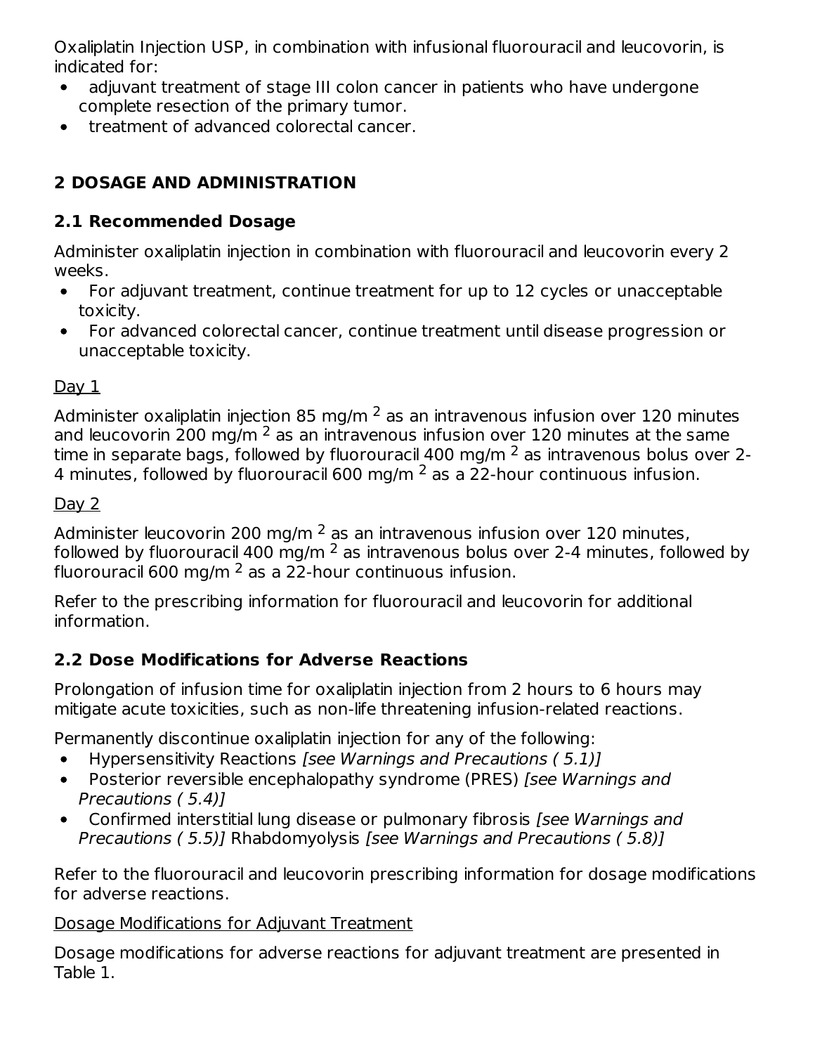Oxaliplatin Injection USP, in combination with infusional fluorouracil and leucovorin, is indicated for:

- adjuvant treatment of stage III colon cancer in patients who have undergone complete resection of the primary tumor.
- treatment of advanced colorectal cancer.

## 2 DOSAGE AND ADMINISTRATION

### 2.1 Recommended Dosage

Administer oxaliplatin injection in combination with fluorouracil and leucovorin every 2 weeks.

- For adjuvant treatment, continue treatment for up to 12 cycles or unacceptable toxicity.
- For advanced colorectal cancer, continue treatment until disease progression or unacceptable toxicity.

Day 1

Administer oxaliplatin injection 85 mg/m $^2$ as an intravenous infusion over 120 minutes and leucovorin 200 mg/m $^2$ as an intravenous infusion over 120 minutes at the same time in separate bags, followed by fluorouracil 400 mg/m $^2$ as intravenous bolus over 2-4 minutes, followed by fluorouracil 600 mg/m $^2$ as a 22-hour continuous infusion.

Day 2

Administer leucovorin 200 mg/m $^2$ as an intravenous infusion over 120 minutes, followed by fluorouracil 400 mg/m $^2$ as intravenous bolus over 2-4 minutes, followed by fluorouracil 600 mg/m $^2$ as a 22-hour continuous infusion.

Refer to the prescribing information for fluorouracil and leucovorin for additional information.

### 2.2 Dose Modifications for Adverse Reactions

Prolongation of infusion time for oxaliplatin injection from 2 hours to 6 hours may mitigate acute toxicities, such as non-life threatening infusion-related reactions.

Permanently discontinue oxaliplatin injection for any of the following:

- Hypersensitivity Reactions *[see Warnings and Precautions ( 5.1)]*
- Posterior reversible encephalopathy syndrome (PRES) *[see Warnings and Precautions ( 5.4)]*
- Confirmed interstitial lung disease or pulmonary fibrosis *[see Warnings and Precautions ( 5.5)]* Rhabdomyolysis *[see Warnings and Precautions ( 5.8)]*

Refer to the fluorouracil and leucovorin prescribing information for dosage modifications for adverse reactions.

Dosage Modifications for Adjuvant Treatment

Dosage modifications for adverse reactions for adjuvant treatment are presented in Table 1.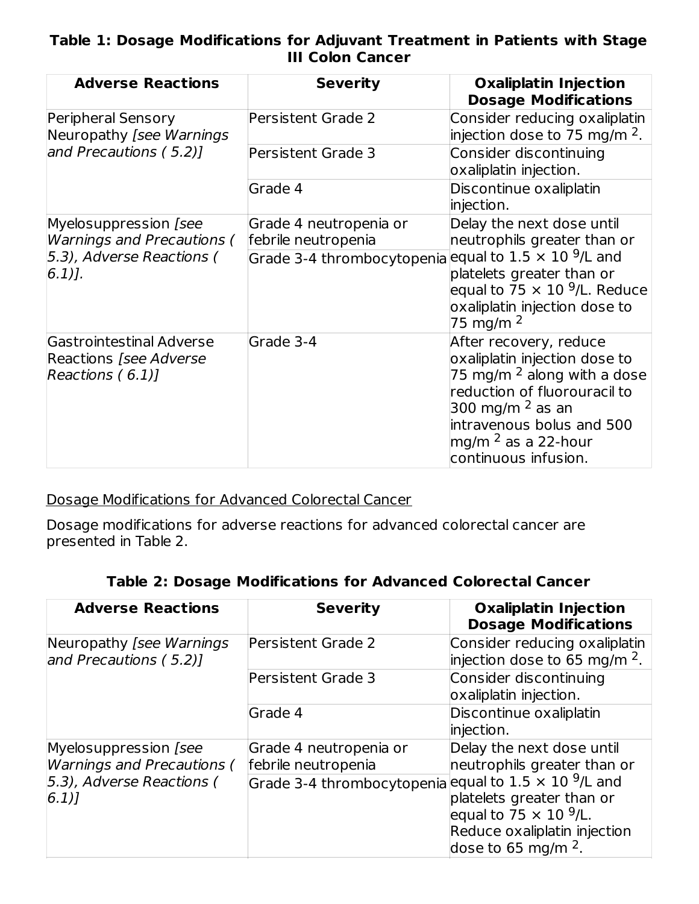**Table 1: Dosage Modifications for Adjuvant Treatment in Patients with Stage III Colon Cancer**

| Adverse Reactions | Severity | Oxaliplatin Injection Dosage Modifications |
|---|---|---|
| Peripheral Sensory Neuropathy *[see Warnings and Precautions ( 5.2)]* | Persistent Grade 2 | Consider reducing oxaliplatin injection dose to 75 mg/m $^2$. |
| | Persistent Grade 3 | Consider discontinuing oxaliplatin injection. |
| | Grade 4 | Discontinue oxaliplatin injection. |
| Myelosuppression *[see Warnings and Precautions ( 5.3), Adverse Reactions ( 6.1)].* | Grade 4 neutropenia or febrile neutropenia | Delay the next dose until neutrophils greater than or equal to 1.5 × 10 $^9$/L and platelets greater than or equal to 75 × 10 $^9$/L. Reduce oxaliplatin injection dose to 75 mg/m $^2$ |
| | Grade 3-4 thrombocytopenia | |
| Gastrointestinal Adverse Reactions *[see Adverse Reactions ( 6.1)]* | Grade 3-4 | After recovery, reduce oxaliplatin injection dose to 75 mg/m $^2$ along with a dose reduction of fluorouracil to 300 mg/m $^2$ as an intravenous bolus and 500 mg/m $^2$ as a 22-hour continuous infusion. |

Dosage Modifications for Advanced Colorectal Cancer

Dosage modifications for adverse reactions for advanced colorectal cancer are presented in Table 2.

**Table 2: Dosage Modifications for Advanced Colorectal Cancer**

| Adverse Reactions | Severity | Oxaliplatin Injection Dosage Modifications |
|---|---|---|
| Neuropathy *[see Warnings and Precautions ( 5.2)]* | Persistent Grade 2 | Consider reducing oxaliplatin injection dose to 65 mg/m $^2$. |
| | Persistent Grade 3 | Consider discontinuing oxaliplatin injection. |
| | Grade 4 | Discontinue oxaliplatin injection. |
| Myelosuppression *[see Warnings and Precautions ( 5.3), Adverse Reactions ( 6.1)]* | Grade 4 neutropenia or febrile neutropenia | Delay the next dose until neutrophils greater than or equal to 1.5 × 10 $^9$/L and platelets greater than or equal to 75 × 10 $^9$/L. Reduce oxaliplatin injection dose to 65 mg/m $^2$. |
| | Grade 3-4 thrombocytopenia | |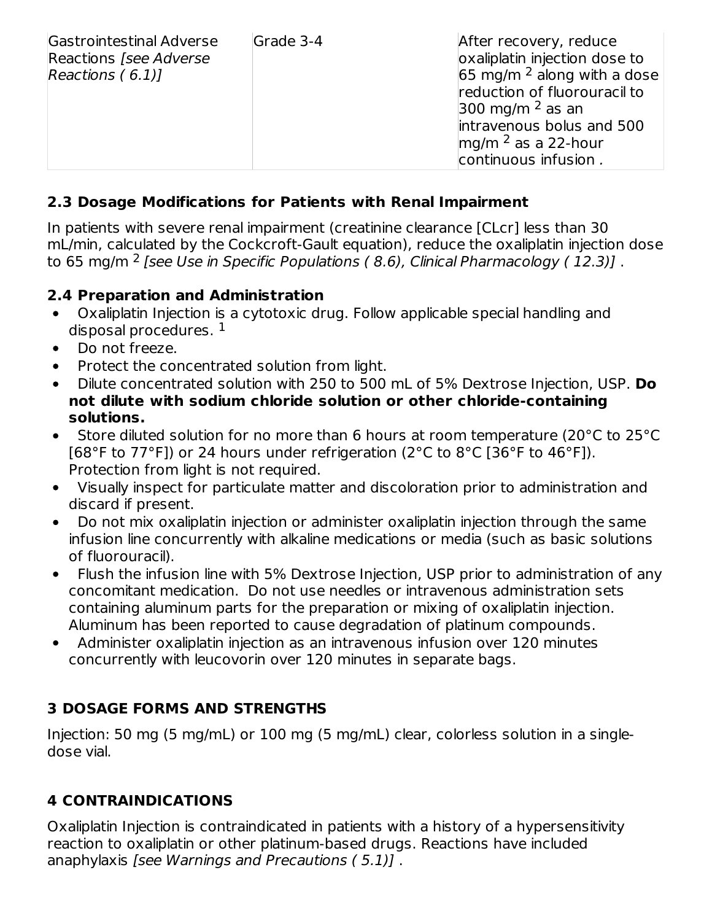| | | |
|---|---|---|
| Gastrointestinal Adverse Reactions *[see Adverse Reactions ( 6.1)]* | Grade 3-4 | After recovery, reduce oxaliplatin injection dose to 65 mg/m $^2$ along with a dose reduction of fluorouracil to 300 mg/m $^2$ as an intravenous bolus and 500 mg/m $^2$ as a 22-hour continuous infusion . |

### 2.3 Dosage Modifications for Patients with Renal Impairment

In patients with severe renal impairment (creatinine clearance [CLcr] less than 30 mL/min, calculated by the Cockcroft-Gault equation), reduce the oxaliplatin injection dose to 65 mg/m $^2$ *[see Use in Specific Populations ( 8.6), Clinical Pharmacology ( 12.3)]* .

### 2.4 Preparation and Administration

- Oxaliplatin Injection is a cytotoxic drug. Follow applicable special handling and disposal procedures. [1]
- Do not freeze.
- Protect the concentrated solution from light.
- Dilute concentrated solution with 250 to 500 mL of 5% Dextrose Injection, USP. **Do not dilute with sodium chloride solution or other chloride-containing solutions.**
- Store diluted solution for no more than 6 hours at room temperature (20°C to 25°C [68°F to 77°F]) or 24 hours under refrigeration (2°C to 8°C [36°F to 46°F]). Protection from light is not required.
- Visually inspect for particulate matter and discoloration prior to administration and discard if present.
- Do not mix oxaliplatin injection or administer oxaliplatin injection through the same infusion line concurrently with alkaline medications or media (such as basic solutions of fluorouracil).
- Flush the infusion line with 5% Dextrose Injection, USP prior to administration of any concomitant medication. Do not use needles or intravenous administration sets containing aluminum parts for the preparation or mixing of oxaliplatin injection. Aluminum has been reported to cause degradation of platinum compounds.
- Administer oxaliplatin injection as an intravenous infusion over 120 minutes concurrently with leucovorin over 120 minutes in separate bags.

## 3 DOSAGE FORMS AND STRENGTHS

Injection: 50 mg (5 mg/mL) or 100 mg (5 mg/mL) clear, colorless solution in a single-dose vial.

## 4 CONTRAINDICATIONS

Oxaliplatin Injection is contraindicated in patients with a history of a hypersensitivity reaction to oxaliplatin or other platinum-based drugs. Reactions have included anaphylaxis *[see Warnings and Precautions ( 5.1)]* .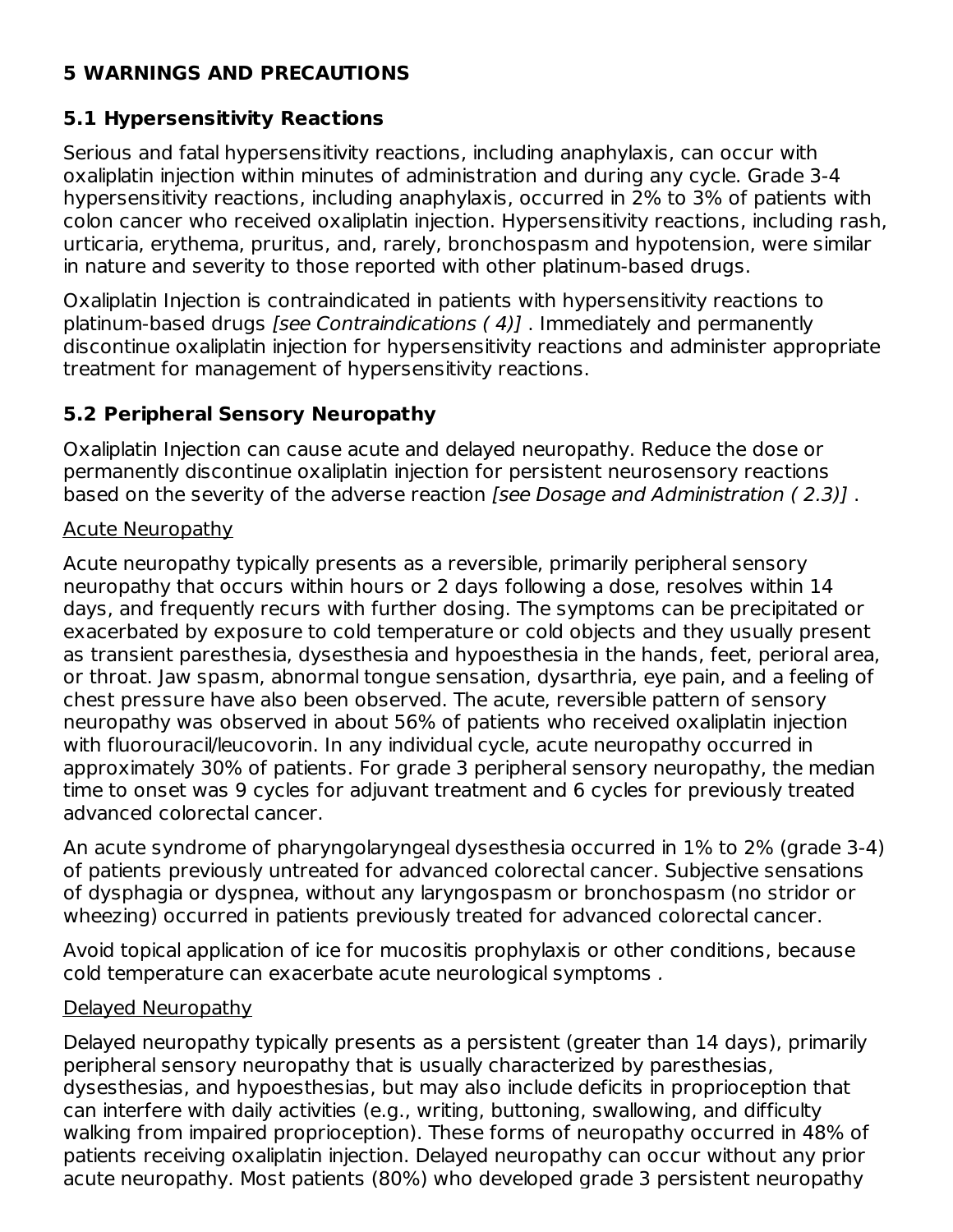## 5 WARNINGS AND PRECAUTIONS

### 5.1 Hypersensitivity Reactions

Serious and fatal hypersensitivity reactions, including anaphylaxis, can occur with oxaliplatin injection within minutes of administration and during any cycle. Grade 3-4 hypersensitivity reactions, including anaphylaxis, occurred in 2% to 3% of patients with colon cancer who received oxaliplatin injection. Hypersensitivity reactions, including rash, urticaria, erythema, pruritus, and, rarely, bronchospasm and hypotension, were similar in nature and severity to those reported with other platinum-based drugs.

Oxaliplatin Injection is contraindicated in patients with hypersensitivity reactions to platinum-based drugs *[see Contraindications ( 4)]* . Immediately and permanently discontinue oxaliplatin injection for hypersensitivity reactions and administer appropriate treatment for management of hypersensitivity reactions.

### 5.2 Peripheral Sensory Neuropathy

Oxaliplatin Injection can cause acute and delayed neuropathy. Reduce the dose or permanently discontinue oxaliplatin injection for persistent neurosensory reactions based on the severity of the adverse reaction *[see Dosage and Administration ( 2.3)]* .

<u>Acute Neuropathy</u>

Acute neuropathy typically presents as a reversible, primarily peripheral sensory neuropathy that occurs within hours or 2 days following a dose, resolves within 14 days, and frequently recurs with further dosing. The symptoms can be precipitated or exacerbated by exposure to cold temperature or cold objects and they usually present as transient paresthesia, dysesthesia and hypoesthesia in the hands, feet, perioral area, or throat. Jaw spasm, abnormal tongue sensation, dysarthria, eye pain, and a feeling of chest pressure have also been observed. The acute, reversible pattern of sensory neuropathy was observed in about 56% of patients who received oxaliplatin injection with fluorouracil/leucovorin. In any individual cycle, acute neuropathy occurred in approximately 30% of patients. For grade 3 peripheral sensory neuropathy, the median time to onset was 9 cycles for adjuvant treatment and 6 cycles for previously treated advanced colorectal cancer.

An acute syndrome of pharyngolaryngeal dysesthesia occurred in 1% to 2% (grade 3-4) of patients previously untreated for advanced colorectal cancer. Subjective sensations of dysphagia or dyspnea, without any laryngospasm or bronchospasm (no stridor or wheezing) occurred in patients previously treated for advanced colorectal cancer.

Avoid topical application of ice for mucositis prophylaxis or other conditions, because cold temperature can exacerbate acute neurological symptoms .

<u>Delayed Neuropathy</u>

Delayed neuropathy typically presents as a persistent (greater than 14 days), primarily peripheral sensory neuropathy that is usually characterized by paresthesias, dysesthesias, and hypoesthesias, but may also include deficits in proprioception that can interfere with daily activities (e.g., writing, buttoning, swallowing, and difficulty walking from impaired proprioception). These forms of neuropathy occurred in 48% of patients receiving oxaliplatin injection. Delayed neuropathy can occur without any prior acute neuropathy. Most patients (80%) who developed grade 3 persistent neuropathy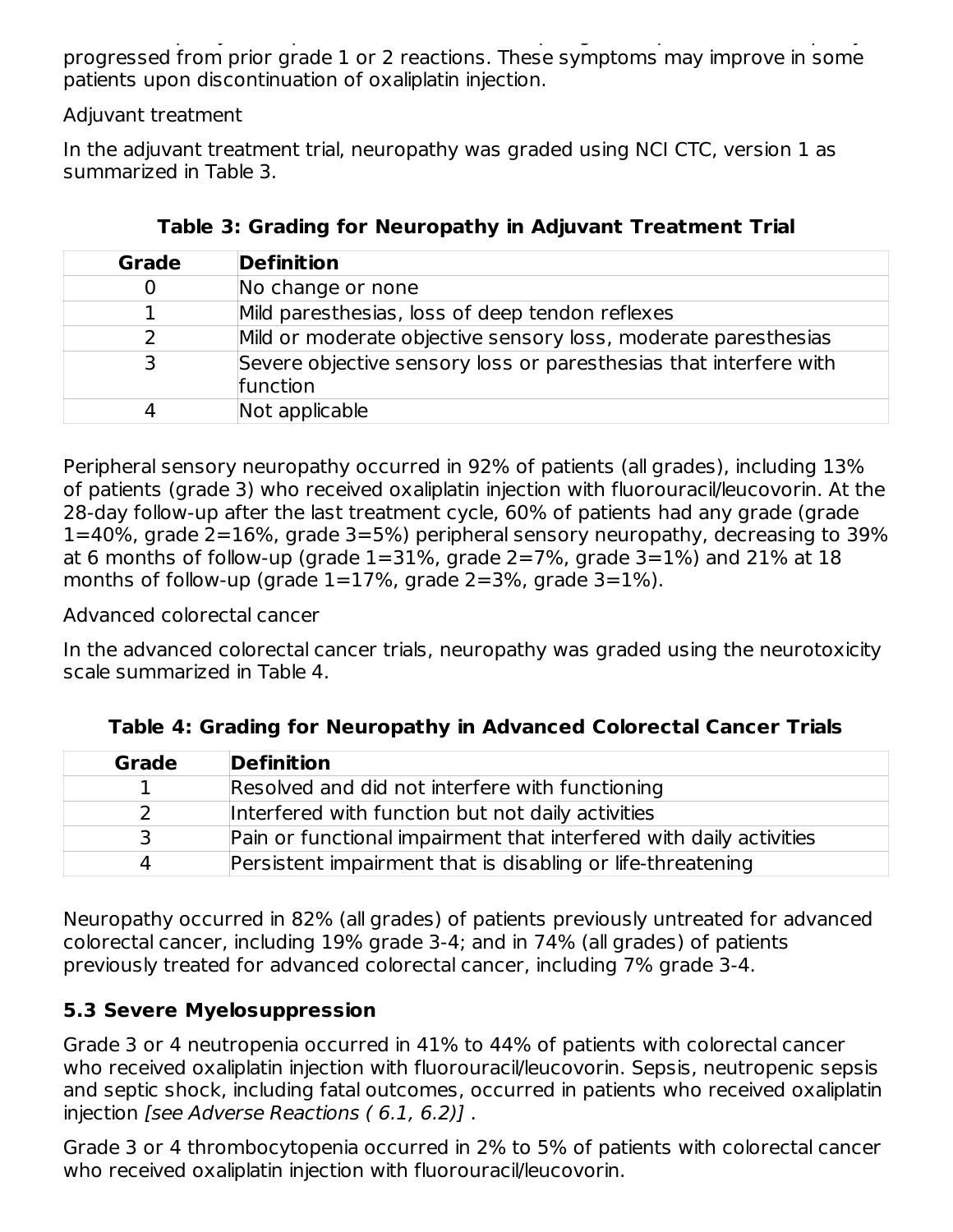progressed from prior grade 1 or 2 reactions. These symptoms may improve in some patients upon discontinuation of oxaliplatin injection.

Adjuvant treatment

In the adjuvant treatment trial, neuropathy was graded using NCI CTC, version 1 as summarized in Table 3.

**Table 3: Grading for Neuropathy in Adjuvant Treatment Trial**

| Grade | Definition |
|---|---|
| 0 | No change or none |
| 1 | Mild paresthesias, loss of deep tendon reflexes |
| 2 | Mild or moderate objective sensory loss, moderate paresthesias |
| 3 | Severe objective sensory loss or paresthesias that interfere with function |
| 4 | Not applicable |

Peripheral sensory neuropathy occurred in 92% of patients (all grades), including 13% of patients (grade 3) who received oxaliplatin injection with fluorouracil/leucovorin. At the 28-day follow-up after the last treatment cycle, 60% of patients had any grade (grade 1=40%, grade 2=16%, grade 3=5%) peripheral sensory neuropathy, decreasing to 39% at 6 months of follow-up (grade 1=31%, grade 2=7%, grade 3=1%) and 21% at 18 months of follow-up (grade 1=17%, grade 2=3%, grade 3=1%).

Advanced colorectal cancer

In the advanced colorectal cancer trials, neuropathy was graded using the neurotoxicity scale summarized in Table 4.

**Table 4: Grading for Neuropathy in Advanced Colorectal Cancer Trials**

| Grade | Definition |
|---|---|
| 1 | Resolved and did not interfere with functioning |
| 2 | Interfered with function but not daily activities |
| 3 | Pain or functional impairment that interfered with daily activities |
| 4 | Persistent impairment that is disabling or life-threatening |

Neuropathy occurred in 82% (all grades) of patients previously untreated for advanced colorectal cancer, including 19% grade 3-4; and in 74% (all grades) of patients previously treated for advanced colorectal cancer, including 7% grade 3-4.

### 5.3 Severe Myelosuppression

Grade 3 or 4 neutropenia occurred in 41% to 44% of patients with colorectal cancer who received oxaliplatin injection with fluorouracil/leucovorin. Sepsis, neutropenic sepsis and septic shock, including fatal outcomes, occurred in patients who received oxaliplatin injection *[see Adverse Reactions ( 6.1, 6.2)]* .

Grade 3 or 4 thrombocytopenia occurred in 2% to 5% of patients with colorectal cancer who received oxaliplatin injection with fluorouracil/leucovorin.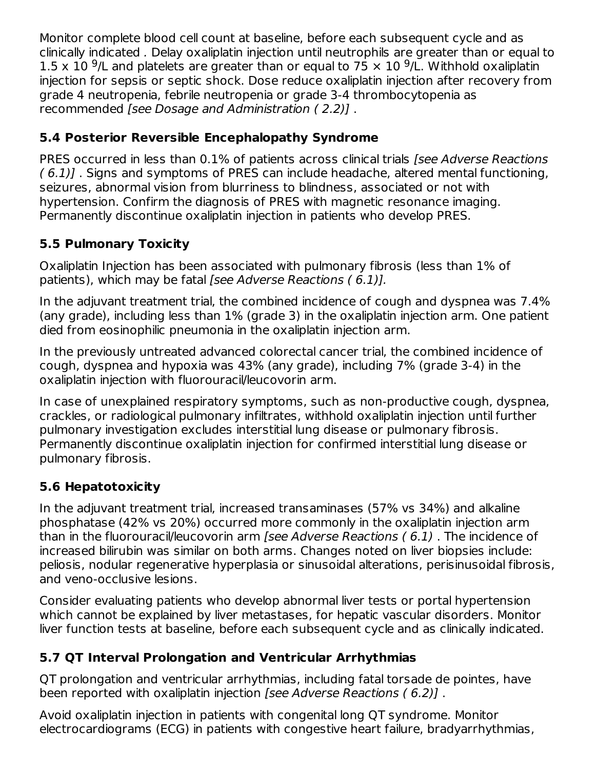Monitor complete blood cell count at baseline, before each subsequent cycle and as clinically indicated . Delay oxaliplatin injection until neutrophils are greater than or equal to $1.5 \times 10^{9}$/L and platelets are greater than or equal to $75 \times 10^{9}$/L. Withhold oxaliplatin injection for sepsis or septic shock. Dose reduce oxaliplatin injection after recovery from grade 4 neutropenia, febrile neutropenia or grade 3-4 thrombocytopenia as recommended *[see Dosage and Administration ( 2.2)]* .

### 5.4 Posterior Reversible Encephalopathy Syndrome

PRES occurred in less than 0.1% of patients across clinical trials *[see Adverse Reactions ( 6.1)]* . Signs and symptoms of PRES can include headache, altered mental functioning, seizures, abnormal vision from blurriness to blindness, associated or not with hypertension. Confirm the diagnosis of PRES with magnetic resonance imaging. Permanently discontinue oxaliplatin injection in patients who develop PRES.

### 5.5 Pulmonary Toxicity

Oxaliplatin Injection has been associated with pulmonary fibrosis (less than 1% of patients), which may be fatal *[see Adverse Reactions ( 6.1)].*

In the adjuvant treatment trial, the combined incidence of cough and dyspnea was 7.4% (any grade), including less than 1% (grade 3) in the oxaliplatin injection arm. One patient died from eosinophilic pneumonia in the oxaliplatin injection arm.

In the previously untreated advanced colorectal cancer trial, the combined incidence of cough, dyspnea and hypoxia was 43% (any grade), including 7% (grade 3-4) in the oxaliplatin injection with fluorouracil/leucovorin arm.

In case of unexplained respiratory symptoms, such as non-productive cough, dyspnea, crackles, or radiological pulmonary infiltrates, withhold oxaliplatin injection until further pulmonary investigation excludes interstitial lung disease or pulmonary fibrosis. Permanently discontinue oxaliplatin injection for confirmed interstitial lung disease or pulmonary fibrosis.

### 5.6 Hepatotoxicity

In the adjuvant treatment trial, increased transaminases (57% vs 34%) and alkaline phosphatase (42% vs 20%) occurred more commonly in the oxaliplatin injection arm than in the fluorouracil/leucovorin arm *[see Adverse Reactions ( 6.1)* . The incidence of increased bilirubin was similar on both arms. Changes noted on liver biopsies include: peliosis, nodular regenerative hyperplasia or sinusoidal alterations, perisinusoidal fibrosis, and veno-occlusive lesions.

Consider evaluating patients who develop abnormal liver tests or portal hypertension which cannot be explained by liver metastases, for hepatic vascular disorders. Monitor liver function tests at baseline, before each subsequent cycle and as clinically indicated.

### 5.7 QT Interval Prolongation and Ventricular Arrhythmias

QT prolongation and ventricular arrhythmias, including fatal torsade de pointes, have been reported with oxaliplatin injection *[see Adverse Reactions ( 6.2)]* .

Avoid oxaliplatin injection in patients with congenital long QT syndrome. Monitor electrocardiograms (ECG) in patients with congestive heart failure, bradyarrhythmias,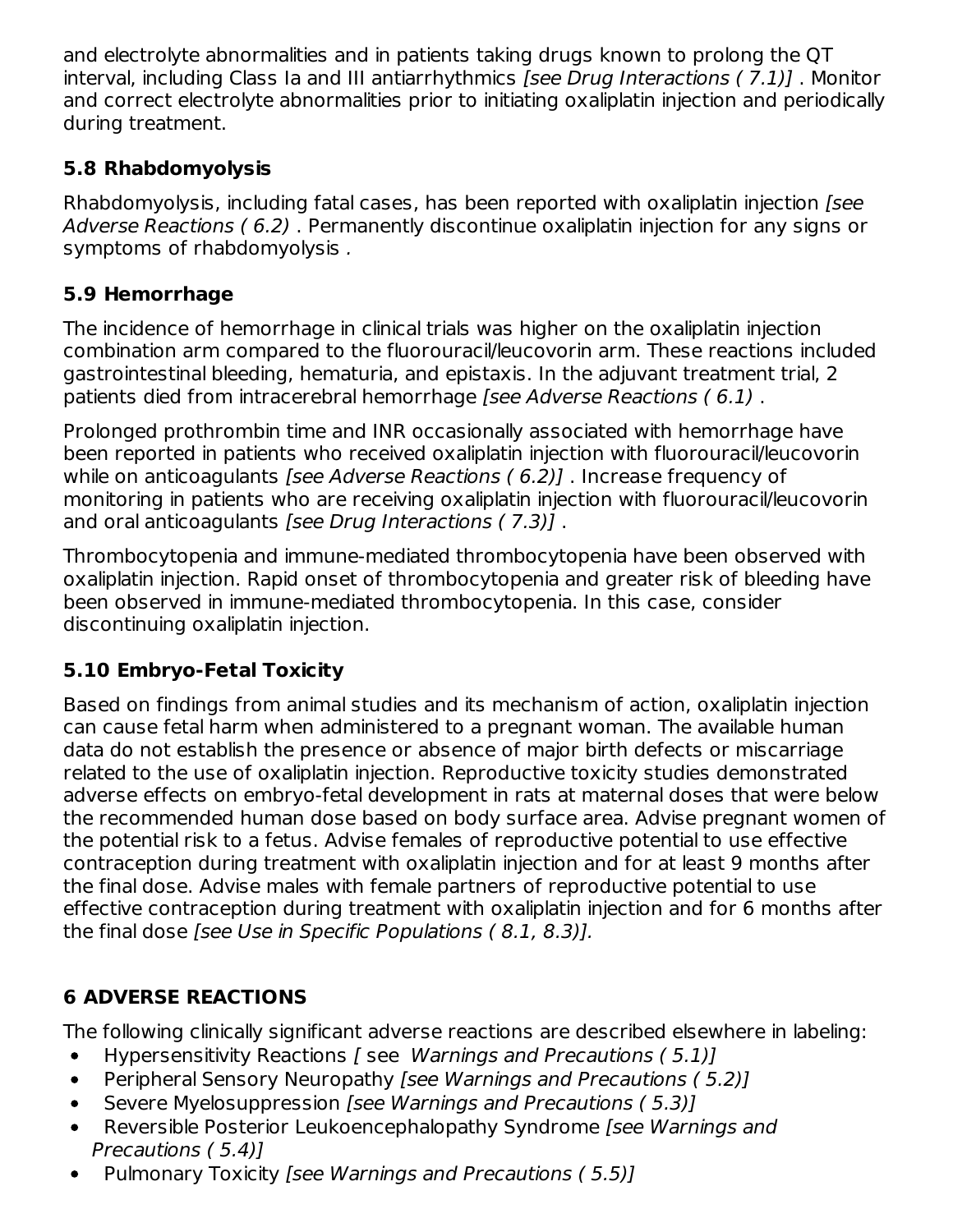and electrolyte abnormalities and in patients taking drugs known to prolong the QT interval, including Class Ia and III antiarrhythmics *[see Drug Interactions ( 7.1)]* . Monitor and correct electrolyte abnormalities prior to initiating oxaliplatin injection and periodically during treatment.

### 5.8 Rhabdomyolysis

Rhabdomyolysis, including fatal cases, has been reported with oxaliplatin injection *[see Adverse Reactions ( 6.2)* . Permanently discontinue oxaliplatin injection for any signs or symptoms of rhabdomyolysis .

### 5.9 Hemorrhage

The incidence of hemorrhage in clinical trials was higher on the oxaliplatin injection combination arm compared to the fluorouracil/leucovorin arm. These reactions included gastrointestinal bleeding, hematuria, and epistaxis. In the adjuvant treatment trial, 2 patients died from intracerebral hemorrhage *[see Adverse Reactions ( 6.1)* .

Prolonged prothrombin time and INR occasionally associated with hemorrhage have been reported in patients who received oxaliplatin injection with fluorouracil/leucovorin while on anticoagulants *[see Adverse Reactions ( 6.2)]* . Increase frequency of monitoring in patients who are receiving oxaliplatin injection with fluorouracil/leucovorin and oral anticoagulants *[see Drug Interactions ( 7.3)]* .

Thrombocytopenia and immune-mediated thrombocytopenia have been observed with oxaliplatin injection. Rapid onset of thrombocytopenia and greater risk of bleeding have been observed in immune-mediated thrombocytopenia. In this case, consider discontinuing oxaliplatin injection.

### 5.10 Embryo-Fetal Toxicity

Based on findings from animal studies and its mechanism of action, oxaliplatin injection can cause fetal harm when administered to a pregnant woman. The available human data do not establish the presence or absence of major birth defects or miscarriage related to the use of oxaliplatin injection. Reproductive toxicity studies demonstrated adverse effects on embryo-fetal development in rats at maternal doses that were below the recommended human dose based on body surface area. Advise pregnant women of the potential risk to a fetus. Advise females of reproductive potential to use effective contraception during treatment with oxaliplatin injection and for at least 9 months after the final dose. Advise males with female partners of reproductive potential to use effective contraception during treatment with oxaliplatin injection and for 6 months after the final dose *[see Use in Specific Populations ( 8.1, 8.3)].*

## 6 ADVERSE REACTIONS

The following clinically significant adverse reactions are described elsewhere in labeling:

- Hypersensitivity Reactions *[ see Warnings and Precautions ( 5.1)]*
- Peripheral Sensory Neuropathy *[see Warnings and Precautions ( 5.2)]*
- Severe Myelosuppression *[see Warnings and Precautions ( 5.3)]*
- Reversible Posterior Leukoencephalopathy Syndrome *[see Warnings and Precautions ( 5.4)]*
- Pulmonary Toxicity *[see Warnings and Precautions ( 5.5)]*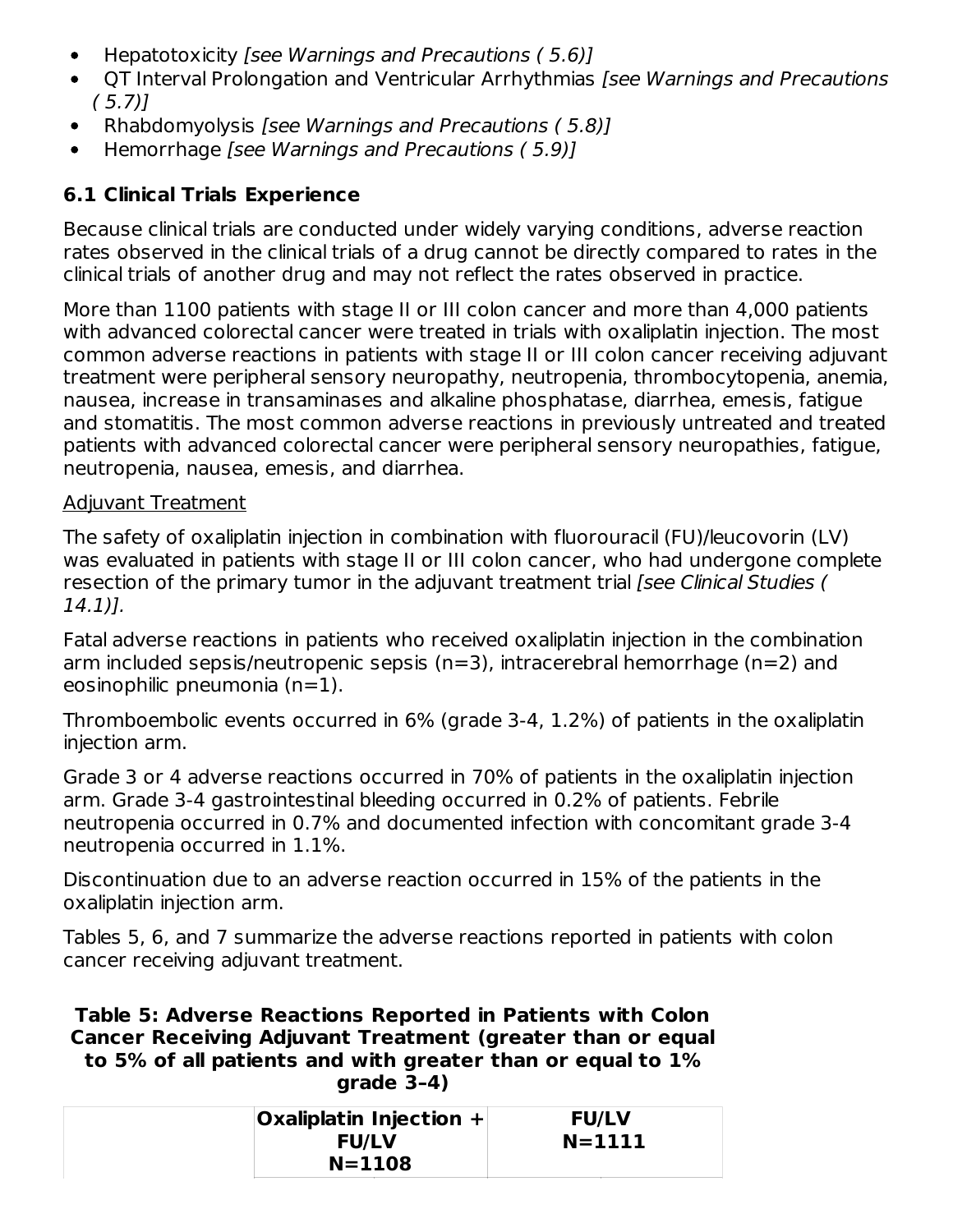- Hepatotoxicity *[see Warnings and Precautions ( 5.6)]*
- QT Interval Prolongation and Ventricular Arrhythmias *[see Warnings and Precautions ( 5.7)]*
- Rhabdomyolysis *[see Warnings and Precautions ( 5.8)]*
- Hemorrhage *[see Warnings and Precautions ( 5.9)]*

## 6.1 Clinical Trials Experience

Because clinical trials are conducted under widely varying conditions, adverse reaction rates observed in the clinical trials of a drug cannot be directly compared to rates in the clinical trials of another drug and may not reflect the rates observed in practice.

More than 1100 patients with stage II or III colon cancer and more than 4,000 patients with advanced colorectal cancer were treated in trials with oxaliplatin injection. The most common adverse reactions in patients with stage II or III colon cancer receiving adjuvant treatment were peripheral sensory neuropathy, neutropenia, thrombocytopenia, anemia, nausea, increase in transaminases and alkaline phosphatase, diarrhea, emesis, fatigue and stomatitis. The most common adverse reactions in previously untreated and treated patients with advanced colorectal cancer were peripheral sensory neuropathies, fatigue, neutropenia, nausea, emesis, and diarrhea.

Adjuvant Treatment

The safety of oxaliplatin injection in combination with fluorouracil (FU)/leucovorin (LV) was evaluated in patients with stage II or III colon cancer, who had undergone complete resection of the primary tumor in the adjuvant treatment trial *[see Clinical Studies ( 14.1)]*.

Fatal adverse reactions in patients who received oxaliplatin injection in the combination arm included sepsis/neutropenic sepsis (n=3), intracerebral hemorrhage (n=2) and eosinophilic pneumonia (n=1).

Thromboembolic events occurred in 6% (grade 3-4, 1.2%) of patients in the oxaliplatin injection arm.

Grade 3 or 4 adverse reactions occurred in 70% of patients in the oxaliplatin injection arm. Grade 3-4 gastrointestinal bleeding occurred in 0.2% of patients. Febrile neutropenia occurred in 0.7% and documented infection with concomitant grade 3-4 neutropenia occurred in 1.1%.

Discontinuation due to an adverse reaction occurred in 15% of the patients in the oxaliplatin injection arm.

Tables 5, 6, and 7 summarize the adverse reactions reported in patients with colon cancer receiving adjuvant treatment.

**Table 5: Adverse Reactions Reported in Patients with Colon Cancer Receiving Adjuvant Treatment (greater than or equal to 5% of all patients and with greater than or equal to 1% grade 3–4)**

| | Oxaliplatin Injection + FU/LV N=1108 | FU/LV N=1111 |
|---|---|---|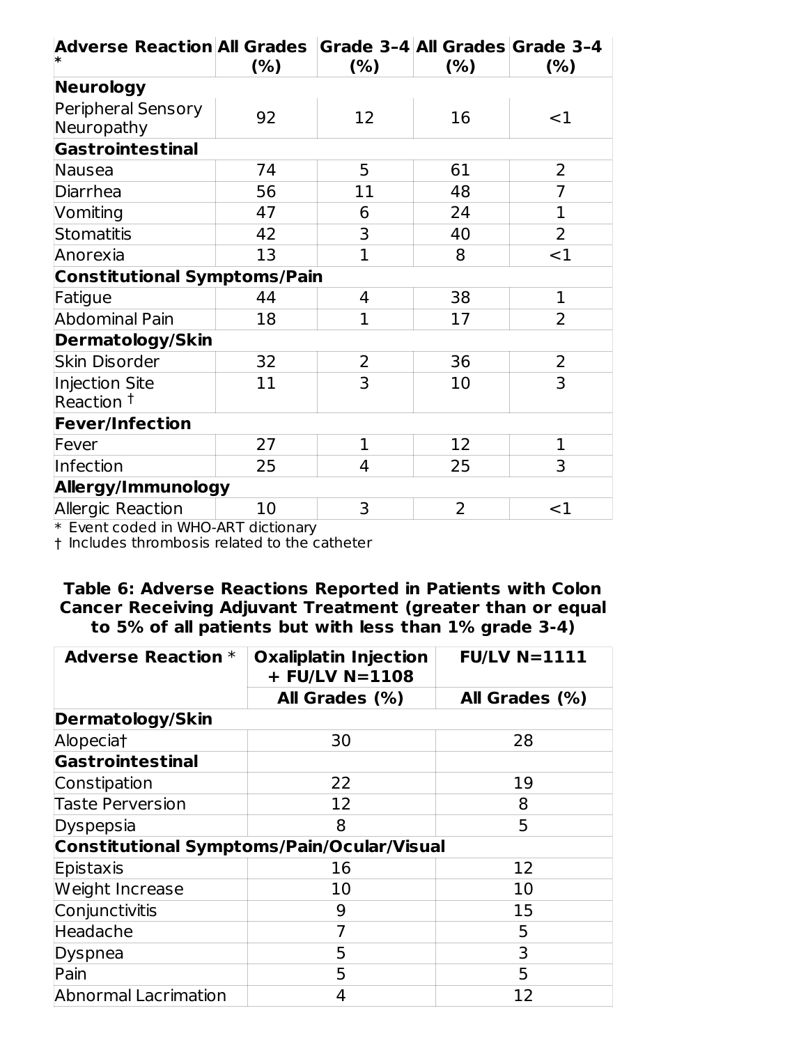| Adverse Reaction * | All Grades (%) | Grade 3–4 (%) | All Grades (%) | Grade 3–4 (%) |
|---|---|---|---|---|
| **Neurology** | | | | |
| Peripheral Sensory Neuropathy | 92 | 12 | 16 | <1 |
| **Gastrointestinal** | | | | |
| Nausea | 74 | 5 | 61 | 2 |
| Diarrhea | 56 | 11 | 48 | 7 |
| Vomiting | 47 | 6 | 24 | 1 |
| Stomatitis | 42 | 3 | 40 | 2 |
| Anorexia | 13 | 1 | 8 | <1 |
| **Constitutional Symptoms/Pain** | | | | |
| Fatigue | 44 | 4 | 38 | 1 |
| Abdominal Pain | 18 | 1 | 17 | 2 |
| **Dermatology/Skin** | | | | |
| Skin Disorder | 32 | 2 | 36 | 2 |
| Injection Site Reaction † | 11 | 3 | 10 | 3 |
| **Fever/Infection** | | | | |
| Fever | 27 | 1 | 12 | 1 |
| Infection | 25 | 4 | 25 | 3 |
| **Allergy/Immunology** | | | | |
| Allergic Reaction | 10 | 3 | 2 | <1 |

\* Event coded in WHO-ART dictionary
† Includes thrombosis related to the catheter

**Table 6: Adverse Reactions Reported in Patients with Colon Cancer Receiving Adjuvant Treatment (greater than or equal to 5% of all patients but with less than 1% grade 3-4)**

| Adverse Reaction * | Oxaliplatin Injection + FU/LV N=1108 | FU/LV N=1111 |
|---|---|---|
| | All Grades (%) | All Grades (%) |
| **Dermatology/Skin** | | |
| Alopecia† | 30 | 28 |
| **Gastrointestinal** | | |
| Constipation | 22 | 19 |
| Taste Perversion | 12 | 8 |
| Dyspepsia | 8 | 5 |
| **Constitutional Symptoms/Pain/Ocular/Visual** | | |
| Epistaxis | 16 | 12 |
| Weight Increase | 10 | 10 |
| Conjunctivitis | 9 | 15 |
| Headache | 7 | 5 |
| Dyspnea | 5 | 3 |
| Pain | 5 | 5 |
| Abnormal Lacrimation | 4 | 12 |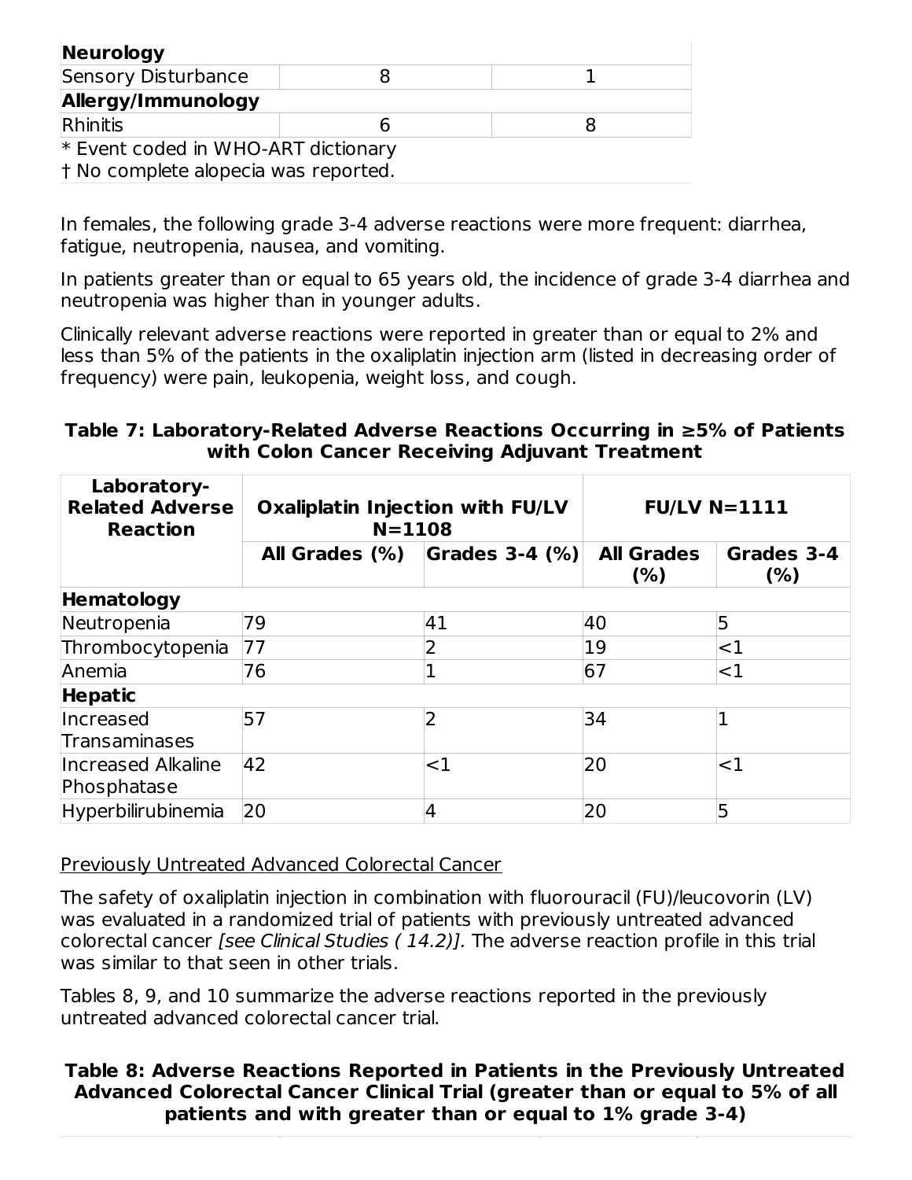| | | |
|---|---|---|
| **Neurology** | | |
| Sensory Disturbance | 8 | 1 |
| **Allergy/Immunology** | | |
| Rhinitis | 6 | 8 |

* Event coded in WHO-ART dictionary
† No complete alopecia was reported.

In females, the following grade 3-4 adverse reactions were more frequent: diarrhea, fatigue, neutropenia, nausea, and vomiting.

In patients greater than or equal to 65 years old, the incidence of grade 3-4 diarrhea and neutropenia was higher than in younger adults.

Clinically relevant adverse reactions were reported in greater than or equal to 2% and less than 5% of the patients in the oxaliplatin injection arm (listed in decreasing order of frequency) were pain, leukopenia, weight loss, and cough.

**Table 7: Laboratory-Related Adverse Reactions Occurring in ≥5% of Patients with Colon Cancer Receiving Adjuvant Treatment**

| Laboratory-Related Adverse Reaction | Oxaliplatin Injection with FU/LV N=1108 | | FU/LV N=1111 | |
|---|---|---|---|---|
| | All Grades (%) | Grades 3-4 (%) | All Grades (%) | Grades 3-4 (%) |
| **Hematology** | | | | |
| Neutropenia | 79 | 41 | 40 | 5 |
| Thrombocytopenia | 77 | 2 | 19 | <1 |
| Anemia | 76 | 1 | 67 | <1 |
| **Hepatic** | | | | |
| Increased Transaminases | 57 | 2 | 34 | 1 |
| Increased Alkaline Phosphatase | 42 | <1 | 20 | <1 |
| Hyperbilirubinemia | 20 | 4 | 20 | 5 |

Previously Untreated Advanced Colorectal Cancer

The safety of oxaliplatin injection in combination with fluorouracil (FU)/leucovorin (LV) was evaluated in a randomized trial of patients with previously untreated advanced colorectal cancer *[see Clinical Studies ( 14.2)].* The adverse reaction profile in this trial was similar to that seen in other trials.

Tables 8, 9, and 10 summarize the adverse reactions reported in the previously untreated advanced colorectal cancer trial.

**Table 8: Adverse Reactions Reported in Patients in the Previously Untreated Advanced Colorectal Cancer Clinical Trial (greater than or equal to 5% of all patients and with greater than or equal to 1% grade 3-4)**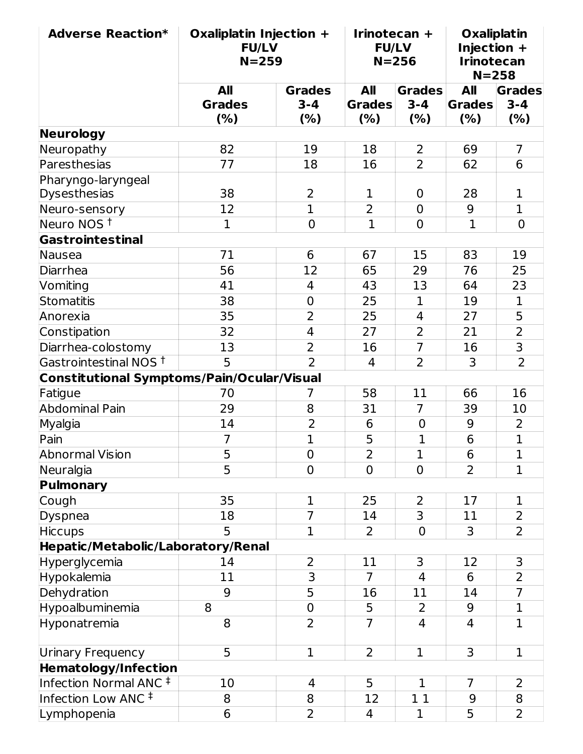| Adverse Reaction* | Oxaliplatin Injection + FU/LV N=259 | | Irinotecan + FU/LV N=256 | | Oxaliplatin Injection + Irinotecan N=258 | |
|---|---|---|---|---|---|---|
| | All Grades (%) | Grades 3-4 (%) | All Grades (%) | Grades 3-4 (%) | All Grades (%) | Grades 3-4 (%) |
| **Neurology** | | | | | | |
| Neuropathy | 82 | 19 | 18 | 2 | 69 | 7 |
| Paresthesias | 77 | 18 | 16 | 2 | 62 | 6 |
| Pharyngo-laryngeal Dysesthesias | 38 | 2 | 1 | 0 | 28 | 1 |
| Neuro-sensory | 12 | 1 | 2 | 0 | 9 | 1 |
| Neuro NOS † | 1 | 0 | 1 | 0 | 1 | 0 |
| **Gastrointestinal** | | | | | | |
| Nausea | 71 | 6 | 67 | 15 | 83 | 19 |
| Diarrhea | 56 | 12 | 65 | 29 | 76 | 25 |
| Vomiting | 41 | 4 | 43 | 13 | 64 | 23 |
| Stomatitis | 38 | 0 | 25 | 1 | 19 | 1 |
| Anorexia | 35 | 2 | 25 | 4 | 27 | 5 |
| Constipation | 32 | 4 | 27 | 2 | 21 | 2 |
| Diarrhea-colostomy | 13 | 2 | 16 | 7 | 16 | 3 |
| Gastrointestinal NOS † | 5 | 2 | 4 | 2 | 3 | 2 |
| **Constitutional Symptoms/Pain/Ocular/Visual** | | | | | | |
| Fatigue | 70 | 7 | 58 | 11 | 66 | 16 |
| Abdominal Pain | 29 | 8 | 31 | 7 | 39 | 10 |
| Myalgia | 14 | 2 | 6 | 0 | 9 | 2 |
| Pain | 7 | 1 | 5 | 1 | 6 | 1 |
| Abnormal Vision | 5 | 0 | 2 | 1 | 6 | 1 |
| Neuralgia | 5 | 0 | 0 | 0 | 2 | 1 |
| **Pulmonary** | | | | | | |
| Cough | 35 | 1 | 25 | 2 | 17 | 1 |
| Dyspnea | 18 | 7 | 14 | 3 | 11 | 2 |
| Hiccups | 5 | 1 | 2 | 0 | 3 | 2 |
| **Hepatic/Metabolic/Laboratory/Renal** | | | | | | |
| Hyperglycemia | 14 | 2 | 11 | 3 | 12 | 3 |
| Hypokalemia | 11 | 3 | 7 | 4 | 6 | 2 |
| Dehydration | 9 | 5 | 16 | 11 | 14 | 7 |
| Hypoalbuminemia | 8 | 0 | 5 | 2 | 9 | 1 |
| Hyponatremia | 8 | 2 | 7 | 4 | 4 | 1 |
| Urinary Frequency | 5 | 1 | 2 | 1 | 3 | 1 |
| **Hematology/Infection** | | | | | | |
| Infection Normal ANC ‡ | 10 | 4 | 5 | 1 | 7 | 2 |
| Infection Low ANC ‡ | 8 | 8 | 12 | 1 1 | 9 | 8 |
| Lymphopenia | 6 | 2 | 4 | 1 | 5 | 2 |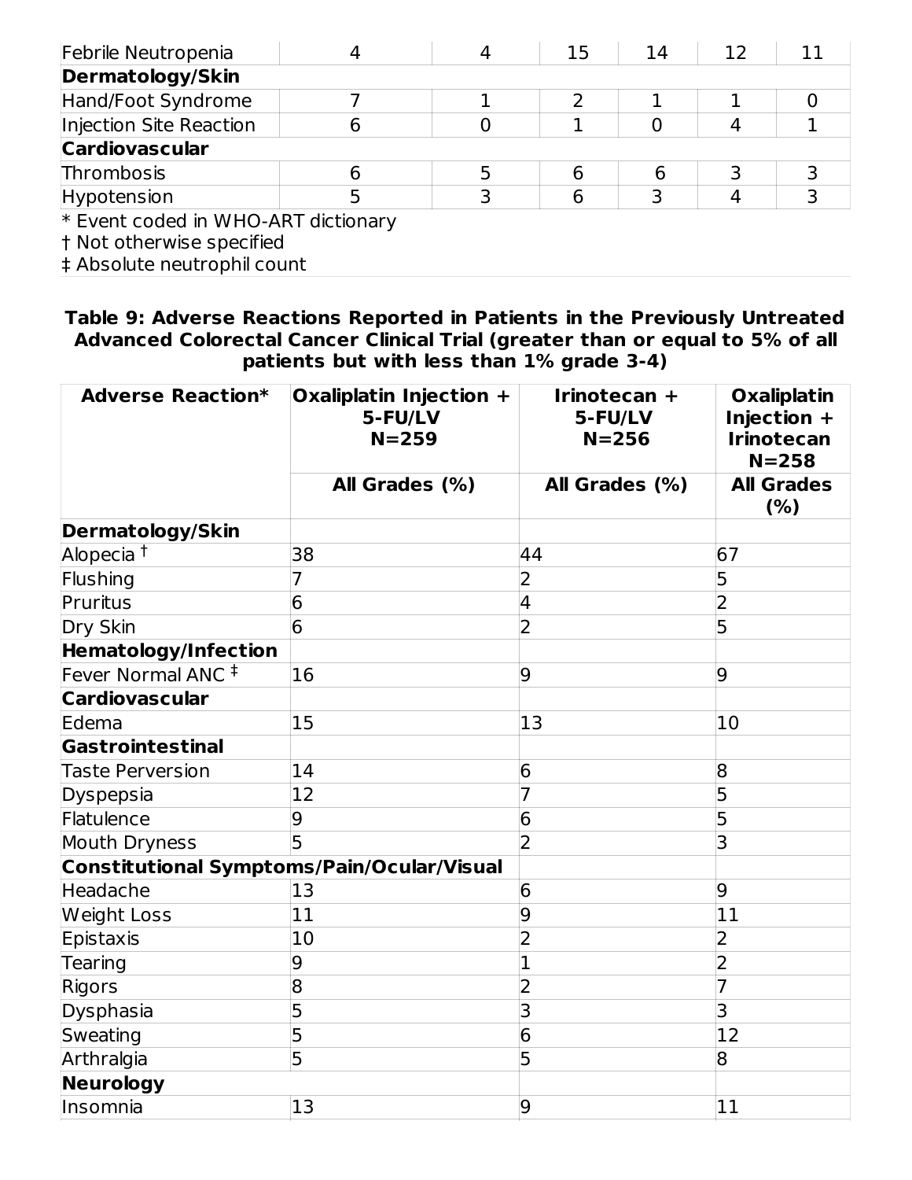| Febrile Neutropenia | 4 | 4 | 15 | 14 | 12 | 11 |
|---|---|---|---|---|---|---|
| **Dermatology/Skin** | | | | | | |
| Hand/Foot Syndrome | 7 | 1 | 2 | 1 | 1 | 0 |
| Injection Site Reaction | 6 | 0 | 1 | 0 | 4 | 1 |
| **Cardiovascular** | | | | | | |
| Thrombosis | 6 | 5 | 6 | 6 | 3 | 3 |
| Hypotension | 5 | 3 | 6 | 3 | 4 | 3 |

* Event coded in WHO-ART dictionary
† Not otherwise specified
‡ Absolute neutrophil count

**Table 9: Adverse Reactions Reported in Patients in the Previously Untreated Advanced Colorectal Cancer Clinical Trial (greater than or equal to 5% of all patients but with less than 1% grade 3-4)**

| Adverse Reaction* | Oxaliplatin Injection + 5-FU/LV N=259 | Irinotecan + 5-FU/LV N=256 | Oxaliplatin Injection + Irinotecan N=258 |
|---|---|---|---|
| | All Grades (%) | All Grades (%) | All Grades (%) |
| **Dermatology/Skin** | | | |
| Alopecia † | 38 | 44 | 67 |
| Flushing | 7 | 2 | 5 |
| Pruritus | 6 | 4 | 2 |
| Dry Skin | 6 | 2 | 5 |
| **Hematology/Infection** | | | |
| Fever Normal ANC ‡ | 16 | 9 | 9 |
| **Cardiovascular** | | | |
| Edema | 15 | 13 | 10 |
| **Gastrointestinal** | | | |
| Taste Perversion | 14 | 6 | 8 |
| Dyspepsia | 12 | 7 | 5 |
| Flatulence | 9 | 6 | 5 |
| Mouth Dryness | 5 | 2 | 3 |
| **Constitutional Symptoms/Pain/Ocular/Visual** | | | |
| Headache | 13 | 6 | 9 |
| Weight Loss | 11 | 9 | 11 |
| Epistaxis | 10 | 2 | 2 |
| Tearing | 9 | 1 | 2 |
| Rigors | 8 | 2 | 7 |
| Dysphasia | 5 | 3 | 3 |
| Sweating | 5 | 6 | 12 |
| Arthralgia | 5 | 5 | 8 |
| **Neurology** | | | |
| Insomnia | 13 | 9 | 11 |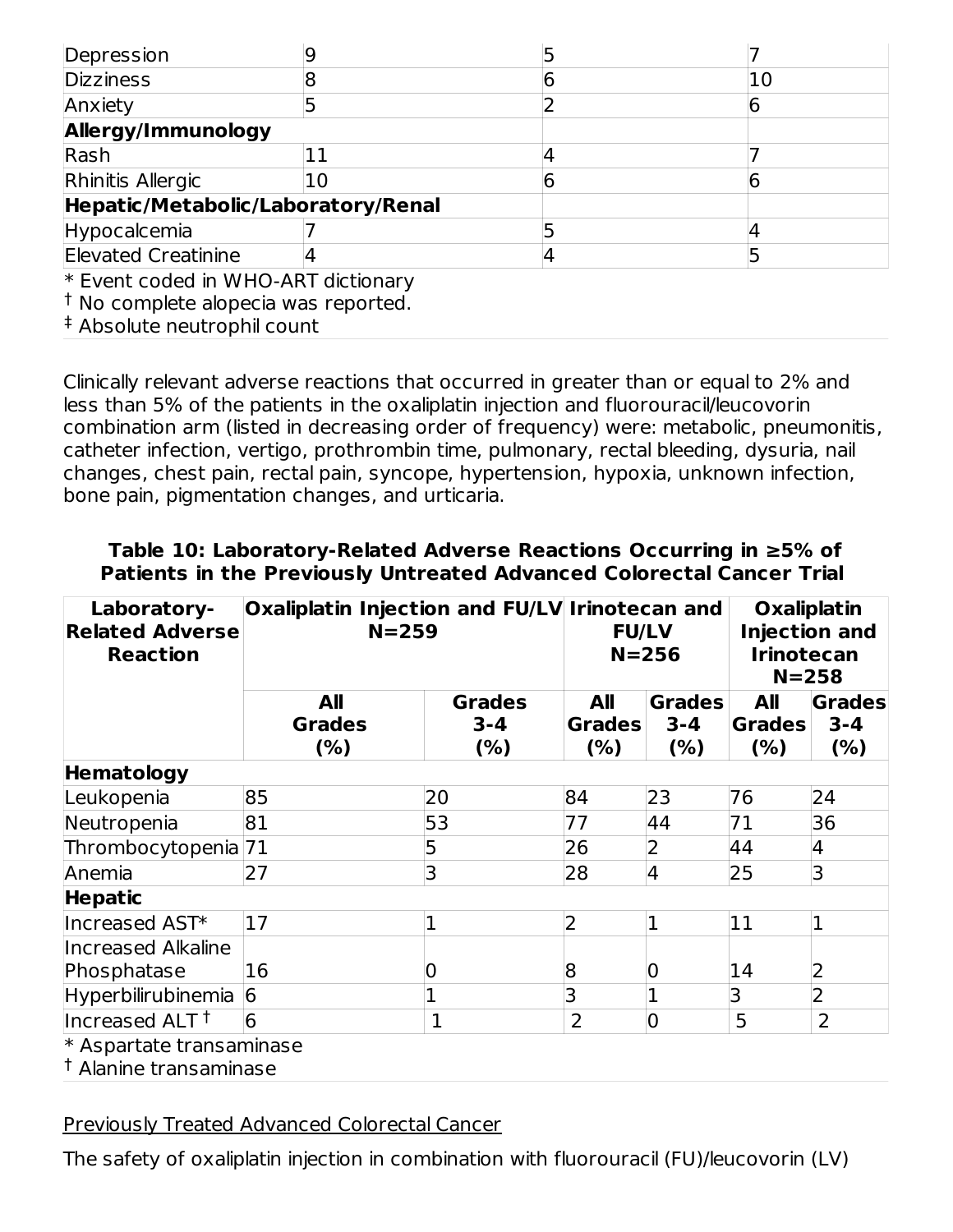| Depression | 9 | 5 | 7 |
|---|---|---|---|
| Dizziness | 8 | 6 | 10 |
| Anxiety | 5 | 2 | 6 |
| **Allergy/Immunology** | | | |
| Rash | 11 | 4 | 7 |
| Rhinitis Allergic | 10 | 6 | 6 |
| **Hepatic/Metabolic/Laboratory/Renal** | | | |
| Hypocalcemia | 7 | 5 | 4 |
| Elevated Creatinine | 4 | 4 | 5 |

* Event coded in WHO-ART dictionary
† No complete alopecia was reported.
‡ Absolute neutrophil count

Clinically relevant adverse reactions that occurred in greater than or equal to 2% and less than 5% of the patients in the oxaliplatin injection and fluorouracil/leucovorin combination arm (listed in decreasing order of frequency) were: metabolic, pneumonitis, catheter infection, vertigo, prothrombin time, pulmonary, rectal bleeding, dysuria, nail changes, chest pain, rectal pain, syncope, hypertension, hypoxia, unknown infection, bone pain, pigmentation changes, and urticaria.

**Table 10: Laboratory-Related Adverse Reactions Occurring in ≥5% of Patients in the Previously Untreated Advanced Colorectal Cancer Trial**

| Laboratory-Related Adverse Reaction | Oxaliplatin Injection and FU/LV N=259 | | Irinotecan and FU/LV N=256 | | Oxaliplatin Injection and Irinotecan N=258 | |
|---|---|---|---|---|---|---|
| | All Grades (%) | Grades 3-4 (%) | All Grades (%) | Grades 3-4 (%) | All Grades (%) | Grades 3-4 (%) |
| **Hematology** | | | | | | |
| Leukopenia | 85 | 20 | 84 | 23 | 76 | 24 |
| Neutropenia | 81 | 53 | 77 | 44 | 71 | 36 |
| Thrombocytopenia | 71 | 5 | 26 | 2 | 44 | 4 |
| Anemia | 27 | 3 | 28 | 4 | 25 | 3 |
| **Hepatic** | | | | | | |
| Increased AST* | 17 | 1 | 2 | 1 | 11 | 1 |
| Increased Alkaline Phosphatase | 16 | 0 | 8 | 0 | 14 | 2 |
| Hyperbilirubinemia | 6 | 1 | 3 | 1 | 3 | 2 |
| Increased ALT † | 6 | 1 | 2 | 0 | 5 | 2 |

* Aspartate transaminase
† Alanine transaminase

Previously Treated Advanced Colorectal Cancer

The safety of oxaliplatin injection in combination with fluorouracil (FU)/leucovorin (LV)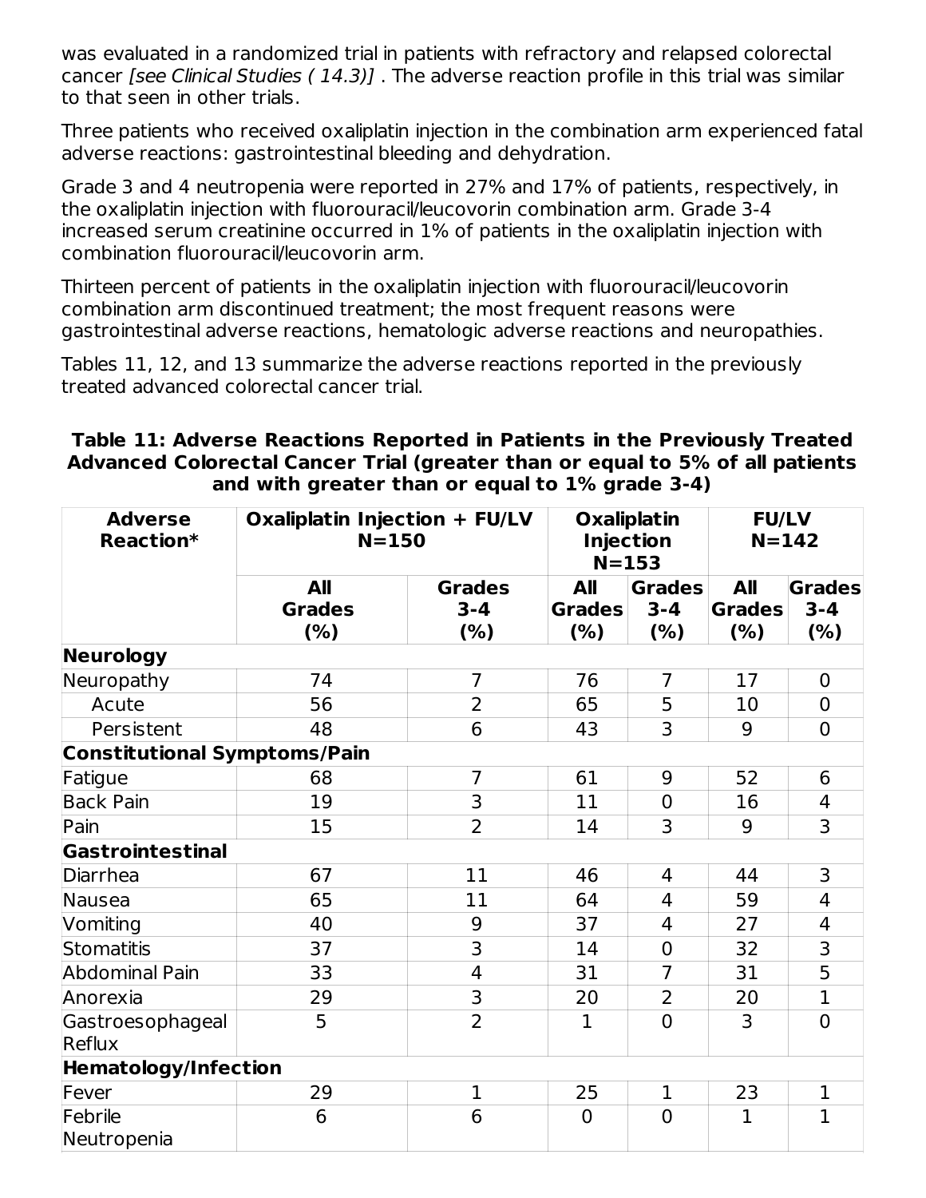was evaluated in a randomized trial in patients with refractory and relapsed colorectal cancer *[see Clinical Studies ( 14.3)]* . The adverse reaction profile in this trial was similar to that seen in other trials.

Three patients who received oxaliplatin injection in the combination arm experienced fatal adverse reactions: gastrointestinal bleeding and dehydration.

Grade 3 and 4 neutropenia were reported in 27% and 17% of patients, respectively, in the oxaliplatin injection with fluorouracil/leucovorin combination arm. Grade 3-4 increased serum creatinine occurred in 1% of patients in the oxaliplatin injection with combination fluorouracil/leucovorin arm.

Thirteen percent of patients in the oxaliplatin injection with fluorouracil/leucovorin combination arm discontinued treatment; the most frequent reasons were gastrointestinal adverse reactions, hematologic adverse reactions and neuropathies.

Tables 11, 12, and 13 summarize the adverse reactions reported in the previously treated advanced colorectal cancer trial.

**Table 11: Adverse Reactions Reported in Patients in the Previously Treated Advanced Colorectal Cancer Trial (greater than or equal to 5% of all patients and with greater than or equal to 1% grade 3-4)**

| Adverse Reaction* | Oxaliplatin Injection + FU/LV N=150 | | Oxaliplatin Injection N=153 | | FU/LV N=142 | |
|---|---|---|---|---|---|---|
| | All Grades (%) | Grades 3-4 (%) | All Grades (%) | Grades 3-4 (%) | All Grades (%) | Grades 3-4 (%) |
| **Neurology** | | | | | | |
| Neuropathy | 74 | 7 | 76 | 7 | 17 | 0 |
| Acute | 56 | 2 | 65 | 5 | 10 | 0 |
| Persistent | 48 | 6 | 43 | 3 | 9 | 0 |
| **Constitutional Symptoms/Pain** | | | | | | |
| Fatigue | 68 | 7 | 61 | 9 | 52 | 6 |
| Back Pain | 19 | 3 | 11 | 0 | 16 | 4 |
| Pain | 15 | 2 | 14 | 3 | 9 | 3 |
| **Gastrointestinal** | | | | | | |
| Diarrhea | 67 | 11 | 46 | 4 | 44 | 3 |
| Nausea | 65 | 11 | 64 | 4 | 59 | 4 |
| Vomiting | 40 | 9 | 37 | 4 | 27 | 4 |
| Stomatitis | 37 | 3 | 14 | 0 | 32 | 3 |
| Abdominal Pain | 33 | 4 | 31 | 7 | 31 | 5 |
| Anorexia | 29 | 3 | 20 | 2 | 20 | 1 |
| Gastroesophageal Reflux | 5 | 2 | 1 | 0 | 3 | 0 |
| **Hematology/Infection** | | | | | | |
| Fever | 29 | 1 | 25 | 1 | 23 | 1 |
| Febrile Neutropenia | 6 | 6 | 0 | 0 | 1 | 1 |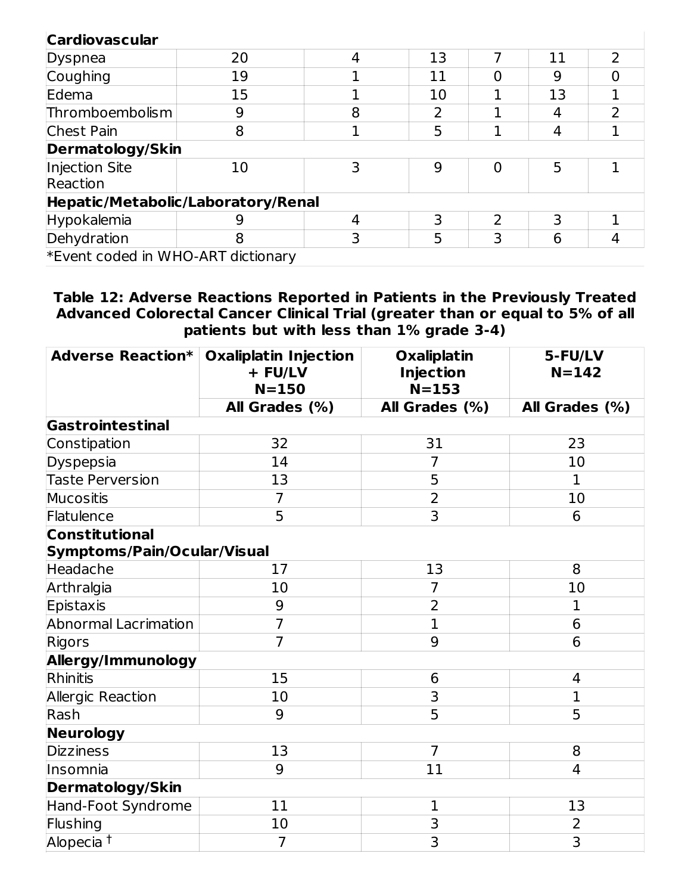| | | | | | | |
|---|---|---|---|---|---|---|
| **Cardiovascular** | | | | | | |
| Dyspnea | 20 | 4 | 13 | 7 | 11 | 2 |
| Coughing | 19 | 1 | 11 | 0 | 9 | 0 |
| Edema | 15 | 1 | 10 | 1 | 13 | 1 |
| Thromboembolism | 9 | 8 | 2 | 1 | 4 | 2 |
| Chest Pain | 8 | 1 | 5 | 1 | 4 | 1 |
| **Dermatology/Skin** | | | | | | |
| Injection Site Reaction | 10 | 3 | 9 | 0 | 5 | 1 |
| **Hepatic/Metabolic/Laboratory/Renal** | | | | | | |
| Hypokalemia | 9 | 4 | 3 | 2 | 3 | 1 |
| Dehydration | 8 | 3 | 5 | 3 | 6 | 4 |

*Event coded in WHO-ART dictionary

**Table 12: Adverse Reactions Reported in Patients in the Previously Treated Advanced Colorectal Cancer Clinical Trial (greater than or equal to 5% of all patients but with less than 1% grade 3-4)**

| Adverse Reaction* | Oxaliplatin Injection + FU/LV N=150 | Oxaliplatin Injection N=153 | 5-FU/LV N=142 |
|---|---|---|---|
| | All Grades (%) | All Grades (%) | All Grades (%) |
| **Gastrointestinal** | | | |
| Constipation | 32 | 31 | 23 |
| Dyspepsia | 14 | 7 | 10 |
| Taste Perversion | 13 | 5 | 1 |
| Mucositis | 7 | 2 | 10 |
| Flatulence | 5 | 3 | 6 |
| **Constitutional Symptoms/Pain/Ocular/Visual** | | | |
| Headache | 17 | 13 | 8 |
| Arthralgia | 10 | 7 | 10 |
| Epistaxis | 9 | 2 | 1 |
| Abnormal Lacrimation | 7 | 1 | 6 |
| Rigors | 7 | 9 | 6 |
| **Allergy/Immunology** | | | |
| Rhinitis | 15 | 6 | 4 |
| Allergic Reaction | 10 | 3 | 1 |
| Rash | 9 | 5 | 5 |
| **Neurology** | | | |
| Dizziness | 13 | 7 | 8 |
| Insomnia | 9 | 11 | 4 |
| **Dermatology/Skin** | | | |
| Hand-Foot Syndrome | 11 | 1 | 13 |
| Flushing | 10 | 3 | 2 |
| Alopecia † | 7 | 3 | 3 |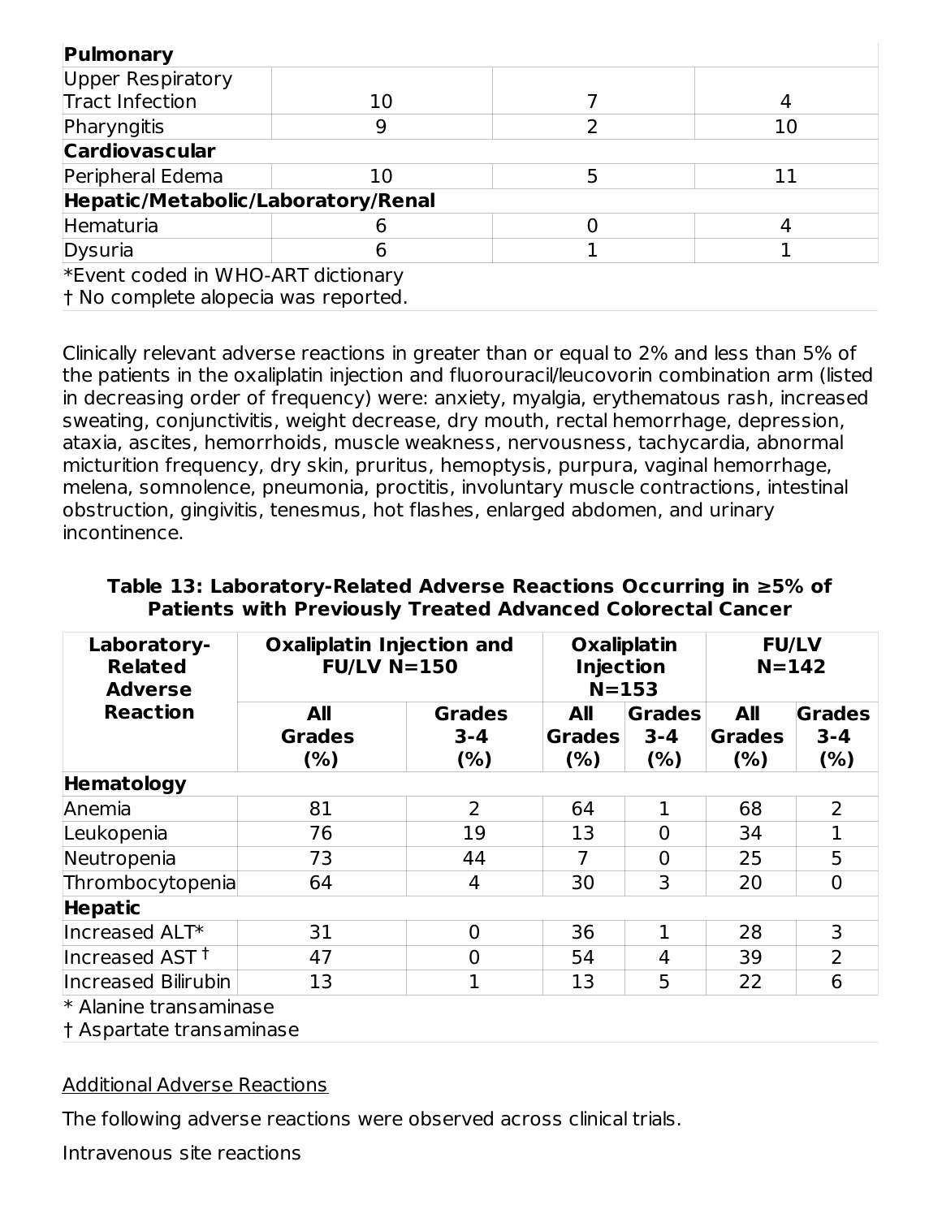| | | | |
|---|---|---|---|
| **Pulmonary** | | | |
| Upper Respiratory Tract Infection | 10 | 7 | 4 |
| Pharyngitis | 9 | 2 | 10 |
| **Cardiovascular** | | | |
| Peripheral Edema | 10 | 5 | 11 |
| **Hepatic/Metabolic/Laboratory/Renal** | | | |
| Hematuria | 6 | 0 | 4 |
| Dysuria | 6 | 1 | 1 |

*Event coded in WHO-ART dictionary
† No complete alopecia was reported.

Clinically relevant adverse reactions in greater than or equal to 2% and less than 5% of the patients in the oxaliplatin injection and fluorouracil/leucovorin combination arm (listed in decreasing order of frequency) were: anxiety, myalgia, erythematous rash, increased sweating, conjunctivitis, weight decrease, dry mouth, rectal hemorrhage, depression, ataxia, ascites, hemorrhoids, muscle weakness, nervousness, tachycardia, abnormal micturition frequency, dry skin, pruritus, hemoptysis, purpura, vaginal hemorrhage, melena, somnolence, pneumonia, proctitis, involuntary muscle contractions, intestinal obstruction, gingivitis, tenesmus, hot flashes, enlarged abdomen, and urinary incontinence.

**Table 13: Laboratory-Related Adverse Reactions Occurring in ≥5% of Patients with Previously Treated Advanced Colorectal Cancer**

| Laboratory-Related Adverse Reaction | Oxaliplatin Injection and FU/LV N=150 | | Oxaliplatin Injection N=153 | | FU/LV N=142 | |
|---|---|---|---|---|---|---|
| | All Grades (%) | Grades 3-4 (%) | All Grades (%) | Grades 3-4 (%) | All Grades (%) | Grades 3-4 (%) |
| **Hematology** | | | | | | |
| Anemia | 81 | 2 | 64 | 1 | 68 | 2 |
| Leukopenia | 76 | 19 | 13 | 0 | 34 | 1 |
| Neutropenia | 73 | 44 | 7 | 0 | 25 | 5 |
| Thrombocytopenia | 64 | 4 | 30 | 3 | 20 | 0 |
| **Hepatic** | | | | | | |
| Increased ALT* | 31 | 0 | 36 | 1 | 28 | 3 |
| Increased AST † | 47 | 0 | 54 | 4 | 39 | 2 |
| Increased Bilirubin | 13 | 1 | 13 | 5 | 22 | 6 |

* Alanine transaminase
† Aspartate transaminase

Additional Adverse Reactions

The following adverse reactions were observed across clinical trials.

Intravenous site reactions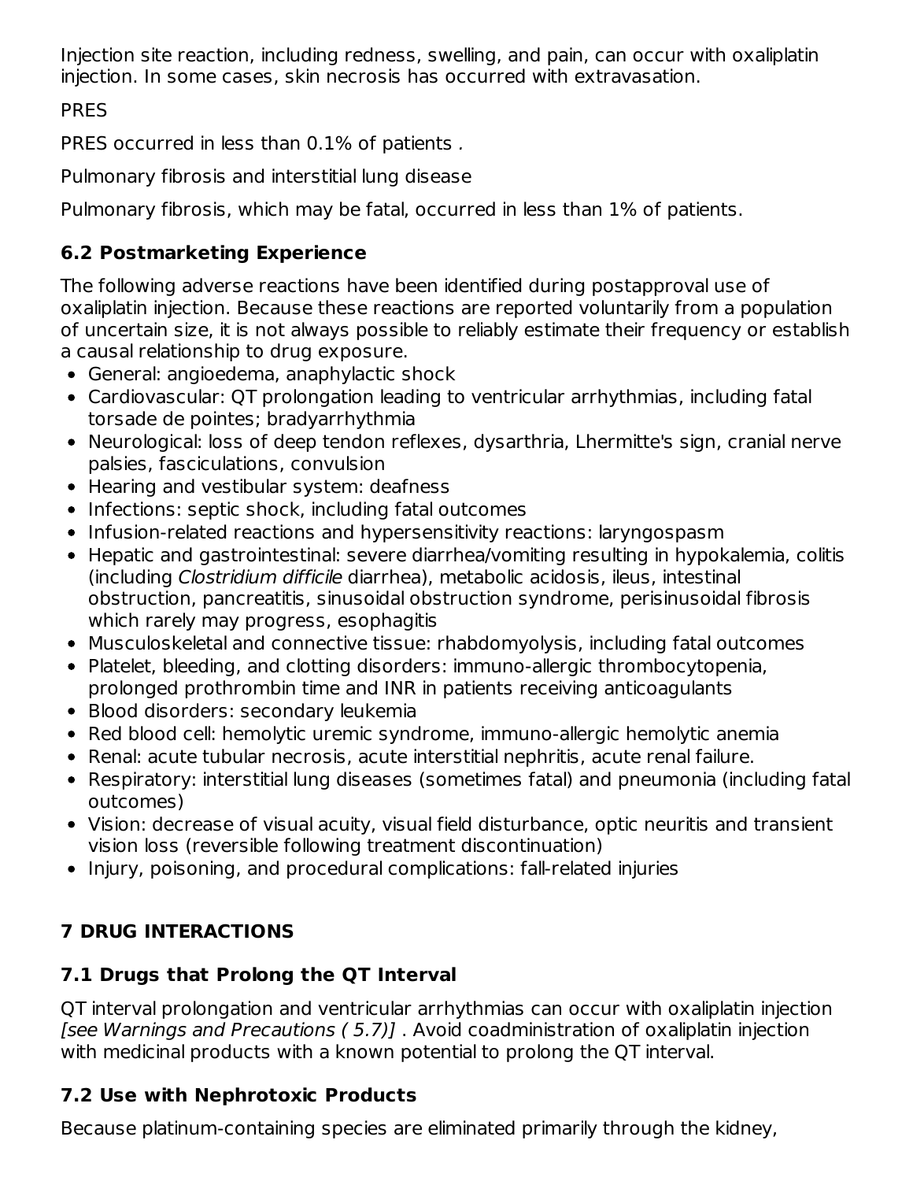Injection site reaction, including redness, swelling, and pain, can occur with oxaliplatin injection. In some cases, skin necrosis has occurred with extravasation.

PRES

PRES occurred in less than 0.1% of patients .

Pulmonary fibrosis and interstitial lung disease

Pulmonary fibrosis, which may be fatal, occurred in less than 1% of patients.

### 6.2 Postmarketing Experience

The following adverse reactions have been identified during postapproval use of oxaliplatin injection. Because these reactions are reported voluntarily from a population of uncertain size, it is not always possible to reliably estimate their frequency or establish a causal relationship to drug exposure.

- General: angioedema, anaphylactic shock
- Cardiovascular: QT prolongation leading to ventricular arrhythmias, including fatal torsade de pointes; bradyarrhythmia
- Neurological: loss of deep tendon reflexes, dysarthria, Lhermitte's sign, cranial nerve palsies, fasciculations, convulsion
- Hearing and vestibular system: deafness
- Infections: septic shock, including fatal outcomes
- Infusion-related reactions and hypersensitivity reactions: laryngospasm
- Hepatic and gastrointestinal: severe diarrhea/vomiting resulting in hypokalemia, colitis (including *Clostridium difficile* diarrhea), metabolic acidosis, ileus, intestinal obstruction, pancreatitis, sinusoidal obstruction syndrome, perisinusoidal fibrosis which rarely may progress, esophagitis
- Musculoskeletal and connective tissue: rhabdomyolysis, including fatal outcomes
- Platelet, bleeding, and clotting disorders: immuno-allergic thrombocytopenia, prolonged prothrombin time and INR in patients receiving anticoagulants
- Blood disorders: secondary leukemia
- Red blood cell: hemolytic uremic syndrome, immuno-allergic hemolytic anemia
- Renal: acute tubular necrosis, acute interstitial nephritis, acute renal failure.
- Respiratory: interstitial lung diseases (sometimes fatal) and pneumonia (including fatal outcomes)
- Vision: decrease of visual acuity, visual field disturbance, optic neuritis and transient vision loss (reversible following treatment discontinuation)
- Injury, poisoning, and procedural complications: fall-related injuries

## 7 DRUG INTERACTIONS

### 7.1 Drugs that Prolong the QT Interval

QT interval prolongation and ventricular arrhythmias can occur with oxaliplatin injection *[see Warnings and Precautions ( 5.7)]* . Avoid coadministration of oxaliplatin injection with medicinal products with a known potential to prolong the QT interval.

### 7.2 Use with Nephrotoxic Products

Because platinum-containing species are eliminated primarily through the kidney,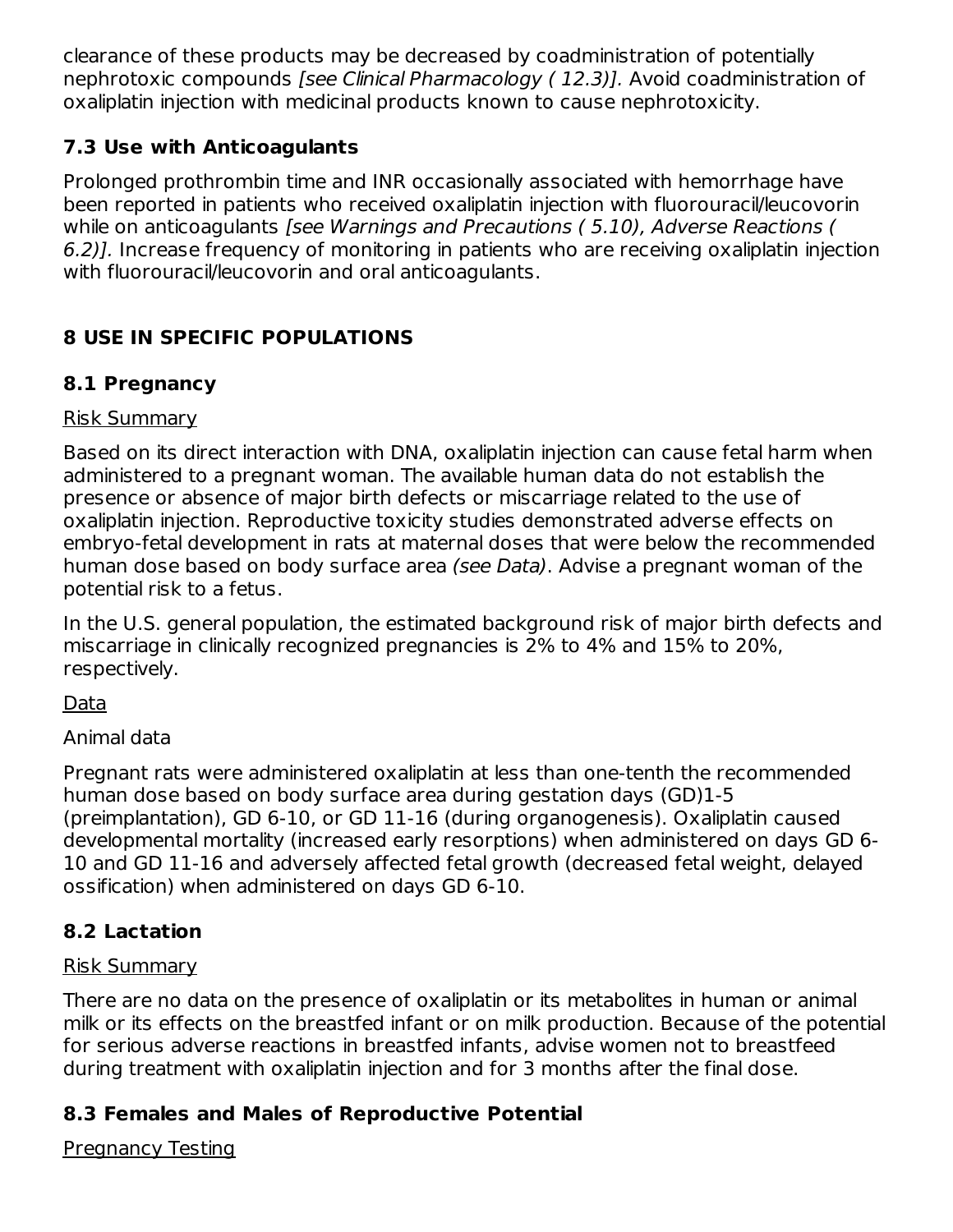clearance of these products may be decreased by coadministration of potentially nephrotoxic compounds *[see Clinical Pharmacology ( 12.3)]*. Avoid coadministration of oxaliplatin injection with medicinal products known to cause nephrotoxicity.

### 7.3 Use with Anticoagulants

Prolonged prothrombin time and INR occasionally associated with hemorrhage have been reported in patients who received oxaliplatin injection with fluorouracil/leucovorin while on anticoagulants *[see Warnings and Precautions ( 5.10), Adverse Reactions ( 6.2)]*. Increase frequency of monitoring in patients who are receiving oxaliplatin injection with fluorouracil/leucovorin and oral anticoagulants.

## 8 USE IN SPECIFIC POPULATIONS

### 8.1 Pregnancy

Risk Summary

Based on its direct interaction with DNA, oxaliplatin injection can cause fetal harm when administered to a pregnant woman. The available human data do not establish the presence or absence of major birth defects or miscarriage related to the use of oxaliplatin injection. Reproductive toxicity studies demonstrated adverse effects on embryo-fetal development in rats at maternal doses that were below the recommended human dose based on body surface area *(see Data)*. Advise a pregnant woman of the potential risk to a fetus.

In the U.S. general population, the estimated background risk of major birth defects and miscarriage in clinically recognized pregnancies is 2% to 4% and 15% to 20%, respectively.

Data

Animal data

Pregnant rats were administered oxaliplatin at less than one-tenth the recommended human dose based on body surface area during gestation days (GD)1-5 (preimplantation), GD 6-10, or GD 11-16 (during organogenesis). Oxaliplatin caused developmental mortality (increased early resorptions) when administered on days GD 6-10 and GD 11-16 and adversely affected fetal growth (decreased fetal weight, delayed ossification) when administered on days GD 6-10.

### 8.2 Lactation

Risk Summary

There are no data on the presence of oxaliplatin or its metabolites in human or animal milk or its effects on the breastfed infant or on milk production. Because of the potential for serious adverse reactions in breastfed infants, advise women not to breastfeed during treatment with oxaliplatin injection and for 3 months after the final dose.

### 8.3 Females and Males of Reproductive Potential

Pregnancy Testing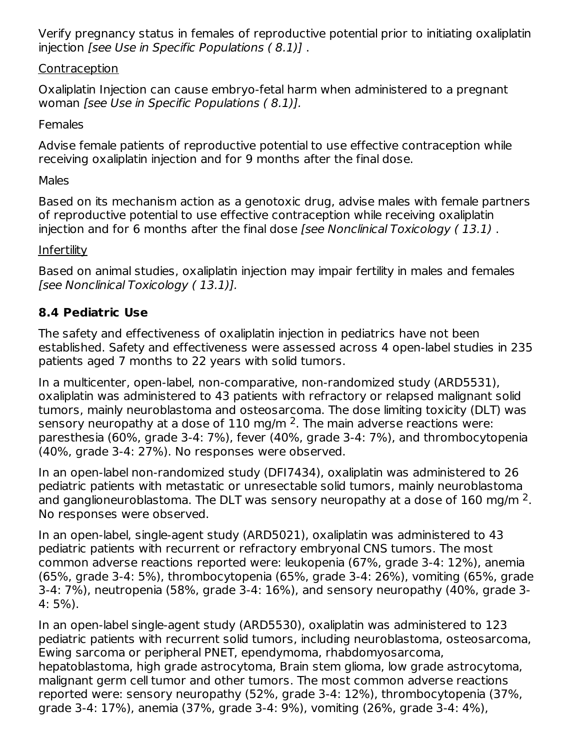Verify pregnancy status in females of reproductive potential prior to initiating oxaliplatin injection *[see Use in Specific Populations ( 8.1)]* .

Contraception

Oxaliplatin Injection can cause embryo-fetal harm when administered to a pregnant woman *[see Use in Specific Populations ( 8.1)].*

Females

Advise female patients of reproductive potential to use effective contraception while receiving oxaliplatin injection and for 9 months after the final dose.

Males

Based on its mechanism action as a genotoxic drug, advise males with female partners of reproductive potential to use effective contraception while receiving oxaliplatin injection and for 6 months after the final dose *[see Nonclinical Toxicology ( 13.1)* .

Infertility

Based on animal studies, oxaliplatin injection may impair fertility in males and females *[see Nonclinical Toxicology ( 13.1)].*

### 8.4 Pediatric Use

The safety and effectiveness of oxaliplatin injection in pediatrics have not been established. Safety and effectiveness were assessed across 4 open-label studies in 235 patients aged 7 months to 22 years with solid tumors.

In a multicenter, open-label, non-comparative, non-randomized study (ARD5531), oxaliplatin was administered to 43 patients with refractory or relapsed malignant solid tumors, mainly neuroblastoma and osteosarcoma. The dose limiting toxicity (DLT) was sensory neuropathy at a dose of 110 mg/m $^2$. The main adverse reactions were: paresthesia (60%, grade 3-4: 7%), fever (40%, grade 3-4: 7%), and thrombocytopenia (40%, grade 3-4: 27%). No responses were observed.

In an open-label non-randomized study (DFI7434), oxaliplatin was administered to 26 pediatric patients with metastatic or unresectable solid tumors, mainly neuroblastoma and ganglioneuroblastoma. The DLT was sensory neuropathy at a dose of 160 mg/m $^2$. No responses were observed.

In an open-label, single-agent study (ARD5021), oxaliplatin was administered to 43 pediatric patients with recurrent or refractory embryonal CNS tumors. The most common adverse reactions reported were: leukopenia (67%, grade 3-4: 12%), anemia (65%, grade 3-4: 5%), thrombocytopenia (65%, grade 3-4: 26%), vomiting (65%, grade 3-4: 7%), neutropenia (58%, grade 3-4: 16%), and sensory neuropathy (40%, grade 3-4: 5%).

In an open-label single-agent study (ARD5530), oxaliplatin was administered to 123 pediatric patients with recurrent solid tumors, including neuroblastoma, osteosarcoma, Ewing sarcoma or peripheral PNET, ependymoma, rhabdomyosarcoma, hepatoblastoma, high grade astrocytoma, Brain stem glioma, low grade astrocytoma, malignant germ cell tumor and other tumors. The most common adverse reactions reported were: sensory neuropathy (52%, grade 3-4: 12%), thrombocytopenia (37%, grade 3-4: 17%), anemia (37%, grade 3-4: 9%), vomiting (26%, grade 3-4: 4%),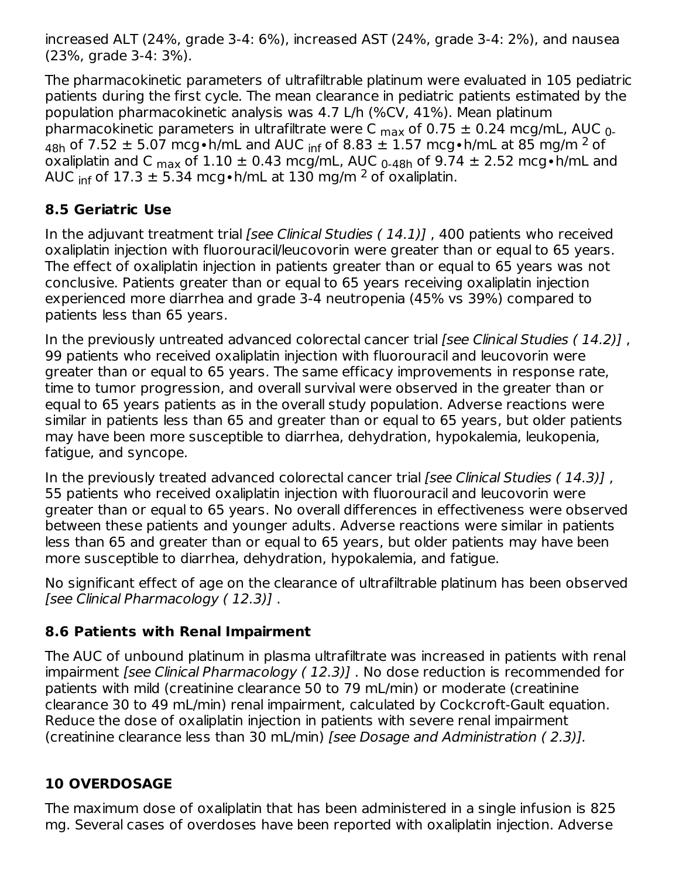increased ALT (24%, grade 3-4: 6%), increased AST (24%, grade 3-4: 2%), and nausea (23%, grade 3-4: 3%).

The pharmacokinetic parameters of ultrafiltrable platinum were evaluated in 105 pediatric patients during the first cycle. The mean clearance in pediatric patients estimated by the population pharmacokinetic analysis was 4.7 L/h (%CV, 41%). Mean platinum pharmacokinetic parameters in ultrafiltrate were $C_{max}$ of 0.75 ± 0.24 mcg/mL, $AUC_{0-48h}$ of 7.52 ± 5.07 mcg∙h/mL and $AUC_{inf}$ of 8.83 ± 1.57 mcg∙h/mL at 85 mg/m$^2$ of oxaliplatin and $C_{max}$ of 1.10 ± 0.43 mcg/mL, $AUC_{0-48h}$ of 9.74 ± 2.52 mcg∙h/mL and $AUC_{inf}$ of 17.3 ± 5.34 mcg∙h/mL at 130 mg/m$^2$ of oxaliplatin.

### 8.5 Geriatric Use

In the adjuvant treatment trial *[see Clinical Studies ( 14.1)]* , 400 patients who received oxaliplatin injection with fluorouracil/leucovorin were greater than or equal to 65 years. The effect of oxaliplatin injection in patients greater than or equal to 65 years was not conclusive. Patients greater than or equal to 65 years receiving oxaliplatin injection experienced more diarrhea and grade 3-4 neutropenia (45% vs 39%) compared to patients less than 65 years.

In the previously untreated advanced colorectal cancer trial *[see Clinical Studies ( 14.2)]* , 99 patients who received oxaliplatin injection with fluorouracil and leucovorin were greater than or equal to 65 years. The same efficacy improvements in response rate, time to tumor progression, and overall survival were observed in the greater than or equal to 65 years patients as in the overall study population. Adverse reactions were similar in patients less than 65 and greater than or equal to 65 years, but older patients may have been more susceptible to diarrhea, dehydration, hypokalemia, leukopenia, fatigue, and syncope.

In the previously treated advanced colorectal cancer trial *[see Clinical Studies ( 14.3)]* , 55 patients who received oxaliplatin injection with fluorouracil and leucovorin were greater than or equal to 65 years. No overall differences in effectiveness were observed between these patients and younger adults. Adverse reactions were similar in patients less than 65 and greater than or equal to 65 years, but older patients may have been more susceptible to diarrhea, dehydration, hypokalemia, and fatigue.

No significant effect of age on the clearance of ultrafiltrable platinum has been observed *[see Clinical Pharmacology ( 12.3)]* .

### 8.6 Patients with Renal Impairment

The AUC of unbound platinum in plasma ultrafiltrate was increased in patients with renal impairment *[see Clinical Pharmacology ( 12.3)]* . No dose reduction is recommended for patients with mild (creatinine clearance 50 to 79 mL/min) or moderate (creatinine clearance 30 to 49 mL/min) renal impairment, calculated by Cockcroft-Gault equation. Reduce the dose of oxaliplatin injection in patients with severe renal impairment (creatinine clearance less than 30 mL/min) *[see Dosage and Administration ( 2.3)].*

## 10 OVERDOSAGE

The maximum dose of oxaliplatin that has been administered in a single infusion is 825 mg. Several cases of overdoses have been reported with oxaliplatin injection. Adverse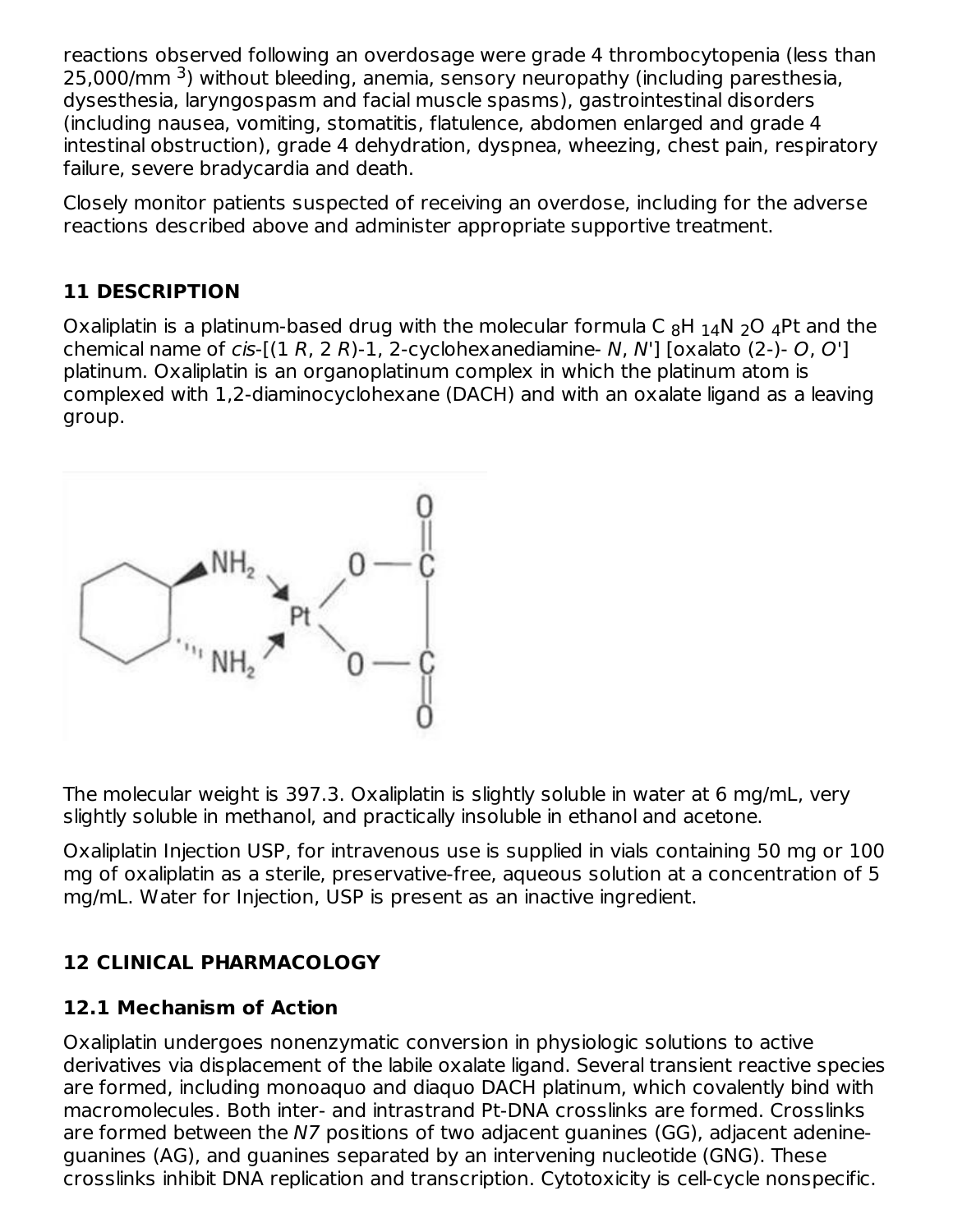reactions observed following an overdosage were grade 4 thrombocytopenia (less than 25,000/mm $^{3}$) without bleeding, anemia, sensory neuropathy (including paresthesia, dysesthesia, laryngospasm and facial muscle spasms), gastrointestinal disorders (including nausea, vomiting, stomatitis, flatulence, abdomen enlarged and grade 4 intestinal obstruction), grade 4 dehydration, dyspnea, wheezing, chest pain, respiratory failure, severe bradycardia and death.

Closely monitor patients suspected of receiving an overdose, including for the adverse reactions described above and administer appropriate supportive treatment.

## 11 DESCRIPTION

Oxaliplatin is a platinum-based drug with the molecular formula $C_8H_{14}N_2O_4Pt$ and the chemical name of *cis*-[(1 *R*, 2 *R*)-1, 2-cyclohexanediamine- *N*, *N'*] [oxalato (2-)- *O*, *O'*] platinum. Oxaliplatin is an organoplatinum complex in which the platinum atom is complexed with 1,2-diaminocyclohexane (DACH) and with an oxalate ligand as a leaving group.

The molecular weight is 397.3. Oxaliplatin is slightly soluble in water at 6 mg/mL, very slightly soluble in methanol, and practically insoluble in ethanol and acetone.

Oxaliplatin Injection USP, for intravenous use is supplied in vials containing 50 mg or 100 mg of oxaliplatin as a sterile, preservative-free, aqueous solution at a concentration of 5 mg/mL. Water for Injection, USP is present as an inactive ingredient.

## 12 CLINICAL PHARMACOLOGY

### 12.1 Mechanism of Action

Oxaliplatin undergoes nonenzymatic conversion in physiologic solutions to active derivatives via displacement of the labile oxalate ligand. Several transient reactive species are formed, including monoaquo and diaquo DACH platinum, which covalently bind with macromolecules. Both inter- and intrastrand Pt-DNA crosslinks are formed. Crosslinks are formed between the *N7* positions of two adjacent guanines (GG), adjacent adenine-guanines (AG), and guanines separated by an intervening nucleotide (GNG). These crosslinks inhibit DNA replication and transcription. Cytotoxicity is cell-cycle nonspecific.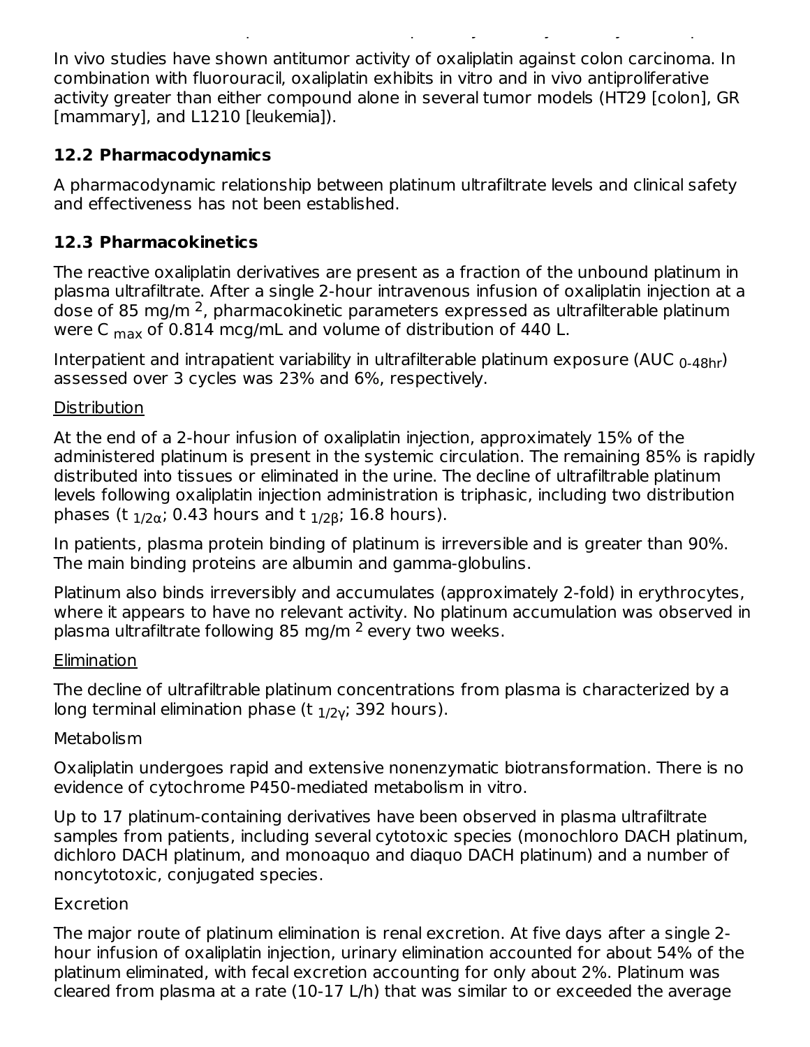In vivo studies have shown antitumor activity of oxaliplatin against colon carcinoma. In combination with fluorouracil, oxaliplatin exhibits in vitro and in vivo antiproliferative activity greater than either compound alone in several tumor models (HT29 [colon], GR [mammary], and L1210 [leukemia]).

### 12.2 Pharmacodynamics

A pharmacodynamic relationship between platinum ultrafiltrate levels and clinical safety and effectiveness has not been established.

### 12.3 Pharmacokinetics

The reactive oxaliplatin derivatives are present as a fraction of the unbound platinum in plasma ultrafiltrate. After a single 2-hour intravenous infusion of oxaliplatin injection at a dose of 85 mg/m $^2$, pharmacokinetic parameters expressed as ultrafilterable platinum were $C_{max}$ of 0.814 mcg/mL and volume of distribution of 440 L.

Interpatient and intrapatient variability in ultrafilterable platinum exposure ($AUC_{0\text{-}48hr}$) assessed over 3 cycles was 23% and 6%, respectively.

Distribution

At the end of a 2-hour infusion of oxaliplatin injection, approximately 15% of the administered platinum is present in the systemic circulation. The remaining 85% is rapidly distributed into tissues or eliminated in the urine. The decline of ultrafiltrable platinum levels following oxaliplatin injection administration is triphasic, including two distribution phases ($t_{1/2\alpha}$; 0.43 hours and $t_{1/2\beta}$; 16.8 hours).

In patients, plasma protein binding of platinum is irreversible and is greater than 90%. The main binding proteins are albumin and gamma-globulins.

Platinum also binds irreversibly and accumulates (approximately 2-fold) in erythrocytes, where it appears to have no relevant activity. No platinum accumulation was observed in plasma ultrafiltrate following 85 mg/m $^2$ every two weeks.

Elimination

The decline of ultrafiltrable platinum concentrations from plasma is characterized by a long terminal elimination phase ($t_{1/2\gamma}$; 392 hours).

Metabolism

Oxaliplatin undergoes rapid and extensive nonenzymatic biotransformation. There is no evidence of cytochrome P450-mediated metabolism in vitro.

Up to 17 platinum-containing derivatives have been observed in plasma ultrafiltrate samples from patients, including several cytotoxic species (monochloro DACH platinum, dichloro DACH platinum, and monoaquo and diaquo DACH platinum) and a number of noncytotoxic, conjugated species.

Excretion

The major route of platinum elimination is renal excretion. At five days after a single 2-hour infusion of oxaliplatin injection, urinary elimination accounted for about 54% of the platinum eliminated, with fecal excretion accounting for only about 2%. Platinum was cleared from plasma at a rate (10-17 L/h) that was similar to or exceeded the average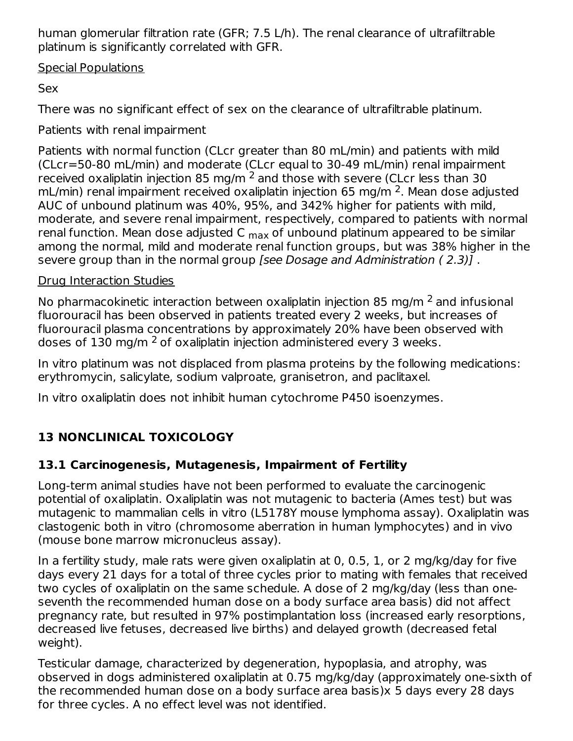human glomerular filtration rate (GFR; 7.5 L/h). The renal clearance of ultrafiltrable platinum is significantly correlated with GFR.

Special Populations

Sex

There was no significant effect of sex on the clearance of ultrafiltrable platinum.

Patients with renal impairment

Patients with normal function (CLcr greater than 80 mL/min) and patients with mild (CLcr=50-80 mL/min) and moderate (CLcr equal to 30-49 mL/min) renal impairment received oxaliplatin injection 85 mg/m $^2$ and those with severe (CLcr less than 30 mL/min) renal impairment received oxaliplatin injection 65 mg/m $^2$. Mean dose adjusted AUC of unbound platinum was 40%, 95%, and 342% higher for patients with mild, moderate, and severe renal impairment, respectively, compared to patients with normal renal function. Mean dose adjusted $C_{max}$ of unbound platinum appeared to be similar among the normal, mild and moderate renal function groups, but was 38% higher in the severe group than in the normal group *[see Dosage and Administration ( 2.3)]* .

Drug Interaction Studies

No pharmacokinetic interaction between oxaliplatin injection 85 mg/m $^2$ and infusional fluorouracil has been observed in patients treated every 2 weeks, but increases of fluorouracil plasma concentrations by approximately 20% have been observed with doses of 130 mg/m $^2$ of oxaliplatin injection administered every 3 weeks.

In vitro platinum was not displaced from plasma proteins by the following medications: erythromycin, salicylate, sodium valproate, granisetron, and paclitaxel.

In vitro oxaliplatin does not inhibit human cytochrome P450 isoenzymes.

## 13 NONCLINICAL TOXICOLOGY

### 13.1 Carcinogenesis, Mutagenesis, Impairment of Fertility

Long-term animal studies have not been performed to evaluate the carcinogenic potential of oxaliplatin. Oxaliplatin was not mutagenic to bacteria (Ames test) but was mutagenic to mammalian cells in vitro (L5178Y mouse lymphoma assay). Oxaliplatin was clastogenic both in vitro (chromosome aberration in human lymphocytes) and in vivo (mouse bone marrow micronucleus assay).

In a fertility study, male rats were given oxaliplatin at 0, 0.5, 1, or 2 mg/kg/day for five days every 21 days for a total of three cycles prior to mating with females that received two cycles of oxaliplatin on the same schedule. A dose of 2 mg/kg/day (less than one-seventh the recommended human dose on a body surface area basis) did not affect pregnancy rate, but resulted in 97% postimplantation loss (increased early resorptions, decreased live fetuses, decreased live births) and delayed growth (decreased fetal weight).

Testicular damage, characterized by degeneration, hypoplasia, and atrophy, was observed in dogs administered oxaliplatin at 0.75 mg/kg/day (approximately one-sixth of the recommended human dose on a body surface area basis)x 5 days every 28 days for three cycles. A no effect level was not identified.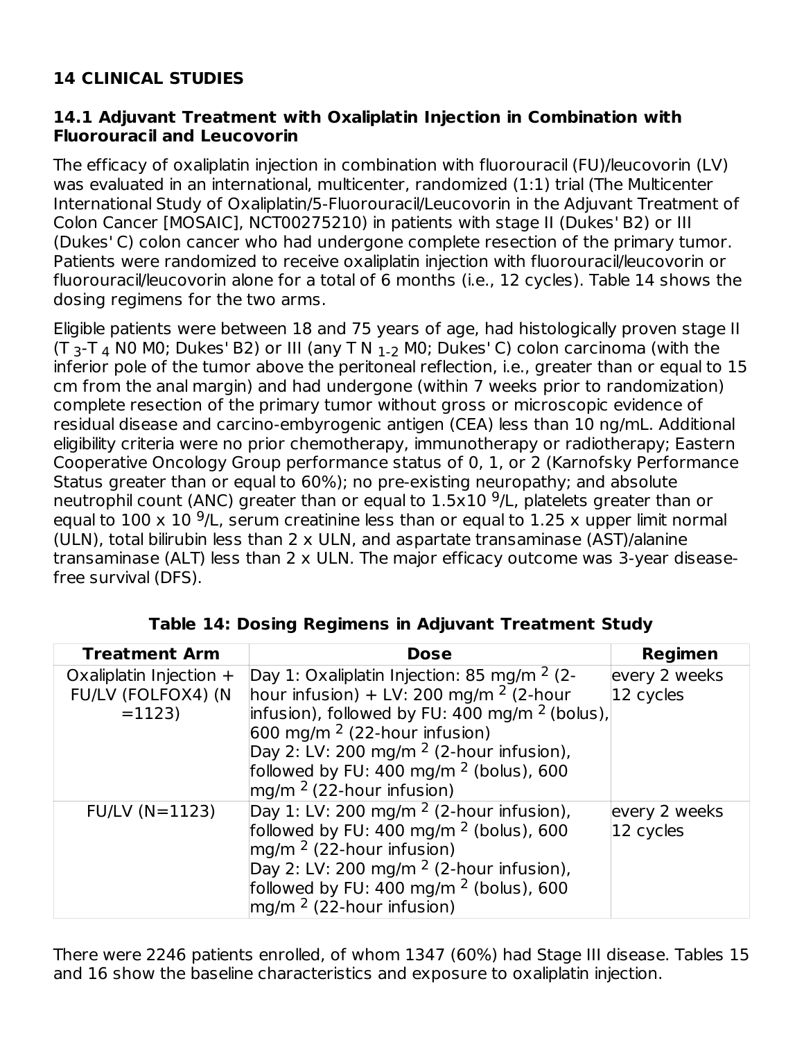## 14 CLINICAL STUDIES

### 14.1 Adjuvant Treatment with Oxaliplatin Injection in Combination with Fluorouracil and Leucovorin

The efficacy of oxaliplatin injection in combination with fluorouracil (FU)/leucovorin (LV) was evaluated in an international, multicenter, randomized (1:1) trial (The Multicenter International Study of Oxaliplatin/5-Fluorouracil/Leucovorin in the Adjuvant Treatment of Colon Cancer [MOSAIC], NCT00275210) in patients with stage II (Dukes' B2) or III (Dukes' C) colon cancer who had undergone complete resection of the primary tumor. Patients were randomized to receive oxaliplatin injection with fluorouracil/leucovorin or fluorouracil/leucovorin alone for a total of 6 months (i.e., 12 cycles). Table 14 shows the dosing regimens for the two arms.

Eligible patients were between 18 and 75 years of age, had histologically proven stage II ($T_3$-$T_4$ N0 M0; Dukes' B2) or III (any T $N_{1-2}$ M0; Dukes' C) colon carcinoma (with the inferior pole of the tumor above the peritoneal reflection, i.e., greater than or equal to 15 cm from the anal margin) and had undergone (within 7 weeks prior to randomization) complete resection of the primary tumor without gross or microscopic evidence of residual disease and carcino-embyrogenic antigen (CEA) less than 10 ng/mL. Additional eligibility criteria were no prior chemotherapy, immunotherapy or radiotherapy; Eastern Cooperative Oncology Group performance status of 0, 1, or 2 (Karnofsky Performance Status greater than or equal to 60%); no pre-existing neuropathy; and absolute neutrophil count (ANC) greater than or equal to $1.5 \times 10^9$/L, platelets greater than or equal to $100 \times 10^9$/L, serum creatinine less than or equal to 1.25 x upper limit normal (ULN), total bilirubin less than 2 x ULN, and aspartate transaminase (AST)/alanine transaminase (ALT) less than 2 x ULN. The major efficacy outcome was 3-year disease-free survival (DFS).

**Table 14: Dosing Regimens in Adjuvant Treatment Study**

| Treatment Arm | Dose | Regimen |
|---|---|---|
| Oxaliplatin Injection + FU/LV (FOLFOX4) (N =1123) | Day 1: Oxaliplatin Injection: 85 mg/m$^2$ (2-hour infusion) + LV: 200 mg/m$^2$ (2-hour infusion), followed by FU: 400 mg/m$^2$ (bolus), 600 mg/m$^2$ (22-hour infusion)<br>Day 2: LV: 200 mg/m$^2$ (2-hour infusion), followed by FU: 400 mg/m$^2$ (bolus), 600 mg/m$^2$ (22-hour infusion) | every 2 weeks 12 cycles |
| FU/LV (N=1123) | Day 1: LV: 200 mg/m$^2$ (2-hour infusion), followed by FU: 400 mg/m$^2$ (bolus), 600 mg/m$^2$ (22-hour infusion)<br>Day 2: LV: 200 mg/m$^2$ (2-hour infusion), followed by FU: 400 mg/m$^2$ (bolus), 600 mg/m$^2$ (22-hour infusion) | every 2 weeks 12 cycles |

There were 2246 patients enrolled, of whom 1347 (60%) had Stage III disease. Tables 15 and 16 show the baseline characteristics and exposure to oxaliplatin injection.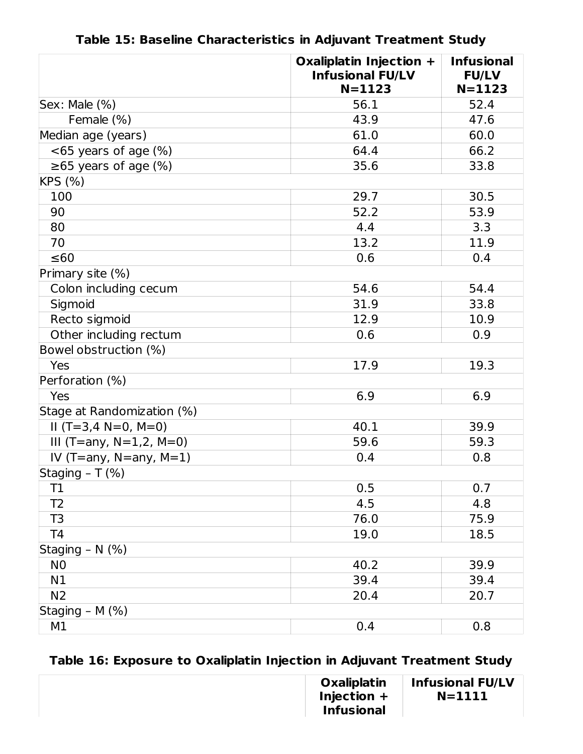**Table 15: Baseline Characteristics in Adjuvant Treatment Study**

| | Oxaliplatin Injection + Infusional FU/LV N=1123 | Infusional FU/LV N=1123 |
|---|---|---|
| Sex: Male (%) | 56.1 | 52.4 |
| Female (%) | 43.9 | 47.6 |
| Median age (years) | 61.0 | 60.0 |
| <65 years of age (%) | 64.4 | 66.2 |
| ≥65 years of age (%) | 35.6 | 33.8 |
| KPS (%) | | |
| 100 | 29.7 | 30.5 |
| 90 | 52.2 | 53.9 |
| 80 | 4.4 | 3.3 |
| 70 | 13.2 | 11.9 |
| ≤60 | 0.6 | 0.4 |
| Primary site (%) | | |
| Colon including cecum | 54.6 | 54.4 |
| Sigmoid | 31.9 | 33.8 |
| Recto sigmoid | 12.9 | 10.9 |
| Other including rectum | 0.6 | 0.9 |
| Bowel obstruction (%) | | |
| Yes | 17.9 | 19.3 |
| Perforation (%) | | |
| Yes | 6.9 | 6.9 |
| Stage at Randomization (%) | | |
| II (T=3,4 N=0, M=0) | 40.1 | 39.9 |
| III (T=any, N=1,2, M=0) | 59.6 | 59.3 |
| IV (T=any, N=any, M=1) | 0.4 | 0.8 |
| Staging – T (%) | | |
| T1 | 0.5 | 0.7 |
| T2 | 4.5 | 4.8 |
| T3 | 76.0 | 75.9 |
| T4 | 19.0 | 18.5 |
| Staging – N (%) | | |
| N0 | 40.2 | 39.9 |
| N1 | 39.4 | 39.4 |
| N2 | 20.4 | 20.7 |
| Staging – M (%) | | |
| M1 | 0.4 | 0.8 |

**Table 16: Exposure to Oxaliplatin Injection in Adjuvant Treatment Study**

| | Oxaliplatin Injection + Infusional | Infusional FU/LV N=1111 |
|---|---|---|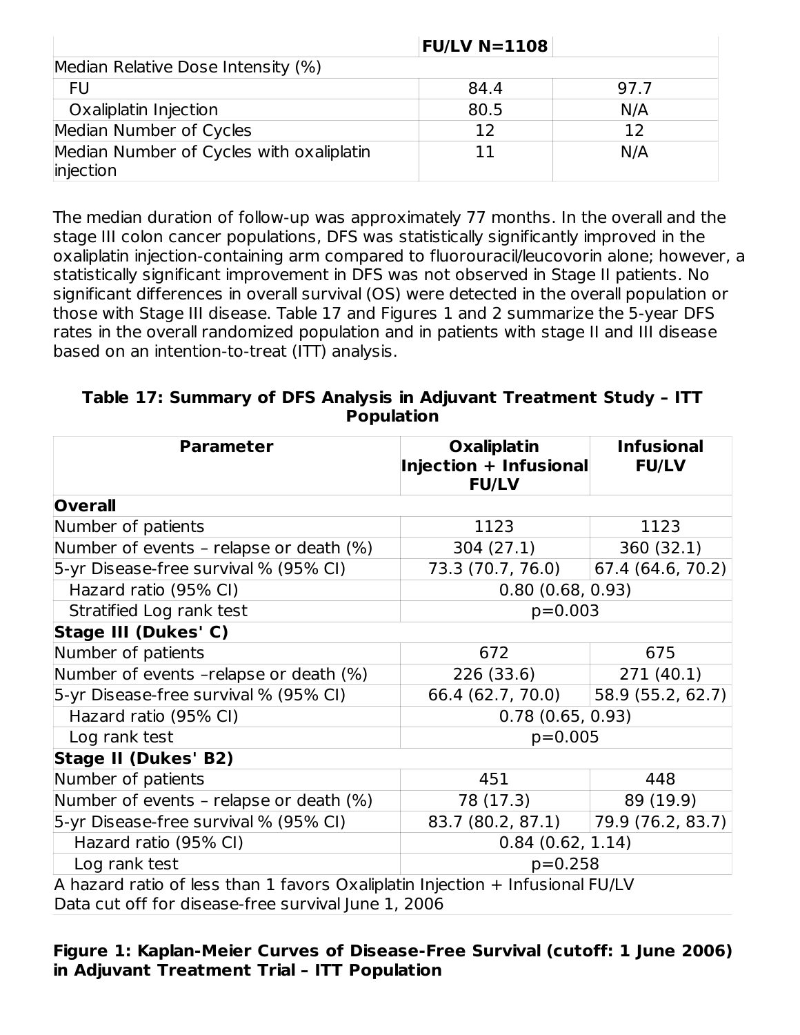| | FU/LV N=1108 | |
|---|---|---|
| Median Relative Dose Intensity (%) | | |
| FU | 84.4 | 97.7 |
| Oxaliplatin Injection | 80.5 | N/A |
| Median Number of Cycles | 12 | 12 |
| Median Number of Cycles with oxaliplatin injection | 11 | N/A |

The median duration of follow-up was approximately 77 months. In the overall and the stage III colon cancer populations, DFS was statistically significantly improved in the oxaliplatin injection-containing arm compared to fluorouracil/leucovorin alone; however, a statistically significant improvement in DFS was not observed in Stage II patients. No significant differences in overall survival (OS) were detected in the overall population or those with Stage III disease. Table 17 and Figures 1 and 2 summarize the 5-year DFS rates in the overall randomized population and in patients with stage II and III disease based on an intention-to-treat (ITT) analysis.

**Table 17: Summary of DFS Analysis in Adjuvant Treatment Study – ITT Population**

| Parameter | Oxaliplatin Injection + Infusional FU/LV | Infusional FU/LV |
|---|---|---|
| **Overall** | | |
| Number of patients | 1123 | 1123 |
| Number of events – relapse or death (%) | 304 (27.1) | 360 (32.1) |
| 5-yr Disease-free survival % (95% CI) | 73.3 (70.7, 76.0) | 67.4 (64.6, 70.2) |
| Hazard ratio (95% CI) | 0.80 (0.68, 0.93) | |
| Stratified Log rank test | p=0.003 | |
| **Stage III (Dukes' C)** | | |
| Number of patients | 672 | 675 |
| Number of events –relapse or death (%) | 226 (33.6) | 271 (40.1) |
| 5-yr Disease-free survival % (95% CI) | 66.4 (62.7, 70.0) | 58.9 (55.2, 62.7) |
| Hazard ratio (95% CI) | 0.78 (0.65, 0.93) | |
| Log rank test | p=0.005 | |
| **Stage II (Dukes' B2)** | | |
| Number of patients | 451 | 448 |
| Number of events – relapse or death (%) | 78 (17.3) | 89 (19.9) |
| 5-yr Disease-free survival % (95% CI) | 83.7 (80.2, 87.1) | 79.9 (76.2, 83.7) |
| Hazard ratio (95% CI) | 0.84 (0.62, 1.14) | |
| Log rank test | p=0.258 | |

A hazard ratio of less than 1 favors Oxaliplatin Injection + Infusional FU/LV
Data cut off for disease-free survival June 1, 2006

**Figure 1: Kaplan-Meier Curves of Disease-Free Survival (cutoff: 1 June 2006) in Adjuvant Treatment Trial – ITT Population**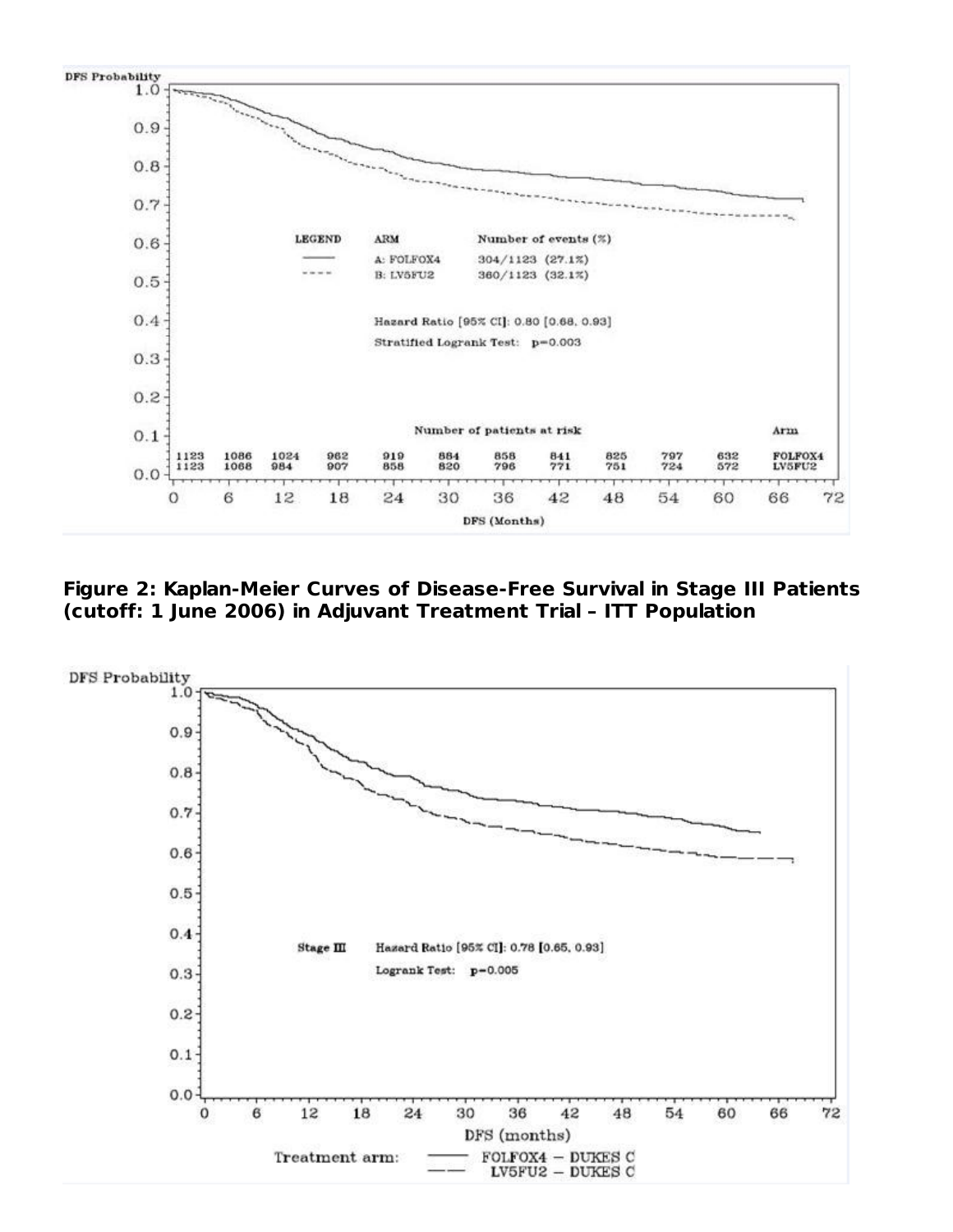**Figure 2: Kaplan-Meier Curves of Disease-Free Survival in Stage III Patients (cutoff: 1 June 2006) in Adjuvant Treatment Trial – ITT Population**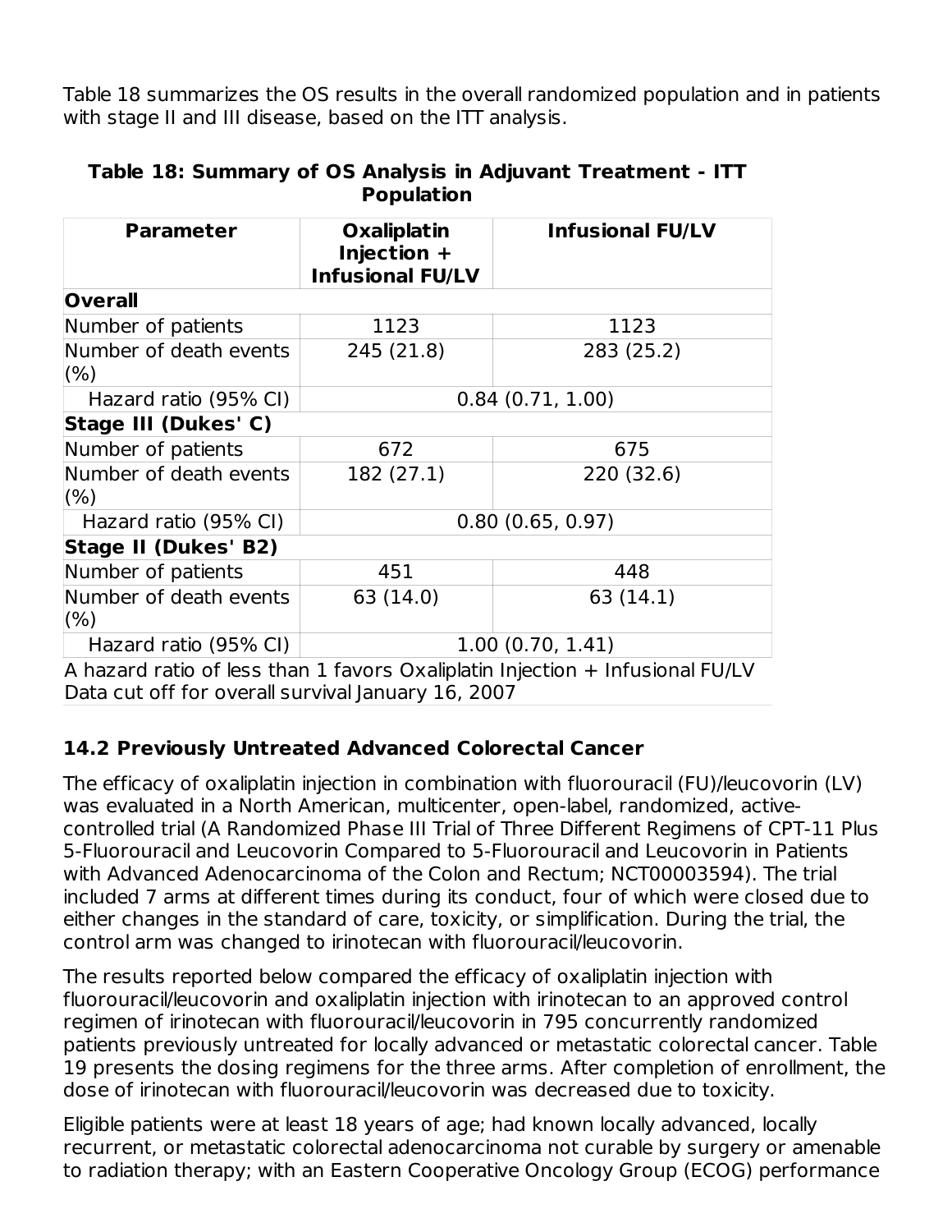Table 18 summarizes the OS results in the overall randomized population and in patients with stage II and III disease, based on the ITT analysis.

**Table 18: Summary of OS Analysis in Adjuvant Treatment - ITT Population**

| Parameter | Oxaliplatin Injection + Infusional FU/LV | Infusional FU/LV |
|---|---|---|
| **Overall** | | |
| Number of patients | 1123 | 1123 |
| Number of death events (%) | 245 (21.8) | 283 (25.2) |
| Hazard ratio (95% CI) | 0.84 (0.71, 1.00) | |
| **Stage III (Dukes' C)** | | |
| Number of patients | 672 | 675 |
| Number of death events (%) | 182 (27.1) | 220 (32.6) |
| Hazard ratio (95% CI) | 0.80 (0.65, 0.97) | |
| **Stage II (Dukes' B2)** | | |
| Number of patients | 451 | 448 |
| Number of death events (%) | 63 (14.0) | 63 (14.1) |
| Hazard ratio (95% CI) | 1.00 (0.70, 1.41) | |

A hazard ratio of less than 1 favors Oxaliplatin Injection + Infusional FU/LV
Data cut off for overall survival January 16, 2007

## 14.2 Previously Untreated Advanced Colorectal Cancer

The efficacy of oxaliplatin injection in combination with fluorouracil (FU)/leucovorin (LV) was evaluated in a North American, multicenter, open-label, randomized, active-controlled trial (A Randomized Phase III Trial of Three Different Regimens of CPT-11 Plus 5-Fluorouracil and Leucovorin Compared to 5-Fluorouracil and Leucovorin in Patients with Advanced Adenocarcinoma of the Colon and Rectum; NCT00003594). The trial included 7 arms at different times during its conduct, four of which were closed due to either changes in the standard of care, toxicity, or simplification. During the trial, the control arm was changed to irinotecan with fluorouracil/leucovorin.

The results reported below compared the efficacy of oxaliplatin injection with fluorouracil/leucovorin and oxaliplatin injection with irinotecan to an approved control regimen of irinotecan with fluorouracil/leucovorin in 795 concurrently randomized patients previously untreated for locally advanced or metastatic colorectal cancer. Table 19 presents the dosing regimens for the three arms. After completion of enrollment, the dose of irinotecan with fluorouracil/leucovorin was decreased due to toxicity.

Eligible patients were at least 18 years of age; had known locally advanced, locally recurrent, or metastatic colorectal adenocarcinoma not curable by surgery or amenable to radiation therapy; with an Eastern Cooperative Oncology Group (ECOG) performance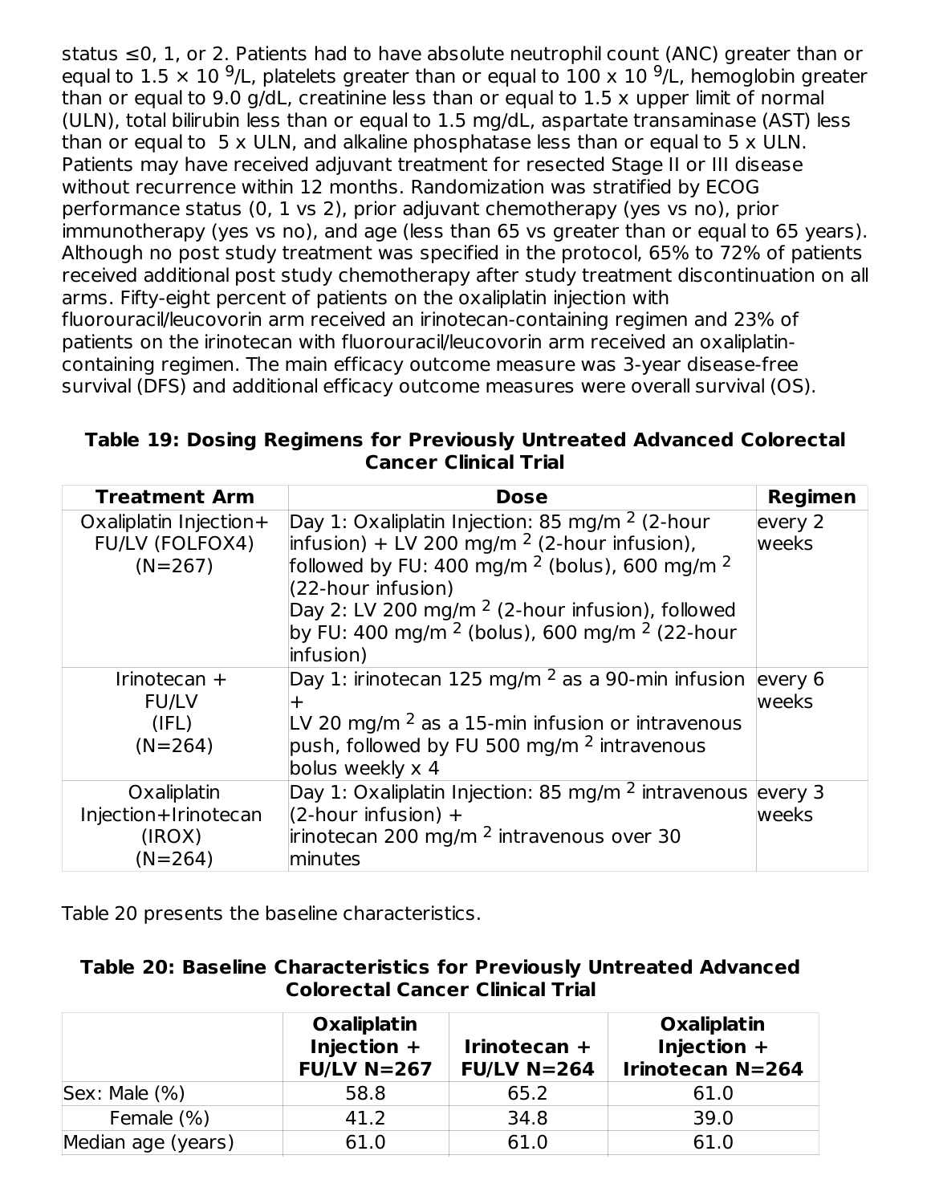status ≤0, 1, or 2. Patients had to have absolute neutrophil count (ANC) greater than or equal to $1.5 \times 10^9$/L, platelets greater than or equal to $100 \times 10^9$/L, hemoglobin greater than or equal to 9.0 g/dL, creatinine less than or equal to 1.5 x upper limit of normal (ULN), total bilirubin less than or equal to 1.5 mg/dL, aspartate transaminase (AST) less than or equal to 5 x ULN, and alkaline phosphatase less than or equal to 5 x ULN. Patients may have received adjuvant treatment for resected Stage II or III disease without recurrence within 12 months. Randomization was stratified by ECOG performance status (0, 1 vs 2), prior adjuvant chemotherapy (yes vs no), prior immunotherapy (yes vs no), and age (less than 65 vs greater than or equal to 65 years). Although no post study treatment was specified in the protocol, 65% to 72% of patients received additional post study chemotherapy after study treatment discontinuation on all arms. Fifty-eight percent of patients on the oxaliplatin injection with fluorouracil/leucovorin arm received an irinotecan-containing regimen and 23% of patients on the irinotecan with fluorouracil/leucovorin arm received an oxaliplatin-containing regimen. The main efficacy outcome measure was 3-year disease-free survival (DFS) and additional efficacy outcome measures were overall survival (OS).

**Table 19: Dosing Regimens for Previously Untreated Advanced Colorectal Cancer Clinical Trial**

| Treatment Arm | Dose | Regimen |
|---|---|---|
| Oxaliplatin Injection+ FU/LV (FOLFOX4) (N=267) | Day 1: Oxaliplatin Injection: 85 mg/m$^2$ (2-hour infusion) + LV 200 mg/m$^2$ (2-hour infusion), followed by FU: 400 mg/m$^2$ (bolus), 600 mg/m$^2$ (22-hour infusion)<br>Day 2: LV 200 mg/m$^2$ (2-hour infusion), followed by FU: 400 mg/m$^2$ (bolus), 600 mg/m$^2$ (22-hour infusion) | every 2 weeks |
| Irinotecan + FU/LV (IFL) (N=264) | Day 1: irinotecan 125 mg/m$^2$ as a 90-min infusion + LV 20 mg/m$^2$ as a 15-min infusion or intravenous push, followed by FU 500 mg/m$^2$ intravenous bolus weekly x 4 | every 6 weeks |
| Oxaliplatin Injection+Irinotecan (IROX) (N=264) | Day 1: Oxaliplatin Injection: 85 mg/m$^2$ intravenous (2-hour infusion) + irinotecan 200 mg/m$^2$ intravenous over 30 minutes | every 3 weeks |

Table 20 presents the baseline characteristics.

**Table 20: Baseline Characteristics for Previously Untreated Advanced Colorectal Cancer Clinical Trial**

| | Oxaliplatin Injection + FU/LV N=267 | Irinotecan + FU/LV N=264 | Oxaliplatin Injection + Irinotecan N=264 |
|---|---|---|---|
| Sex: Male (%) | 58.8 | 65.2 | 61.0 |
| Female (%) | 41.2 | 34.8 | 39.0 |
| Median age (years) | 61.0 | 61.0 | 61.0 |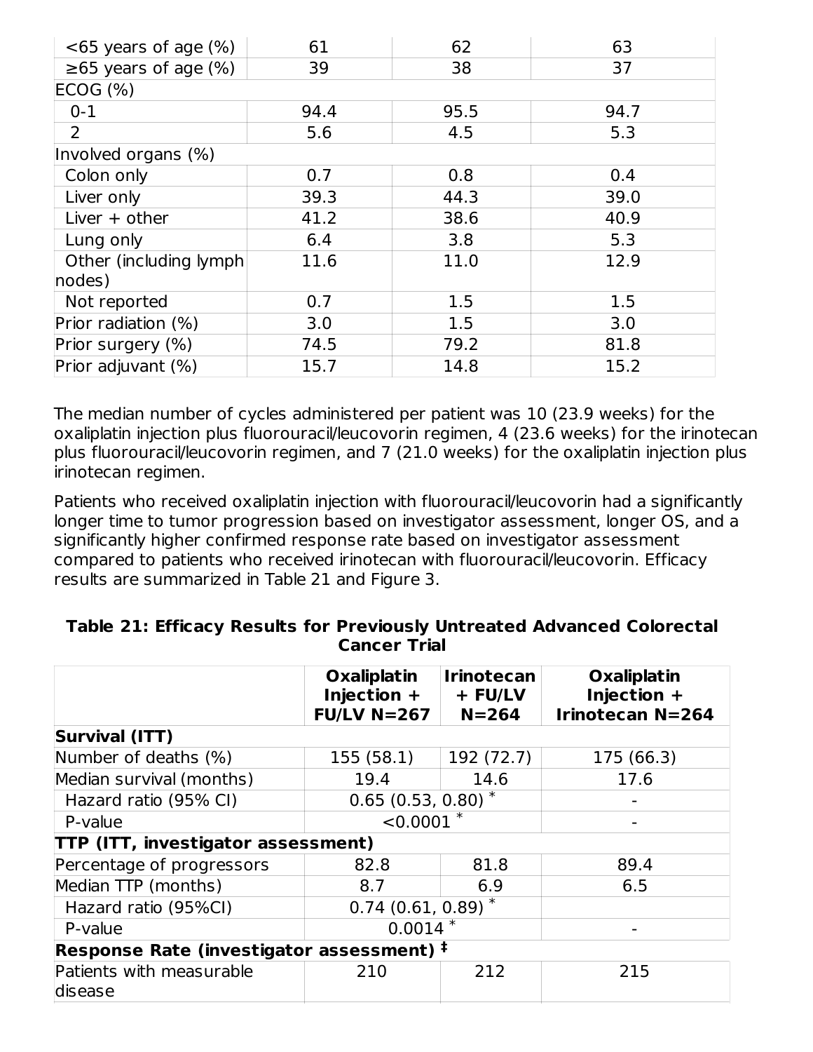| | | | |
|---|---|---|---|
| <65 years of age (%) | 61 | 62 | 63 |
| ≥65 years of age (%) | 39 | 38 | 37 |
| ECOG (%) | | | |
| 0-1 | 94.4 | 95.5 | 94.7 |
| 2 | 5.6 | 4.5 | 5.3 |
| Involved organs (%) | | | |
| Colon only | 0.7 | 0.8 | 0.4 |
| Liver only | 39.3 | 44.3 | 39.0 |
| Liver + other | 41.2 | 38.6 | 40.9 |
| Lung only | 6.4 | 3.8 | 5.3 |
| Other (including lymph nodes) | 11.6 | 11.0 | 12.9 |
| Not reported | 0.7 | 1.5 | 1.5 |
| Prior radiation (%) | 3.0 | 1.5 | 3.0 |
| Prior surgery (%) | 74.5 | 79.2 | 81.8 |
| Prior adjuvant (%) | 15.7 | 14.8 | 15.2 |

The median number of cycles administered per patient was 10 (23.9 weeks) for the oxaliplatin injection plus fluorouracil/leucovorin regimen, 4 (23.6 weeks) for the irinotecan plus fluorouracil/leucovorin regimen, and 7 (21.0 weeks) for the oxaliplatin injection plus irinotecan regimen.

Patients who received oxaliplatin injection with fluorouracil/leucovorin had a significantly longer time to tumor progression based on investigator assessment, longer OS, and a significantly higher confirmed response rate based on investigator assessment compared to patients who received irinotecan with fluorouracil/leucovorin. Efficacy results are summarized in Table 21 and Figure 3.

**Table 21: Efficacy Results for Previously Untreated Advanced Colorectal Cancer Trial**

| | Oxaliplatin Injection + FU/LV N=267 | Irinotecan + FU/LV N=264 | Oxaliplatin Injection + Irinotecan N=264 |
|---|---|---|---|
| **Survival (ITT)** | | | |
| Number of deaths (%) | 155 (58.1) | 192 (72.7) | 175 (66.3) |
| Median survival (months) | 19.4 | 14.6 | 17.6 |
| Hazard ratio (95% CI) | 0.65 (0.53, 0.80) * | | - |
| P-value | <0.0001 * | | - |
| **TTP (ITT, investigator assessment)** | | | |
| Percentage of progressors | 82.8 | 81.8 | 89.4 |
| Median TTP (months) | 8.7 | 6.9 | 6.5 |
| Hazard ratio (95%CI) | 0.74 (0.61, 0.89) * | | |
| P-value | 0.0014 * | | - |
| **Response Rate (investigator assessment) ‡** | | | |
| Patients with measurable disease | 210 | 212 | 215 |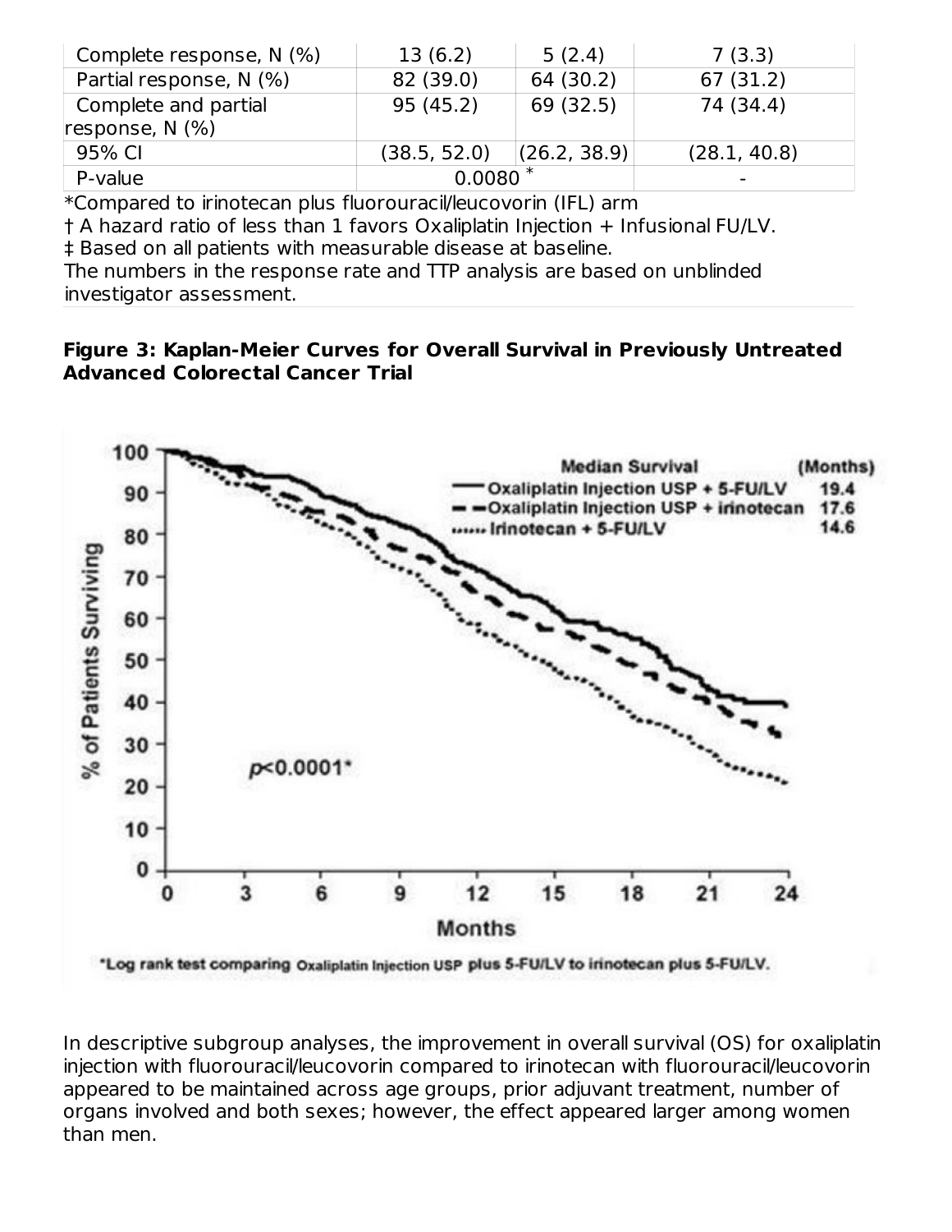| | | | |
|---|---|---|---|
| Complete response, N (%) | 13 (6.2) | 5 (2.4) | 7 (3.3) |
| Partial response, N (%) | 82 (39.0) | 64 (30.2) | 67 (31.2) |
| Complete and partial response, N (%) | 95 (45.2) | 69 (32.5) | 74 (34.4) |
| 95% CI | (38.5, 52.0) | (26.2, 38.9) | (28.1, 40.8) |
| P-value | 0.0080 * | | - |

*Compared to irinotecan plus fluorouracil/leucovorin (IFL) arm

† A hazard ratio of less than 1 favors Oxaliplatin Injection + Infusional FU/LV.

‡ Based on all patients with measurable disease at baseline.

The numbers in the response rate and TTP analysis are based on unblinded investigator assessment.

**Figure 3: Kaplan-Meier Curves for Overall Survival in Previously Untreated Advanced Colorectal Cancer Trial**

| Median Survival | (Months) |
|---|---|
| Oxaliplatin Injection USP + 5-FU/LV | 19.4 |
| Oxaliplatin Injection USP + irinotecan | 17.6 |
| Irinotecan + 5-FU/LV | 14.6 |

p<0.0001*

*Log rank test comparing Oxaliplatin Injection USP plus 5-FU/LV to irinotecan plus 5-FU/LV.

In descriptive subgroup analyses, the improvement in overall survival (OS) for oxaliplatin injection with fluorouracil/leucovorin compared to irinotecan with fluorouracil/leucovorin appeared to be maintained across age groups, prior adjuvant treatment, number of organs involved and both sexes; however, the effect appeared larger among women than men.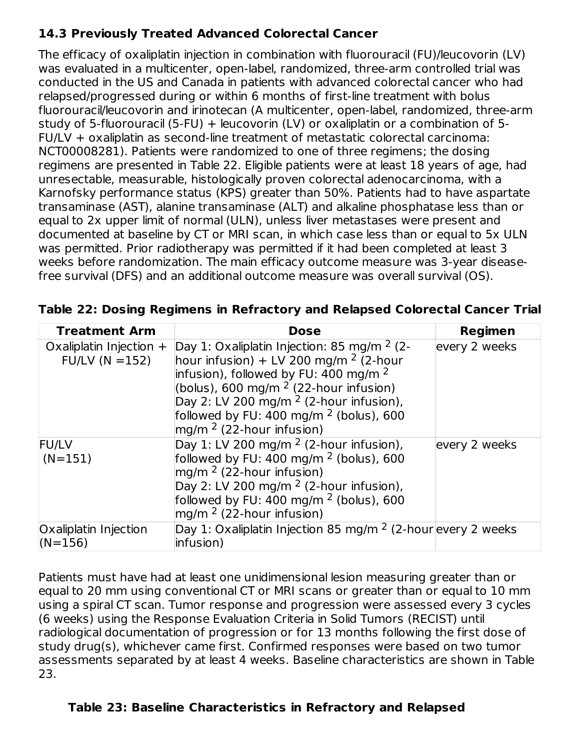### 14.3 Previously Treated Advanced Colorectal Cancer

The efficacy of oxaliplatin injection in combination with fluorouracil (FU)/leucovorin (LV) was evaluated in a multicenter, open-label, randomized, three-arm controlled trial was conducted in the US and Canada in patients with advanced colorectal cancer who had relapsed/progressed during or within 6 months of first-line treatment with bolus fluorouracil/leucovorin and irinotecan (A multicenter, open-label, randomized, three-arm study of 5-fluorouracil (5-FU) + leucovorin (LV) or oxaliplatin or a combination of 5-FU/LV + oxaliplatin as second-line treatment of metastatic colorectal carcinoma: NCT00008281). Patients were randomized to one of three regimens; the dosing regimens are presented in Table 22. Eligible patients were at least 18 years of age, had unresectable, measurable, histologically proven colorectal adenocarcinoma, with a Karnofsky performance status (KPS) greater than 50%. Patients had to have aspartate transaminase (AST), alanine transaminase (ALT) and alkaline phosphatase less than or equal to 2x upper limit of normal (ULN), unless liver metastases were present and documented at baseline by CT or MRI scan, in which case less than or equal to 5x ULN was permitted. Prior radiotherapy was permitted if it had been completed at least 3 weeks before randomization. The main efficacy outcome measure was 3-year disease-free survival (DFS) and an additional outcome measure was overall survival (OS).

**Table 22: Dosing Regimens in Refractory and Relapsed Colorectal Cancer Trial**

| Treatment Arm | Dose | Regimen |
|---|---|---|
| Oxaliplatin Injection + FU/LV (N =152) | Day 1: Oxaliplatin Injection: 85 mg/m $^2$ (2-hour infusion) + LV 200 mg/m $^2$ (2-hour infusion), followed by FU: 400 mg/m $^2$ (bolus), 600 mg/m $^2$ (22-hour infusion)<br>Day 2: LV 200 mg/m $^2$ (2-hour infusion), followed by FU: 400 mg/m $^2$ (bolus), 600 mg/m $^2$ (22-hour infusion) | every 2 weeks |
| FU/LV (N=151) | Day 1: LV 200 mg/m $^2$ (2-hour infusion), followed by FU: 400 mg/m $^2$ (bolus), 600 mg/m $^2$ (22-hour infusion)<br>Day 2: LV 200 mg/m $^2$ (2-hour infusion), followed by FU: 400 mg/m $^2$ (bolus), 600 mg/m $^2$ (22-hour infusion) | every 2 weeks |
| Oxaliplatin Injection (N=156) | Day 1: Oxaliplatin Injection 85 mg/m $^2$ (2-hour infusion) | every 2 weeks |

Patients must have had at least one unidimensional lesion measuring greater than or equal to 20 mm using conventional CT or MRI scans or greater than or equal to 10 mm using a spiral CT scan. Tumor response and progression were assessed every 3 cycles (6 weeks) using the Response Evaluation Criteria in Solid Tumors (RECIST) until radiological documentation of progression or for 13 months following the first dose of study drug(s), whichever came first. Confirmed responses were based on two tumor assessments separated by at least 4 weeks. Baseline characteristics are shown in Table 23.

**Table 23: Baseline Characteristics in Refractory and Relapsed**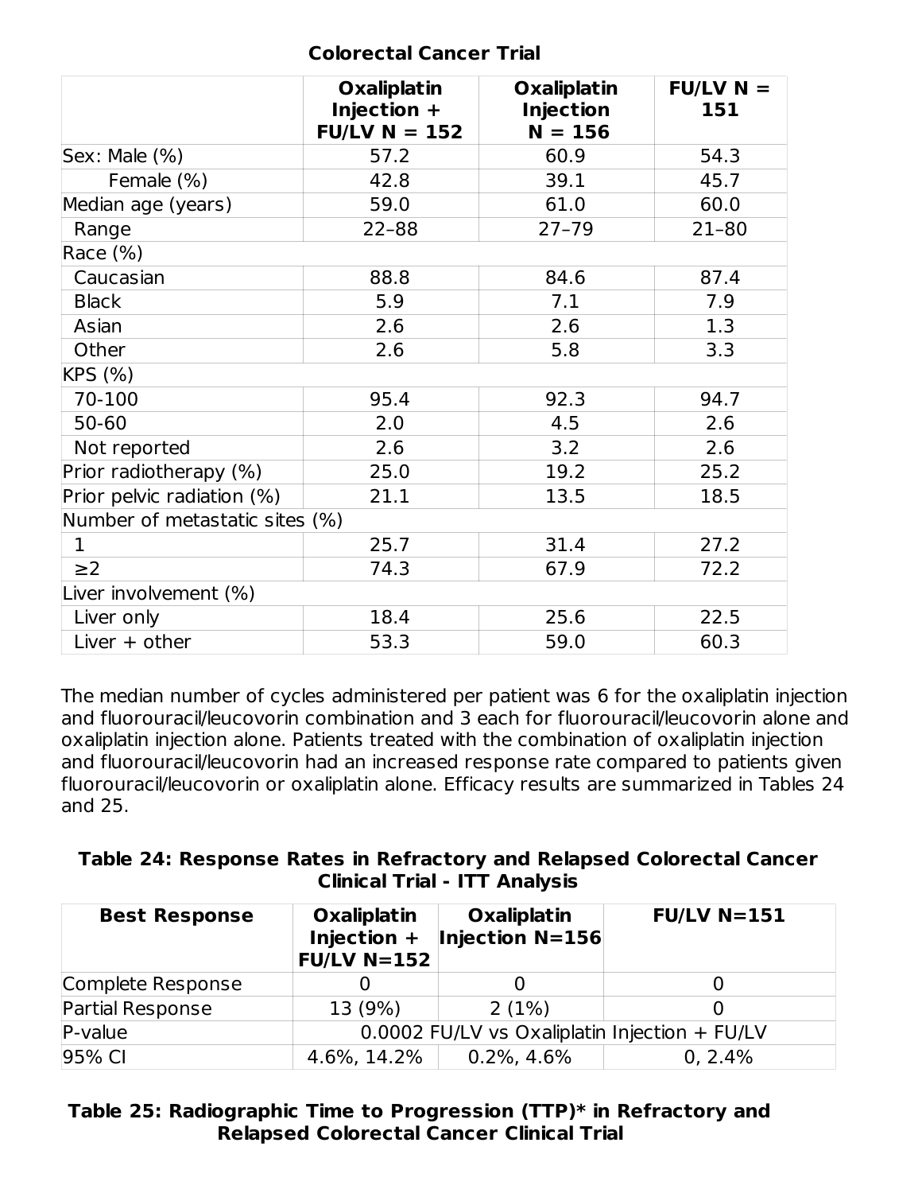**Colorectal Cancer Trial**

| | Oxaliplatin Injection + FU/LV N = 152 | Oxaliplatin Injection N = 156 | FU/LV N = 151 |
|---|---|---|---|
| Sex: Male (%) | 57.2 | 60.9 | 54.3 |
| Female (%) | 42.8 | 39.1 | 45.7 |
| Median age (years) | 59.0 | 61.0 | 60.0 |
| Range | 22–88 | 27–79 | 21–80 |
| Race (%) | | | |
| Caucasian | 88.8 | 84.6 | 87.4 |
| Black | 5.9 | 7.1 | 7.9 |
| Asian | 2.6 | 2.6 | 1.3 |
| Other | 2.6 | 5.8 | 3.3 |
| KPS (%) | | | |
| 70-100 | 95.4 | 92.3 | 94.7 |
| 50-60 | 2.0 | 4.5 | 2.6 |
| Not reported | 2.6 | 3.2 | 2.6 |
| Prior radiotherapy (%) | 25.0 | 19.2 | 25.2 |
| Prior pelvic radiation (%) | 21.1 | 13.5 | 18.5 |
| Number of metastatic sites (%) | | | |
| 1 | 25.7 | 31.4 | 27.2 |
| ≥2 | 74.3 | 67.9 | 72.2 |
| Liver involvement (%) | | | |
| Liver only | 18.4 | 25.6 | 22.5 |
| Liver + other | 53.3 | 59.0 | 60.3 |

The median number of cycles administered per patient was 6 for the oxaliplatin injection and fluorouracil/leucovorin combination and 3 each for fluorouracil/leucovorin alone and oxaliplatin injection alone. Patients treated with the combination of oxaliplatin injection and fluorouracil/leucovorin had an increased response rate compared to patients given fluorouracil/leucovorin or oxaliplatin alone. Efficacy results are summarized in Tables 24 and 25.

**Table 24: Response Rates in Refractory and Relapsed Colorectal Cancer Clinical Trial - ITT Analysis**

| Best Response | Oxaliplatin Injection + FU/LV N=152 | Oxaliplatin Injection N=156 | FU/LV N=151 |
|---|---|---|---|
| Complete Response | 0 | 0 | 0 |
| Partial Response | 13 (9%) | 2 (1%) | 0 |
| P-value | 0.0002 FU/LV vs Oxaliplatin Injection + FU/LV | | |
| 95% CI | 4.6%, 14.2% | 0.2%, 4.6% | 0, 2.4% |

**Table 25: Radiographic Time to Progression (TTP)* in Refractory and Relapsed Colorectal Cancer Clinical Trial**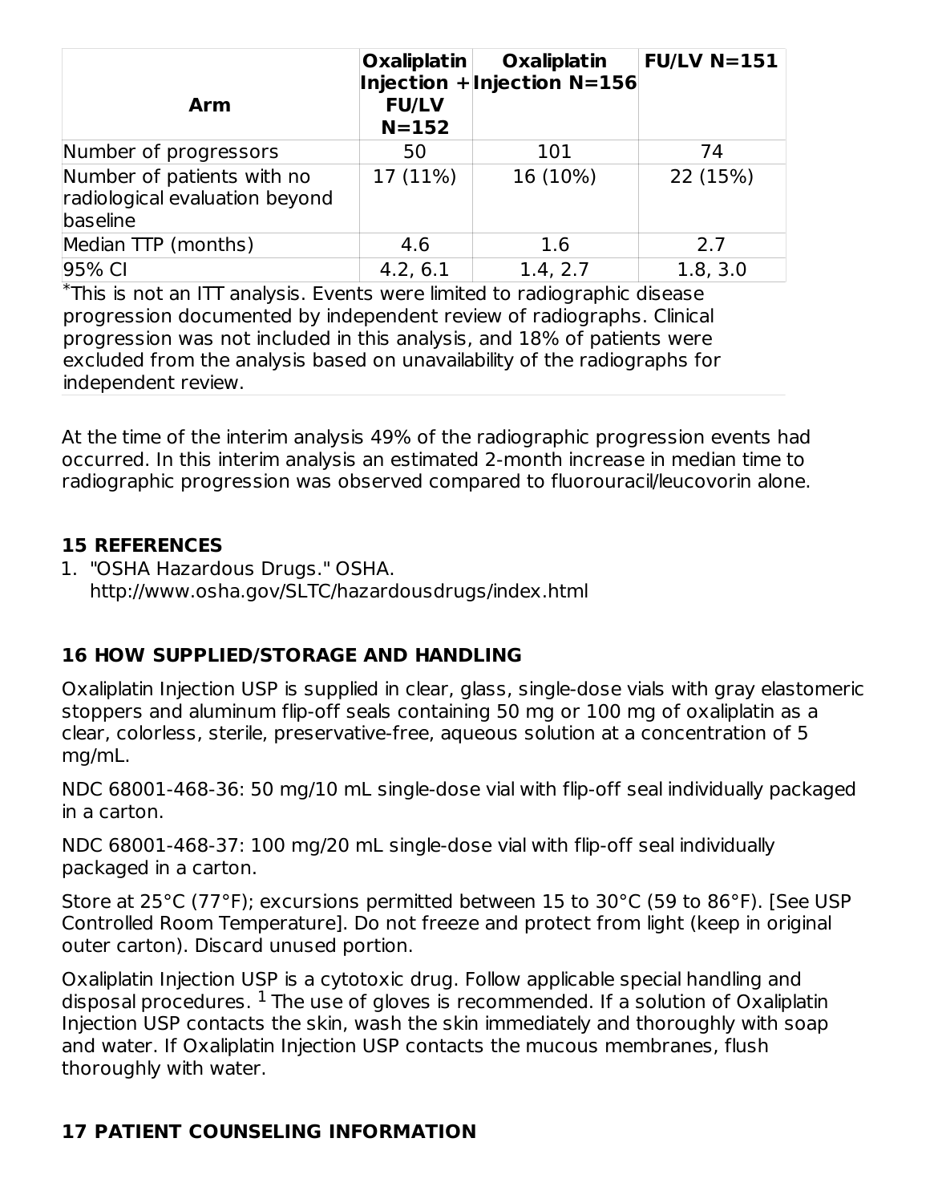| Arm | Oxaliplatin Injection + FU/LV N=152 | Oxaliplatin Injection N=156 | FU/LV N=151 |
|---|---|---|---|
| Number of progressors | 50 | 101 | 74 |
| Number of patients with no radiological evaluation beyond baseline | 17 (11%) | 16 (10%) | 22 (15%) |
| Median TTP (months) | 4.6 | 1.6 | 2.7 |
| 95% CI | 4.2, 6.1 | 1.4, 2.7 | 1.8, 3.0 |

*This is not an ITT analysis. Events were limited to radiographic disease progression documented by independent review of radiographs. Clinical progression was not included in this analysis, and 18% of patients were excluded from the analysis based on unavailability of the radiographs for independent review.

At the time of the interim analysis 49% of the radiographic progression events had occurred. In this interim analysis an estimated 2-month increase in median time to radiographic progression was observed compared to fluorouracil/leucovorin alone.

## 15 REFERENCES

1. "OSHA Hazardous Drugs." OSHA. http://www.osha.gov/SLTC/hazardousdrugs/index.html

## 16 HOW SUPPLIED/STORAGE AND HANDLING

Oxaliplatin Injection USP is supplied in clear, glass, single-dose vials with gray elastomeric stoppers and aluminum flip-off seals containing 50 mg or 100 mg of oxaliplatin as a clear, colorless, sterile, preservative-free, aqueous solution at a concentration of 5 mg/mL.

NDC 68001-468-36: 50 mg/10 mL single-dose vial with flip-off seal individually packaged in a carton.

NDC 68001-468-37: 100 mg/20 mL single-dose vial with flip-off seal individually packaged in a carton.

Store at 25°C (77°F); excursions permitted between 15 to 30°C (59 to 86°F). [See USP Controlled Room Temperature]. Do not freeze and protect from light (keep in original outer carton). Discard unused portion.

Oxaliplatin Injection USP is a cytotoxic drug. Follow applicable special handling and disposal procedures. [1] The use of gloves is recommended. If a solution of Oxaliplatin Injection USP contacts the skin, wash the skin immediately and thoroughly with soap and water. If Oxaliplatin Injection USP contacts the mucous membranes, flush thoroughly with water.

## 17 PATIENT COUNSELING INFORMATION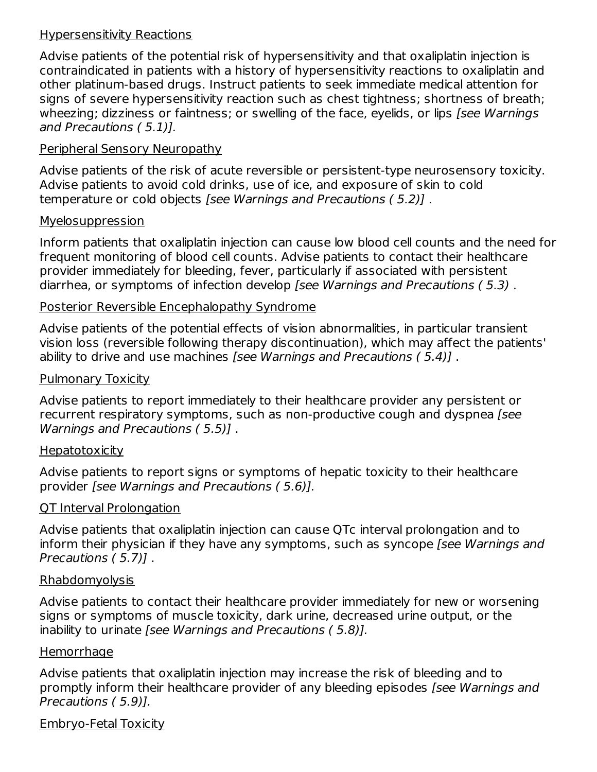Hypersensitivity Reactions

Advise patients of the potential risk of hypersensitivity and that oxaliplatin injection is contraindicated in patients with a history of hypersensitivity reactions to oxaliplatin and other platinum-based drugs. Instruct patients to seek immediate medical attention for signs of severe hypersensitivity reaction such as chest tightness; shortness of breath; wheezing; dizziness or faintness; or swelling of the face, eyelids, or lips *[see Warnings and Precautions ( 5.1)].*

Peripheral Sensory Neuropathy

Advise patients of the risk of acute reversible or persistent-type neurosensory toxicity. Advise patients to avoid cold drinks, use of ice, and exposure of skin to cold temperature or cold objects *[see Warnings and Precautions ( 5.2)]* .

Myelosuppression

Inform patients that oxaliplatin injection can cause low blood cell counts and the need for frequent monitoring of blood cell counts. Advise patients to contact their healthcare provider immediately for bleeding, fever, particularly if associated with persistent diarrhea, or symptoms of infection develop *[see Warnings and Precautions ( 5.3)* .

Posterior Reversible Encephalopathy Syndrome

Advise patients of the potential effects of vision abnormalities, in particular transient vision loss (reversible following therapy discontinuation), which may affect the patients' ability to drive and use machines *[see Warnings and Precautions ( 5.4)]* .

Pulmonary Toxicity

Advise patients to report immediately to their healthcare provider any persistent or recurrent respiratory symptoms, such as non-productive cough and dyspnea *[see Warnings and Precautions ( 5.5)]* .

Hepatotoxicity

Advise patients to report signs or symptoms of hepatic toxicity to their healthcare provider *[see Warnings and Precautions ( 5.6)].*

QT Interval Prolongation

Advise patients that oxaliplatin injection can cause QTc interval prolongation and to inform their physician if they have any symptoms, such as syncope *[see Warnings and Precautions ( 5.7)]* .

Rhabdomyolysis

Advise patients to contact their healthcare provider immediately for new or worsening signs or symptoms of muscle toxicity, dark urine, decreased urine output, or the inability to urinate *[see Warnings and Precautions ( 5.8)].*

Hemorrhage

Advise patients that oxaliplatin injection may increase the risk of bleeding and to promptly inform their healthcare provider of any bleeding episodes *[see Warnings and Precautions ( 5.9)].*

Embryo-Fetal Toxicity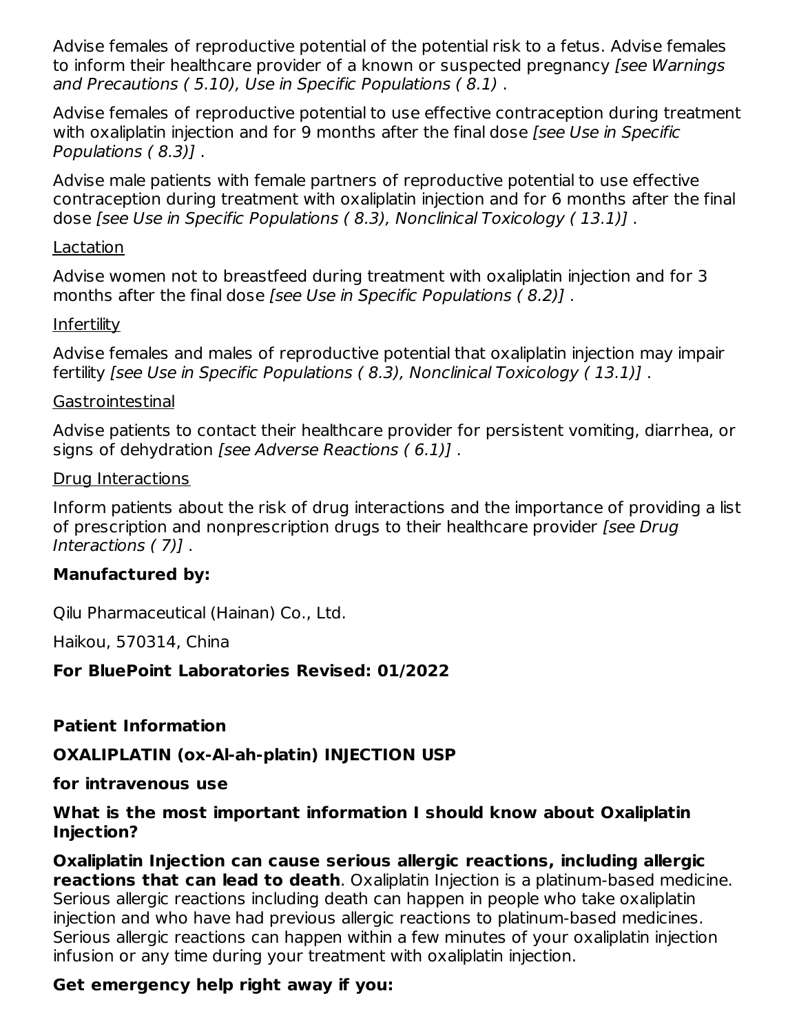Advise females of reproductive potential of the potential risk to a fetus. Advise females to inform their healthcare provider of a known or suspected pregnancy *[see Warnings and Precautions ( 5.10), Use in Specific Populations ( 8.1)* .

Advise females of reproductive potential to use effective contraception during treatment with oxaliplatin injection and for 9 months after the final dose *[see Use in Specific Populations ( 8.3)]* .

Advise male patients with female partners of reproductive potential to use effective contraception during treatment with oxaliplatin injection and for 6 months after the final dose *[see Use in Specific Populations ( 8.3), Nonclinical Toxicology ( 13.1)]* .

Lactation

Advise women not to breastfeed during treatment with oxaliplatin injection and for 3 months after the final dose *[see Use in Specific Populations ( 8.2)]* .

Infertility

Advise females and males of reproductive potential that oxaliplatin injection may impair fertility *[see Use in Specific Populations ( 8.3), Nonclinical Toxicology ( 13.1)]* .

Gastrointestinal

Advise patients to contact their healthcare provider for persistent vomiting, diarrhea, or signs of dehydration *[see Adverse Reactions ( 6.1)]* .

Drug Interactions

Inform patients about the risk of drug interactions and the importance of providing a list of prescription and nonprescription drugs to their healthcare provider *[see Drug Interactions ( 7)]* .

**Manufactured by:**

Qilu Pharmaceutical (Hainan) Co., Ltd.

Haikou, 570314, China

**For BluePoint Laboratories Revised: 01/2022**

**Patient Information**

**OXALIPLATIN (ox-Al-ah-platin) INJECTION USP**

**for intravenous use**

**What is the most important information I should know about Oxaliplatin Injection?**

**Oxaliplatin Injection can cause serious allergic reactions, including allergic reactions that can lead to death**. Oxaliplatin Injection is a platinum-based medicine. Serious allergic reactions including death can happen in people who take oxaliplatin injection and who have had previous allergic reactions to platinum-based medicines. Serious allergic reactions can happen within a few minutes of your oxaliplatin injection infusion or any time during your treatment with oxaliplatin injection.

**Get emergency help right away if you:**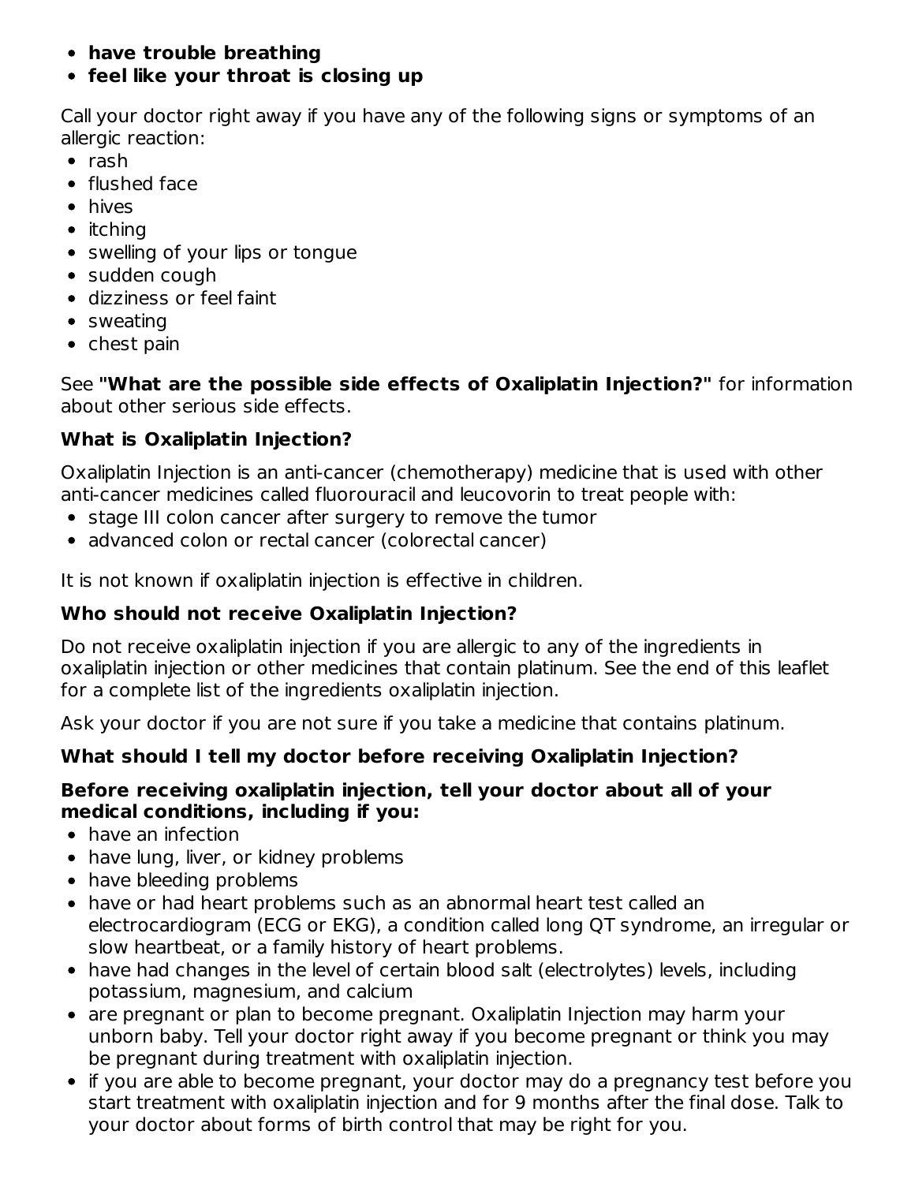- **have trouble breathing**
- **feel like your throat is closing up**

Call your doctor right away if you have any of the following signs or symptoms of an allergic reaction:

- rash
- flushed face
- hives
- itching
- swelling of your lips or tongue
- sudden cough
- dizziness or feel faint
- sweating
- chest pain

See **"What are the possible side effects of Oxaliplatin Injection?"** for information about other serious side effects.

### What is Oxaliplatin Injection?

Oxaliplatin Injection is an anti-cancer (chemotherapy) medicine that is used with other anti-cancer medicines called fluorouracil and leucovorin to treat people with:

- stage III colon cancer after surgery to remove the tumor
- advanced colon or rectal cancer (colorectal cancer)

It is not known if oxaliplatin injection is effective in children.

### Who should not receive Oxaliplatin Injection?

Do not receive oxaliplatin injection if you are allergic to any of the ingredients in oxaliplatin injection or other medicines that contain platinum. See the end of this leaflet for a complete list of the ingredients oxaliplatin injection.

Ask your doctor if you are not sure if you take a medicine that contains platinum.

### What should I tell my doctor before receiving Oxaliplatin Injection?

**Before receiving oxaliplatin injection, tell your doctor about all of your medical conditions, including if you:**

- have an infection
- have lung, liver, or kidney problems
- have bleeding problems
- have or had heart problems such as an abnormal heart test called an electrocardiogram (ECG or EKG), a condition called long QT syndrome, an irregular or slow heartbeat, or a family history of heart problems.
- have had changes in the level of certain blood salt (electrolytes) levels, including potassium, magnesium, and calcium
- are pregnant or plan to become pregnant. Oxaliplatin Injection may harm your unborn baby. Tell your doctor right away if you become pregnant or think you may be pregnant during treatment with oxaliplatin injection.
- if you are able to become pregnant, your doctor may do a pregnancy test before you start treatment with oxaliplatin injection and for 9 months after the final dose. Talk to your doctor about forms of birth control that may be right for you.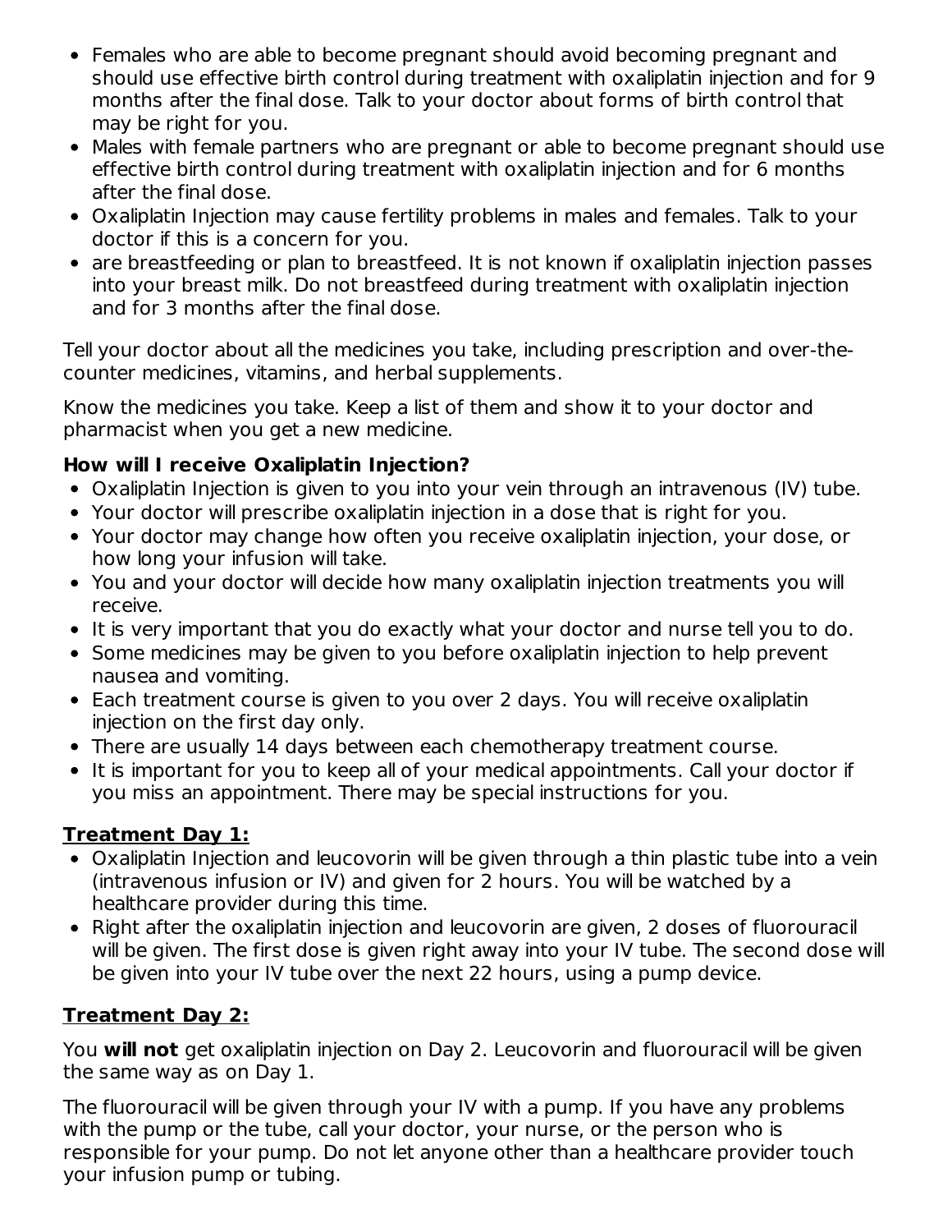- Females who are able to become pregnant should avoid becoming pregnant and should use effective birth control during treatment with oxaliplatin injection and for 9 months after the final dose. Talk to your doctor about forms of birth control that may be right for you.
- Males with female partners who are pregnant or able to become pregnant should use effective birth control during treatment with oxaliplatin injection and for 6 months after the final dose.
- Oxaliplatin Injection may cause fertility problems in males and females. Talk to your doctor if this is a concern for you.
- are breastfeeding or plan to breastfeed. It is not known if oxaliplatin injection passes into your breast milk. Do not breastfeed during treatment with oxaliplatin injection and for 3 months after the final dose.

Tell your doctor about all the medicines you take, including prescription and over-the-counter medicines, vitamins, and herbal supplements.

Know the medicines you take. Keep a list of them and show it to your doctor and pharmacist when you get a new medicine.

**How will I receive Oxaliplatin Injection?**

- Oxaliplatin Injection is given to you into your vein through an intravenous (IV) tube.
- Your doctor will prescribe oxaliplatin injection in a dose that is right for you.
- Your doctor may change how often you receive oxaliplatin injection, your dose, or how long your infusion will take.
- You and your doctor will decide how many oxaliplatin injection treatments you will receive.
- It is very important that you do exactly what your doctor and nurse tell you to do.
- Some medicines may be given to you before oxaliplatin injection to help prevent nausea and vomiting.
- Each treatment course is given to you over 2 days. You will receive oxaliplatin injection on the first day only.
- There are usually 14 days between each chemotherapy treatment course.
- It is important for you to keep all of your medical appointments. Call your doctor if you miss an appointment. There may be special instructions for you.

**Treatment Day 1:**

- Oxaliplatin Injection and leucovorin will be given through a thin plastic tube into a vein (intravenous infusion or IV) and given for 2 hours. You will be watched by a healthcare provider during this time.
- Right after the oxaliplatin injection and leucovorin are given, 2 doses of fluorouracil will be given. The first dose is given right away into your IV tube. The second dose will be given into your IV tube over the next 22 hours, using a pump device.

**Treatment Day 2:**

You **will not** get oxaliplatin injection on Day 2. Leucovorin and fluorouracil will be given the same way as on Day 1.

The fluorouracil will be given through your IV with a pump. If you have any problems with the pump or the tube, call your doctor, your nurse, or the person who is responsible for your pump. Do not let anyone other than a healthcare provider touch your infusion pump or tubing.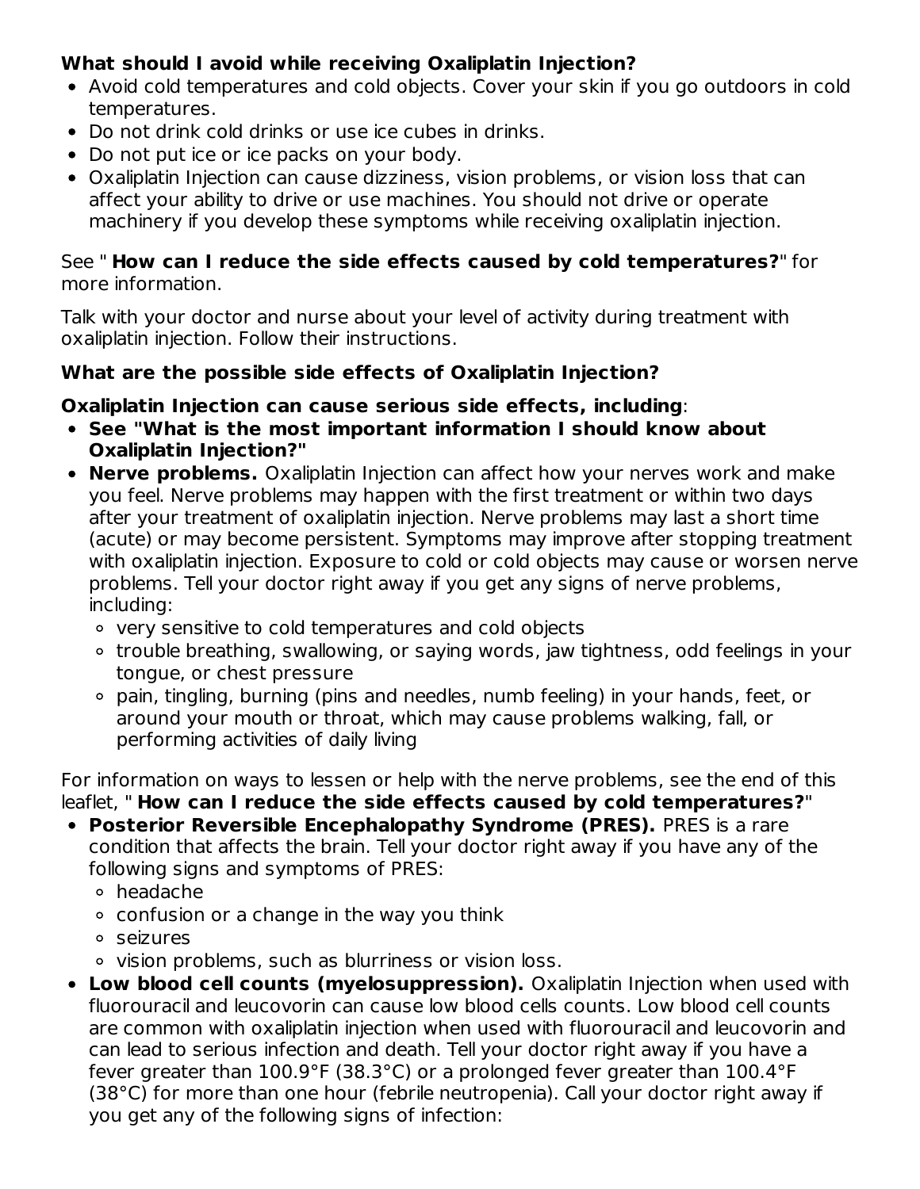**What should I avoid while receiving Oxaliplatin Injection?**

- Avoid cold temperatures and cold objects. Cover your skin if you go outdoors in cold temperatures.
- Do not drink cold drinks or use ice cubes in drinks.
- Do not put ice or ice packs on your body.
- Oxaliplatin Injection can cause dizziness, vision problems, or vision loss that can affect your ability to drive or use machines. You should not drive or operate machinery if you develop these symptoms while receiving oxaliplatin injection.

See " **How can I reduce the side effects caused by cold temperatures?**" for more information.

Talk with your doctor and nurse about your level of activity during treatment with oxaliplatin injection. Follow their instructions.

**What are the possible side effects of Oxaliplatin Injection?**

**Oxaliplatin Injection can cause serious side effects, including**:

- **See "What is the most important information I should know about Oxaliplatin Injection?"**
- **Nerve problems.** Oxaliplatin Injection can affect how your nerves work and make you feel. Nerve problems may happen with the first treatment or within two days after your treatment of oxaliplatin injection. Nerve problems may last a short time (acute) or may become persistent. Symptoms may improve after stopping treatment with oxaliplatin injection. Exposure to cold or cold objects may cause or worsen nerve problems. Tell your doctor right away if you get any signs of nerve problems, including:
  - very sensitive to cold temperatures and cold objects
  - trouble breathing, swallowing, or saying words, jaw tightness, odd feelings in your tongue, or chest pressure
  - pain, tingling, burning (pins and needles, numb feeling) in your hands, feet, or around your mouth or throat, which may cause problems walking, fall, or performing activities of daily living

For information on ways to lessen or help with the nerve problems, see the end of this leaflet, " **How can I reduce the side effects caused by cold temperatures?**"

- **Posterior Reversible Encephalopathy Syndrome (PRES).** PRES is a rare condition that affects the brain. Tell your doctor right away if you have any of the following signs and symptoms of PRES:
  - headache
  - confusion or a change in the way you think
  - seizures
  - vision problems, such as blurriness or vision loss.
- **Low blood cell counts (myelosuppression).** Oxaliplatin Injection when used with fluorouracil and leucovorin can cause low blood cells counts. Low blood cell counts are common with oxaliplatin injection when used with fluorouracil and leucovorin and can lead to serious infection and death. Tell your doctor right away if you have a fever greater than 100.9°F (38.3°C) or a prolonged fever greater than 100.4°F (38°C) for more than one hour (febrile neutropenia). Call your doctor right away if you get any of the following signs of infection: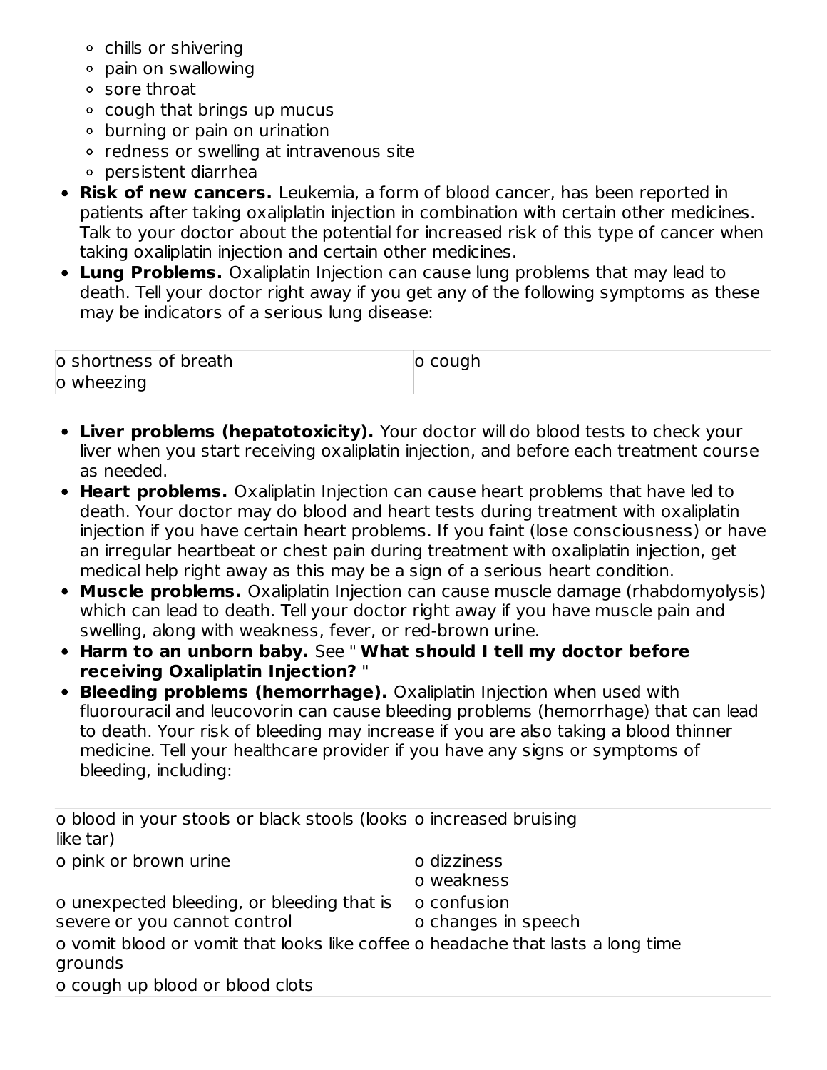- chills or shivering
  - pain on swallowing
  - sore throat
  - cough that brings up mucus
  - burning or pain on urination
  - redness or swelling at intravenous site
  - persistent diarrhea
- **Risk of new cancers.** Leukemia, a form of blood cancer, has been reported in patients after taking oxaliplatin injection in combination with certain other medicines. Talk to your doctor about the potential for increased risk of this type of cancer when taking oxaliplatin injection and certain other medicines.
- **Lung Problems.** Oxaliplatin Injection can cause lung problems that may lead to death. Tell your doctor right away if you get any of the following symptoms as these may be indicators of a serious lung disease:

| | |
|---|---|
| o shortness of breath | o cough |
| o wheezing | |

- **Liver problems (hepatotoxicity).** Your doctor will do blood tests to check your liver when you start receiving oxaliplatin injection, and before each treatment course as needed.
- **Heart problems.** Oxaliplatin Injection can cause heart problems that have led to death. Your doctor may do blood and heart tests during treatment with oxaliplatin injection if you have certain heart problems. If you faint (lose consciousness) or have an irregular heartbeat or chest pain during treatment with oxaliplatin injection, get medical help right away as this may be a sign of a serious heart condition.
- **Muscle problems.** Oxaliplatin Injection can cause muscle damage (rhabdomyolysis) which can lead to death. Tell your doctor right away if you have muscle pain and swelling, along with weakness, fever, or red-brown urine.
- **Harm to an unborn baby.** See " **What should I tell my doctor before receiving Oxaliplatin Injection?** "
- **Bleeding problems (hemorrhage).** Oxaliplatin Injection when used with fluorouracil and leucovorin can cause bleeding problems (hemorrhage) that can lead to death. Your risk of bleeding may increase if you are also taking a blood thinner medicine. Tell your healthcare provider if you have any signs or symptoms of bleeding, including:

| | |
|---|---|
| o blood in your stools or black stools (looks like tar) | o increased bruising |
| o pink or brown urine | o dizziness<br>o weakness |
| o unexpected bleeding, or bleeding that is severe or you cannot control | o confusion<br>o changes in speech |
| o vomit blood or vomit that looks like coffee grounds | o headache that lasts a long time |
| o cough up blood or blood clots | |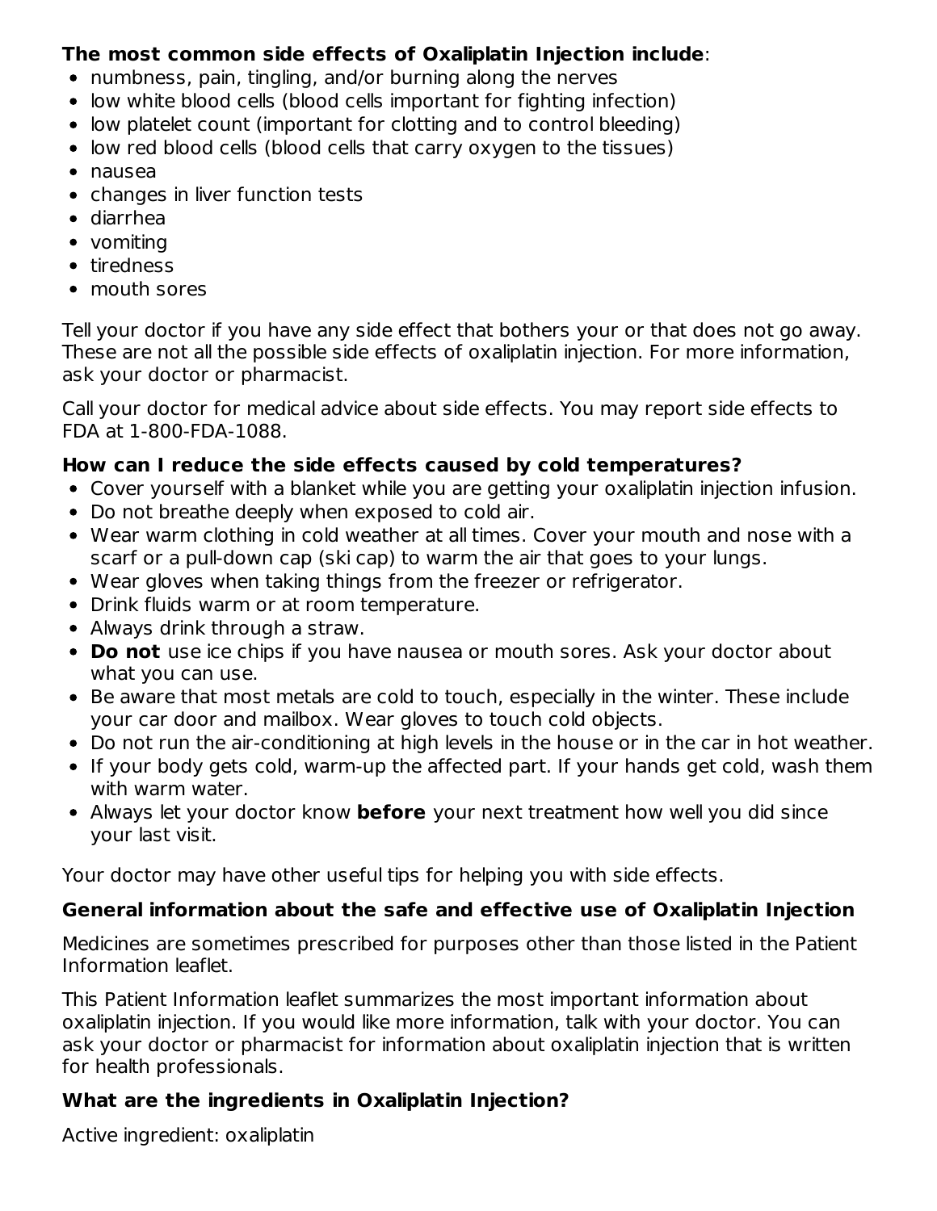**The most common side effects of Oxaliplatin Injection include**:

- numbness, pain, tingling, and/or burning along the nerves
- low white blood cells (blood cells important for fighting infection)
- low platelet count (important for clotting and to control bleeding)
- low red blood cells (blood cells that carry oxygen to the tissues)
- nausea
- changes in liver function tests
- diarrhea
- vomiting
- tiredness
- mouth sores

Tell your doctor if you have any side effect that bothers your or that does not go away. These are not all the possible side effects of oxaliplatin injection. For more information, ask your doctor or pharmacist.

Call your doctor for medical advice about side effects. You may report side effects to FDA at 1-800-FDA-1088.

### How can I reduce the side effects caused by cold temperatures?

- Cover yourself with a blanket while you are getting your oxaliplatin injection infusion.
- Do not breathe deeply when exposed to cold air.
- Wear warm clothing in cold weather at all times. Cover your mouth and nose with a scarf or a pull-down cap (ski cap) to warm the air that goes to your lungs.
- Wear gloves when taking things from the freezer or refrigerator.
- Drink fluids warm or at room temperature.
- Always drink through a straw.
- **Do not** use ice chips if you have nausea or mouth sores. Ask your doctor about what you can use.
- Be aware that most metals are cold to touch, especially in the winter. These include your car door and mailbox. Wear gloves to touch cold objects.
- Do not run the air-conditioning at high levels in the house or in the car in hot weather.
- If your body gets cold, warm-up the affected part. If your hands get cold, wash them with warm water.
- Always let your doctor know **before** your next treatment how well you did since your last visit.

Your doctor may have other useful tips for helping you with side effects.

### General information about the safe and effective use of Oxaliplatin Injection

Medicines are sometimes prescribed for purposes other than those listed in the Patient Information leaflet.

This Patient Information leaflet summarizes the most important information about oxaliplatin injection. If you would like more information, talk with your doctor. You can ask your doctor or pharmacist for information about oxaliplatin injection that is written for health professionals.

### What are the ingredients in Oxaliplatin Injection?

Active ingredient: oxaliplatin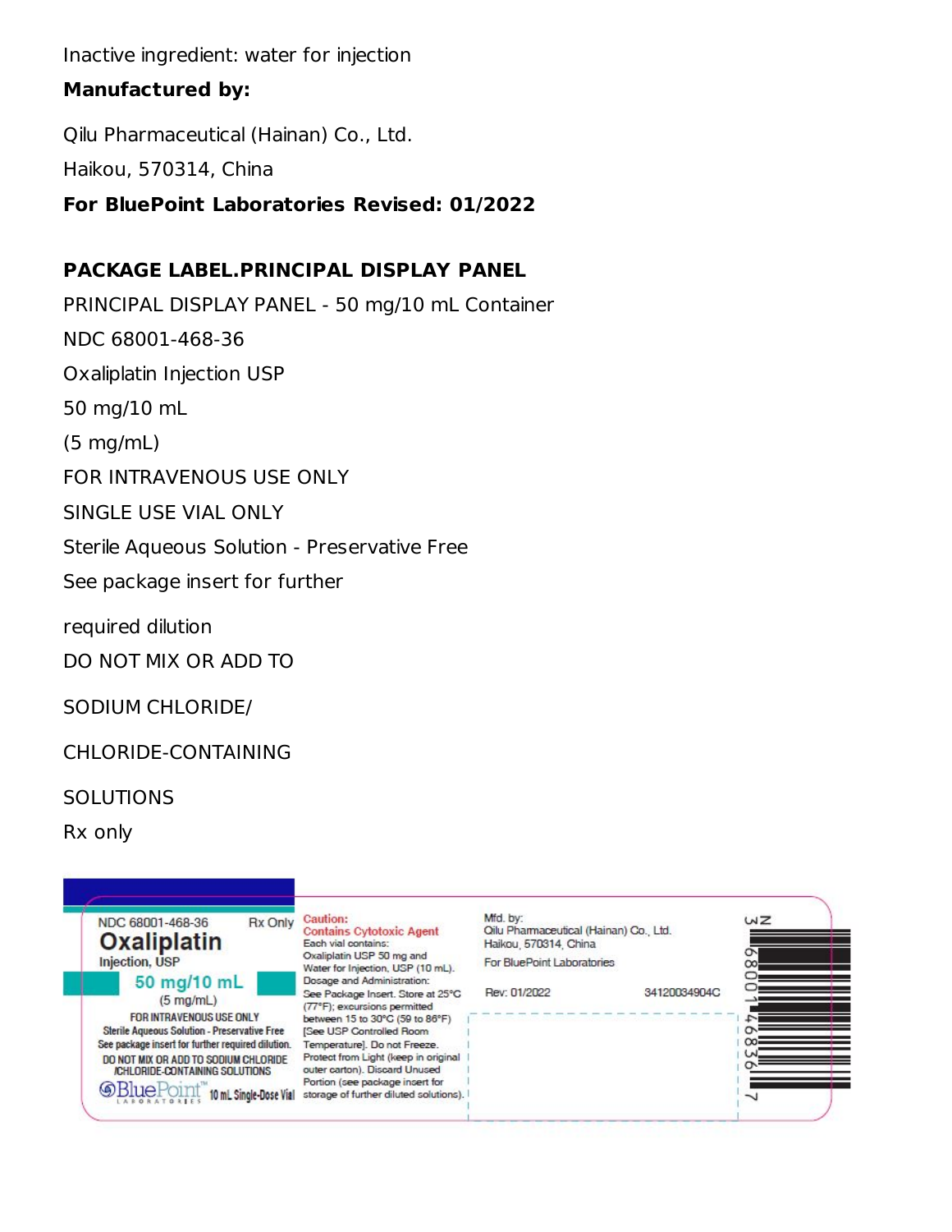Inactive ingredient: water for injection

**Manufactured by:**

Qilu Pharmaceutical (Hainan) Co., Ltd.

Haikou, 570314, China

**For BluePoint Laboratories Revised: 01/2022**

**PACKAGE LABEL.PRINCIPAL DISPLAY PANEL**

PRINCIPAL DISPLAY PANEL - 50 mg/10 mL Container

NDC 68001-468-36

Oxaliplatin Injection USP

50 mg/10 mL

(5 mg/mL)

FOR INTRAVENOUS USE ONLY

SINGLE USE VIAL ONLY

Sterile Aqueous Solution - Preservative Free

See package insert for further

required dilution

DO NOT MIX OR ADD TO

SODIUM CHLORIDE/

CHLORIDE-CONTAINING

SOLUTIONS

Rx only

NDC 68001-468-36 Rx Only

Oxaliplatin Injection, USP

50 mg/10 mL

(5 mg/mL)

FOR INTRAVENOUS USE ONLY

Sterile Aqueous Solution - Preservative Free

See package insert for further required dilution.

DO NOT MIX OR ADD TO SODIUM CHLORIDE /CHLORIDE-CONTAINING SOLUTIONS

BluePoint™ LABORATORIES 10 mL Single-Dose Vial

Caution: Contains Cytotoxic Agent

Each vial contains: Oxaliplatin USP 50 mg and Water for Injection, USP (10 mL).

Dosage and Administration: See Package Insert. Store at 25°C (77°F); excursions permitted between 15 to 30°C (59 to 86°F) [See USP Controlled Room Temperature]. Do not Freeze. Protect from Light (keep in original outer carton). Discard Unused Portion (see package insert for storage of further diluted solutions).

Mfd. by: Qilu Pharmaceutical (Hainan) Co., Ltd. Haikou, 570314, China

For BluePoint Laboratories

Rev: 01/2022 34120034904C

N 3 68001 46836 7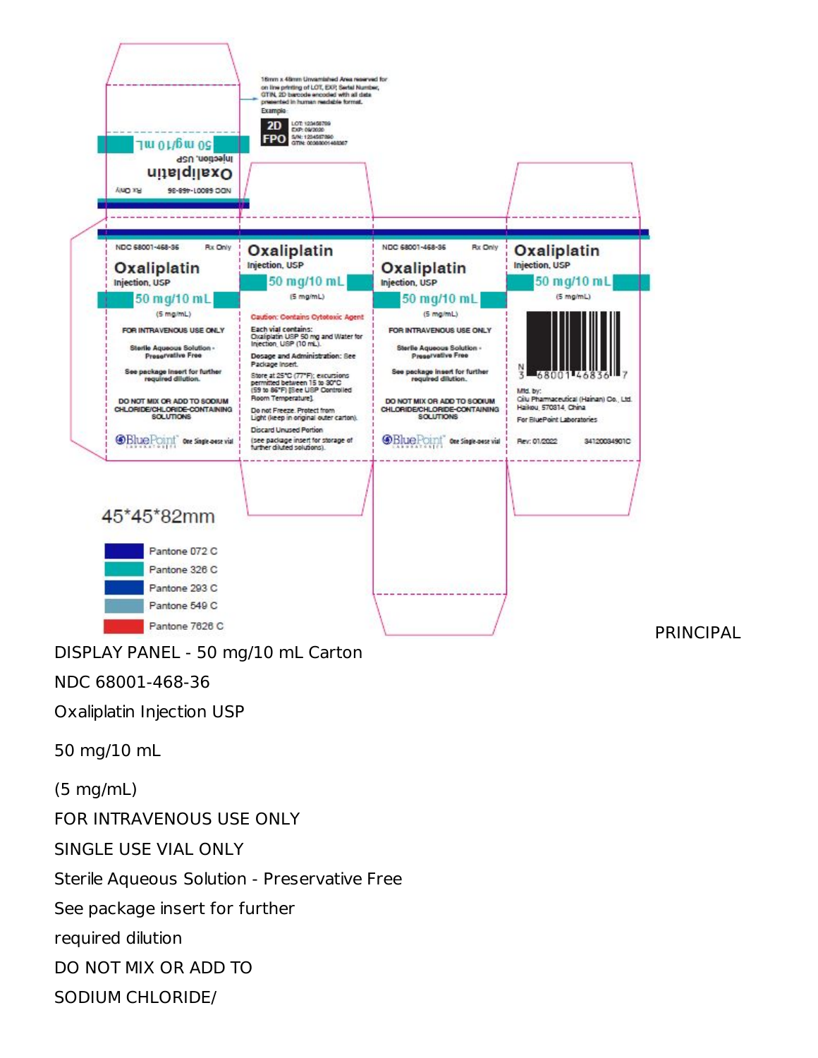45*45*82mm

Pantone 072 C

Pantone 326 C

Pantone 293 C

Pantone 549 C

Pantone 7626 C

PRINCIPAL DISPLAY PANEL - 50 mg/10 mL Carton

NDC 68001-468-36

Oxaliplatin Injection USP

50 mg/10 mL

(5 mg/mL)

FOR INTRAVENOUS USE ONLY

SINGLE USE VIAL ONLY

Sterile Aqueous Solution - Preservative Free

See package insert for further

required dilution

DO NOT MIX OR ADD TO

SODIUM CHLORIDE/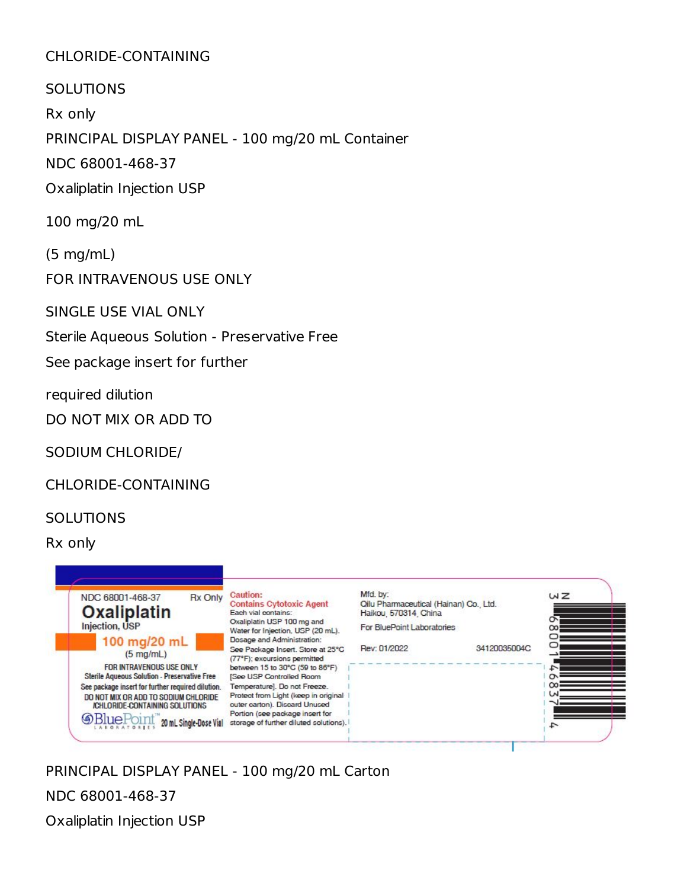CHLORIDE-CONTAINING

SOLUTIONS

Rx only

PRINCIPAL DISPLAY PANEL - 100 mg/20 mL Container

NDC 68001-468-37

Oxaliplatin Injection USP

100 mg/20 mL

(5 mg/mL)

FOR INTRAVENOUS USE ONLY

SINGLE USE VIAL ONLY

Sterile Aqueous Solution - Preservative Free

See package insert for further

required dilution

DO NOT MIX OR ADD TO

SODIUM CHLORIDE/

CHLORIDE-CONTAINING

SOLUTIONS

Rx only

NDC 68001-468-37 Rx Only

**Oxaliplatin**

Injection, USP

**100 mg/20 mL**

(5 mg/mL)

FOR INTRAVENOUS USE ONLY

Sterile Aqueous Solution - Preservative Free

See package insert for further required dilution.

DO NOT MIX OR ADD TO SODIUM CHLORIDE /CHLORIDE-CONTAINING SOLUTIONS

BluePoint LABORATORIES 20 mL Single-Dose Vial

Caution:
Contains Cytotoxic Agent

Each vial contains:
Oxaliplatin USP 100 mg and Water for Injection, USP (20 mL).

Dosage and Administration:
See Package Insert. Store at 25°C (77°F); excursions permitted between 15 to 30°C (59 to 86°F) [See USP Controlled Room Temperature]. Do not Freeze. Protect from Light (keep in original outer carton). Discard Unused Portion (see package insert for storage of further diluted solutions).

Mfd. by:
Qilu Pharmaceutical (Hainan) Co., Ltd.
Haikou, 570314, China

For BluePoint Laboratories

Rev: 01/2022 34120035004C

N 3 68001 46837 4

PRINCIPAL DISPLAY PANEL - 100 mg/20 mL Carton

NDC 68001-468-37

Oxaliplatin Injection USP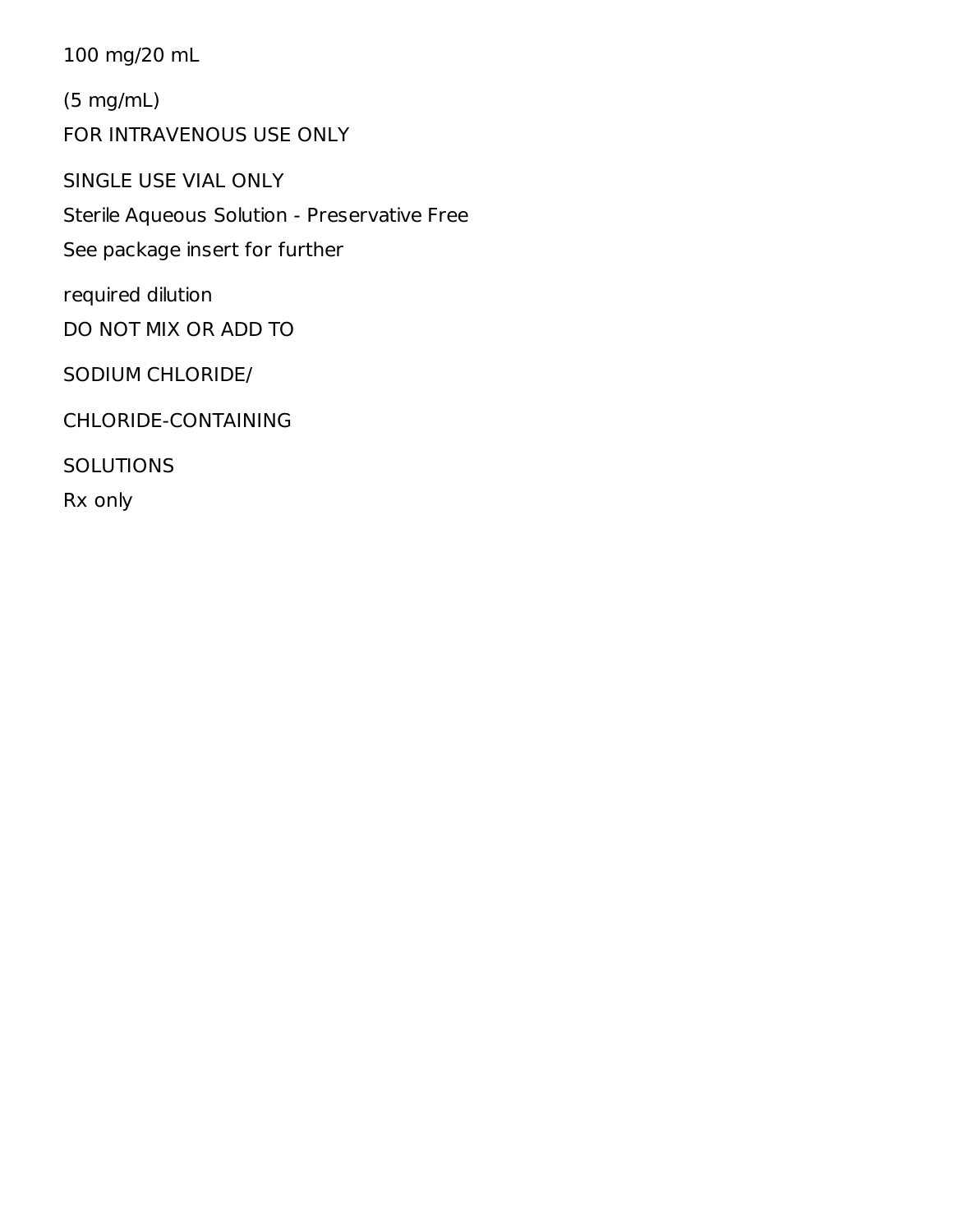100 mg/20 mL

(5 mg/mL)

FOR INTRAVENOUS USE ONLY

SINGLE USE VIAL ONLY

Sterile Aqueous Solution - Preservative Free

See package insert for further

required dilution

DO NOT MIX OR ADD TO

SODIUM CHLORIDE/

CHLORIDE-CONTAINING

SOLUTIONS

Rx only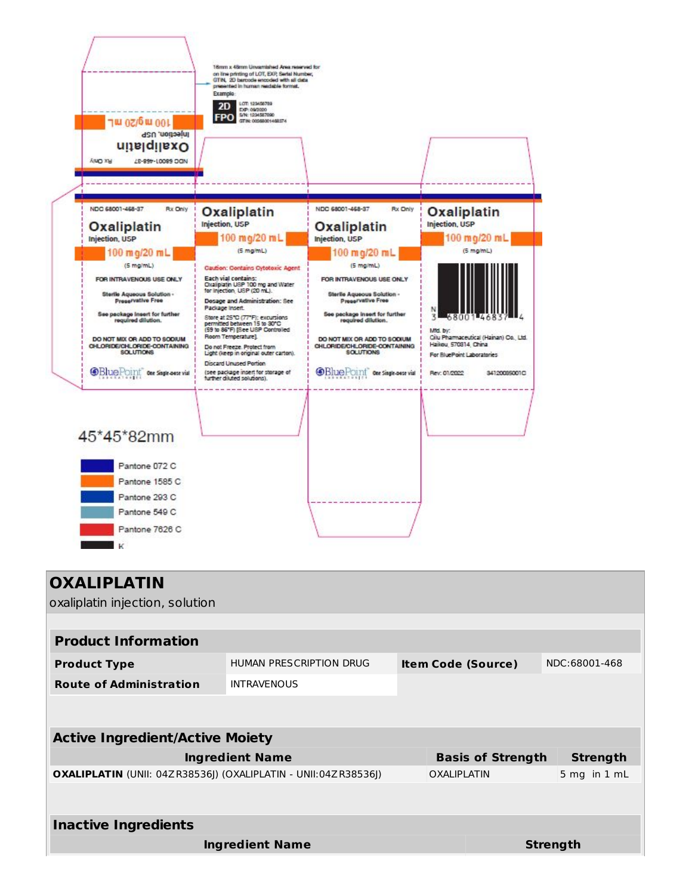16mm x 48mm Unvarnished Area reserved for on line printing of LOT, EXP, Serial Number, GTIN, 2D barcode encoded with all data presented in human readable format.
Example:

2D FPO

LOT: 123456789
EXP: 09/2020
S/N: 1234567890
GTIN: 00368001468374

NDC 68001-468-37 Rx Only

**Oxaliplatin**
Injection, USP
100 mg/20 mL

NDC 68001-468-37 Rx Only

**Oxaliplatin**
Injection, USP
**100 mg/20 mL**
(5 mg/mL)

FOR INTRAVENOUS USE ONLY

Sterile Aqueous Solution - Preservative Free

See package insert for further required dilution.

DO NOT MIX OR ADD TO SODIUM CHLORIDE/CHLORIDE-CONTAINING SOLUTIONS

BluePoint Laboratories One Single-dose vial

**Oxaliplatin**
Injection, USP
**100 mg/20 mL**
(5 mg/mL)

Caution: Contains Cytotoxic Agent

Each vial contains:
Oxaliplatin USP 100 mg and Water for Injection, USP (20 mL).

Dosage and Administration: See Package Insert.

Store at 25°C (77°F); excursions permitted between 15 to 30°C (59 to 86°F) [See USP Controlled Room Temperature].

Do not Freeze. Protect from Light (keep in original outer carton).

Discard Unused Portion

(see package insert for storage of further diluted solutions).

NDC 68001-468-37 Rx Only

**Oxaliplatin**
Injection, USP
**100 mg/20 mL**
(5 mg/mL)

FOR INTRAVENOUS USE ONLY

Sterile Aqueous Solution - Preservative Free

See package insert for further required dilution.

DO NOT MIX OR ADD TO SODIUM CHLORIDE/CHLORIDE-CONTAINING SOLUTIONS

BluePoint Laboratories One Single-dose vial

**Oxaliplatin**
Injection, USP
**100 mg/20 mL**
(5 mg/mL)

N 3 68001 46837 4

Mfd. by:
Qilu Pharmaceutical (Hainan) Co., Ltd.
Haikou, 570314, China
For BluePoint Laboratories

Rev. 01/2022 34120035001C

45*45*82mm

Pantone 072 C
Pantone 1585 C
Pantone 293 C
Pantone 549 C
Pantone 7626 C
K

# OXALIPLATIN

oxaliplatin injection, solution

| **Product Information** | | | |
|---|---|---|---|
| **Product Type** | HUMAN PRESCRIPTION DRUG | **Item Code (Source)** | NDC:68001-468 |
| **Route of Administration** | INTRAVENOUS | | |

| **Active Ingredient/Active Moiety** | | |
|---|---|---|
| **Ingredient Name** | **Basis of Strength** | **Strength** |
| **OXALIPLATIN** (UNII: 04ZR38536J) (OXALIPLATIN - UNII:04ZR38536J) | OXALIPLATIN | 5 mg in 1 mL |

| **Inactive Ingredients** | |
|---|---|
| **Ingredient Name** | **Strength** |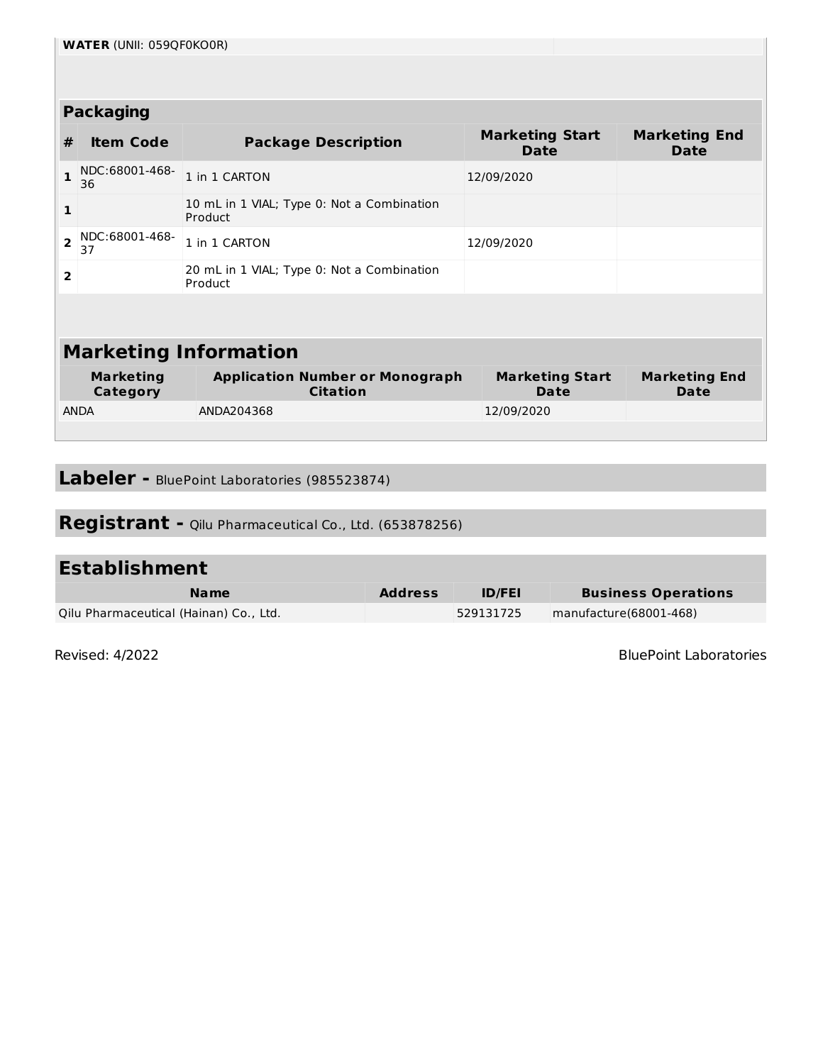**WATER** (UNII: 059QF0KO0R)

### Packaging

| # | Item Code | Package Description | Marketing Start Date | Marketing End Date |
|---|---|---|---|---|
| 1 | NDC:68001-468-36 | 1 in 1 CARTON | 12/09/2020 | |
| 1 | | 10 mL in 1 VIAL; Type 0: Not a Combination Product | | |
| 2 | NDC:68001-468-37 | 1 in 1 CARTON | 12/09/2020 | |
| 2 | | 20 mL in 1 VIAL; Type 0: Not a Combination Product | | |

### Marketing Information

| Marketing Category | Application Number or Monograph Citation | Marketing Start Date | Marketing End Date |
|---|---|---|---|
| ANDA | ANDA204368 | 12/09/2020 | |

## Labeler - BluePoint Laboratories (985523874)

## Registrant - Qilu Pharmaceutical Co., Ltd. (653878256)

## Establishment

| Name | Address | ID/FEI | Business Operations |
|---|---|---|---|
| Qilu Pharmaceutical (Hainan) Co., Ltd. | | 529131725 | manufacture(68001-468) |

Revised: 4/2022

BluePoint Laboratories